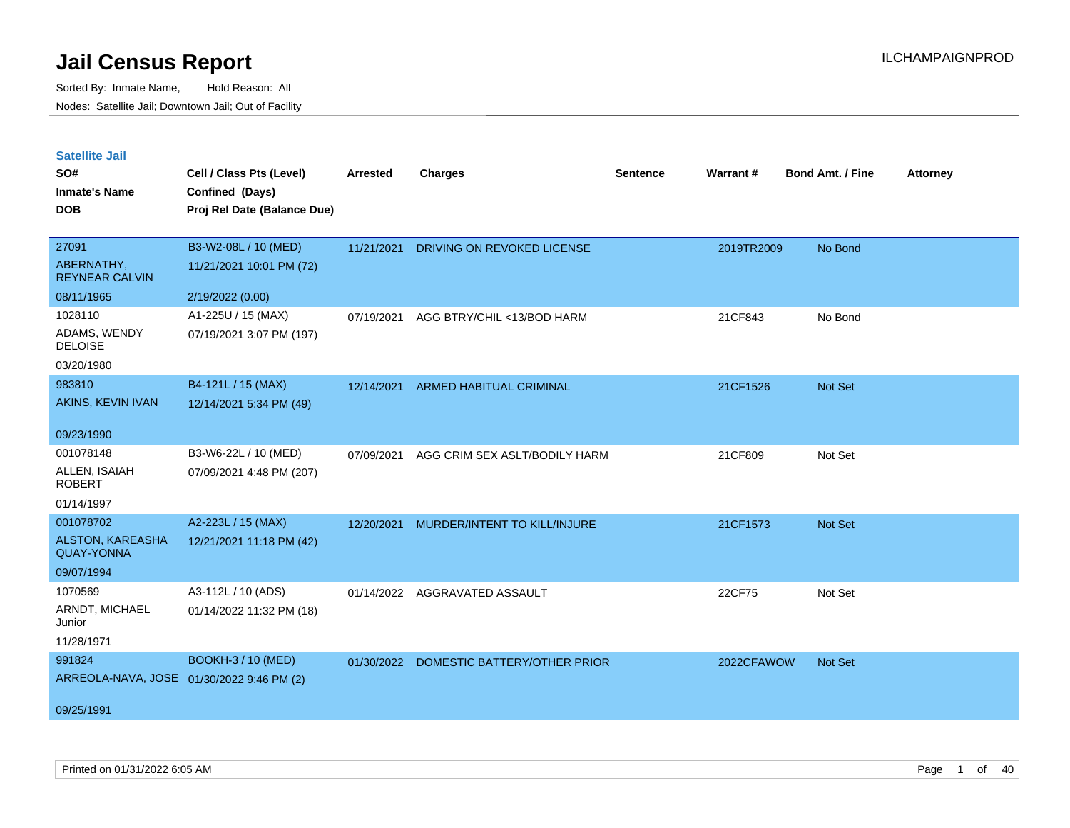# Jail Census Report

Sorted By: Inmate Name, Hold Reason: All

Nodes: Satellite Jail; Downtown Jail; Out of Facility

## Satellite Jail

| SO# / Inmate's Name / DOB | Cell / Class Pts (Level) / Confined (Days) / Proj Rel Date (Balance Due) | Arrested | Charges | Sentence | Warrant # | Bond Amt. / Fine | Attorney |
|---|---|---|---|---|---|---|---|
| 27091<br>ABERNATHY, REYNEAR CALVIN<br>08/11/1965 | B3-W2-08L / 10 (MED)<br>11/21/2021 10:01 PM (72)<br>2/19/2022 (0.00) | 11/21/2021 | DRIVING ON REVOKED LICENSE | | 2019TR2009 | No Bond | |
| 1028110<br>ADAMS, WENDY DELOISE<br>03/20/1980 | A1-225U / 15 (MAX)<br>07/19/2021 3:07 PM (197) | 07/19/2021 | AGG BTRY/CHIL <13/BOD HARM | | 21CF843 | No Bond | |
| 983810<br>AKINS, KEVIN IVAN<br>09/23/1990 | B4-121L / 15 (MAX)<br>12/14/2021 5:34 PM (49) | 12/14/2021 | ARMED HABITUAL CRIMINAL | | 21CF1526 | Not Set | |
| 001078148<br>ALLEN, ISAIAH ROBERT<br>01/14/1997 | B3-W6-22L / 10 (MED)<br>07/09/2021 4:48 PM (207) | 07/09/2021 | AGG CRIM SEX ASLT/BODILY HARM | | 21CF809 | Not Set | |
| 001078702<br>ALSTON, KAREASHA QUAY-YONNA<br>09/07/1994 | A2-223L / 15 (MAX)<br>12/21/2021 11:18 PM (42) | 12/20/2021 | MURDER/INTENT TO KILL/INJURE | | 21CF1573 | Not Set | |
| 1070569<br>ARNDT, MICHAEL Junior<br>11/28/1971 | A3-112L / 10 (ADS)<br>01/14/2022 11:32 PM (18) | 01/14/2022 | AGGRAVATED ASSAULT | | 22CF75 | Not Set | |
| 991824<br>ARREOLA-NAVA, JOSE<br>09/25/1991 | BOOKH-3 / 10 (MED)<br>01/30/2022 9:46 PM (2) | 01/30/2022 | DOMESTIC BATTERY/OTHER PRIOR | | 2022CFAWOW | Not Set | |

Printed on 01/31/2022 6:05 AM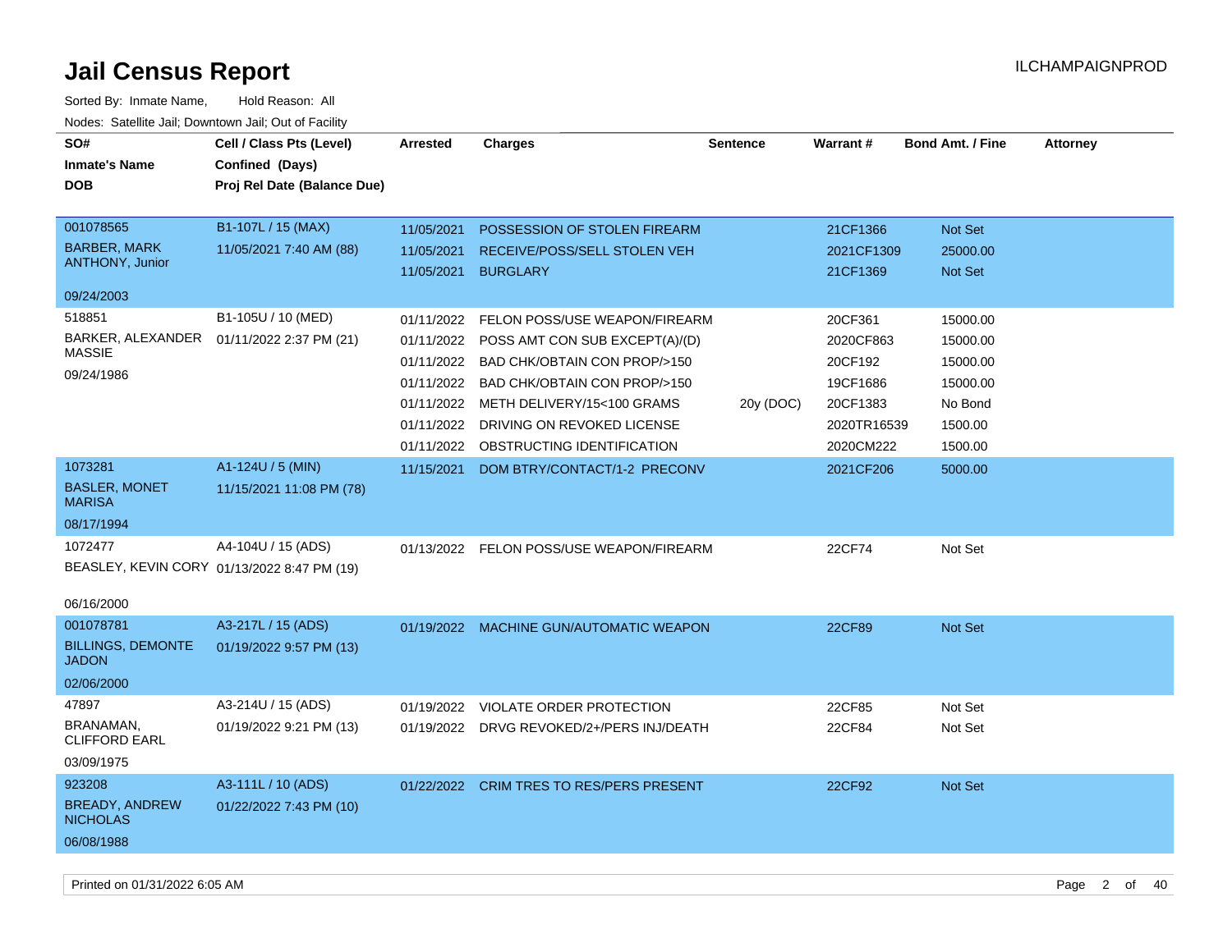# Jail Census Report

Sorted By: Inmate Name, Hold Reason: All

Nodes: Satellite Jail; Downtown Jail; Out of Facility

| SO# / Inmate's Name / DOB | Cell / Class Pts (Level) / Confined (Days) / Proj Rel Date (Balance Due) | Arrested | Charges | Sentence | Warrant # | Bond Amt. / Fine | Attorney |
|---|---|---|---|---|---|---|---|
| 001078565<br>BARBER, MARK ANTHONY, Junior<br>09/24/2003 | B1-107L / 15 (MAX)<br>11/05/2021 7:40 AM (88) | 11/05/2021 | POSSESSION OF STOLEN FIREARM | | 21CF1366 | Not Set | |
| | | 11/05/2021 | RECEIVE/POSS/SELL STOLEN VEH | | 2021CF1309 | 25000.00 | |
| | | 11/05/2021 | BURGLARY | | 21CF1369 | Not Set | |
| 518851<br>BARKER, ALEXANDER MASSIE<br>09/24/1986 | B1-105U / 10 (MED)<br>01/11/2022 2:37 PM (21) | 01/11/2022 | FELON POSS/USE WEAPON/FIREARM | | 20CF361 | 15000.00 | |
| | | 01/11/2022 | POSS AMT CON SUB EXCEPT(A)/(D) | | 2020CF863 | 15000.00 | |
| | | 01/11/2022 | BAD CHK/OBTAIN CON PROP/>150 | | 20CF192 | 15000.00 | |
| | | 01/11/2022 | BAD CHK/OBTAIN CON PROP/>150 | | 19CF1686 | 15000.00 | |
| | | 01/11/2022 | METH DELIVERY/15<100 GRAMS | 20y (DOC) | 20CF1383 | No Bond | |
| | | 01/11/2022 | DRIVING ON REVOKED LICENSE | | 2020TR16539 | 1500.00 | |
| | | 01/11/2022 | OBSTRUCTING IDENTIFICATION | | 2020CM222 | 1500.00 | |
| 1073281<br>BASLER, MONET MARISA<br>08/17/1994 | A1-124U / 5 (MIN)<br>11/15/2021 11:08 PM (78) | 11/15/2021 | DOM BTRY/CONTACT/1-2 PRECONV | | 2021CF206 | 5000.00 | |
| 1072477<br>BEASLEY, KEVIN CORY<br>06/16/2000 | A4-104U / 15 (ADS)<br>01/13/2022 8:47 PM (19) | 01/13/2022 | FELON POSS/USE WEAPON/FIREARM | | 22CF74 | Not Set | |
| 001078781<br>BILLINGS, DEMONTE JADON<br>02/06/2000 | A3-217L / 15 (ADS)<br>01/19/2022 9:57 PM (13) | 01/19/2022 | MACHINE GUN/AUTOMATIC WEAPON | | 22CF89 | Not Set | |
| 47897<br>BRANAMAN, CLIFFORD EARL<br>03/09/1975 | A3-214U / 15 (ADS)<br>01/19/2022 9:21 PM (13) | 01/19/2022 | VIOLATE ORDER PROTECTION | | 22CF85 | Not Set | |
| | | 01/19/2022 | DRVG REVOKED/2+/PERS INJ/DEATH | | 22CF84 | Not Set | |
| 923208<br>BREADY, ANDREW NICHOLAS<br>06/08/1988 | A3-111L / 10 (ADS)<br>01/22/2022 7:43 PM (10) | 01/22/2022 | CRIM TRES TO RES/PERS PRESENT | | 22CF92 | Not Set | |

Printed on 01/31/2022 6:05 AM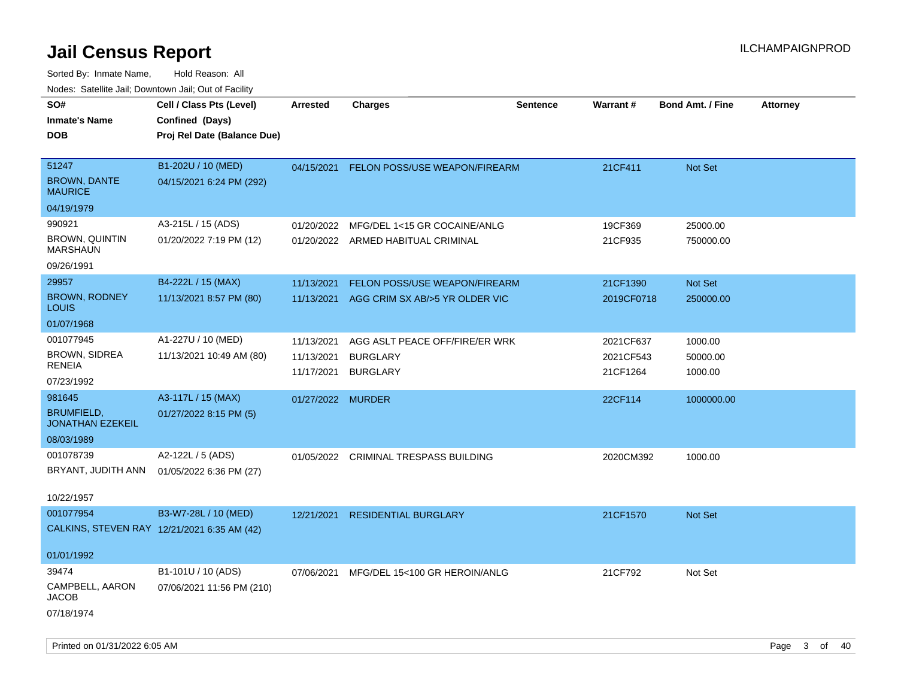# Jail Census Report

ILCHAMPAIGNPROD

Sorted By: Inmate Name, Hold Reason: All

Nodes: Satellite Jail; Downtown Jail; Out of Facility

| SO# / Inmate's Name / DOB | Cell / Class Pts (Level) / Confined (Days) / Proj Rel Date (Balance Due) | Arrested | Charges | Sentence | Warrant # | Bond Amt. / Fine | Attorney |
|---|---|---|---|---|---|---|---|
| 51247<br>BROWN, DANTE MAURICE<br>04/19/1979 | B1-202U / 10 (MED)<br>04/15/2021 6:24 PM (292) | 04/15/2021 | FELON POSS/USE WEAPON/FIREARM | | 21CF411 | Not Set | |
| 990921<br>BROWN, QUINTIN MARSHAUN<br>09/26/1991 | A3-215L / 15 (ADS)<br>01/20/2022 7:19 PM (12) | 01/20/2022<br>01/20/2022 | MFG/DEL 1<15 GR COCAINE/ANLG<br>ARMED HABITUAL CRIMINAL | | 19CF369<br>21CF935 | 25000.00<br>750000.00 | |
| 29957<br>BROWN, RODNEY LOUIS<br>01/07/1968 | B4-222L / 15 (MAX)<br>11/13/2021 8:57 PM (80) | 11/13/2021<br>11/13/2021 | FELON POSS/USE WEAPON/FIREARM<br>AGG CRIM SX AB/>5 YR OLDER VIC | | 21CF1390<br>2019CF0718 | Not Set<br>250000.00 | |
| 001077945<br>BROWN, SIDREA RENEIA<br>07/23/1992 | A1-227U / 10 (MED)<br>11/13/2021 10:49 AM (80) | 11/13/2021<br>11/13/2021<br>11/17/2021 | AGG ASLT PEACE OFF/FIRE/ER WRK<br>BURGLARY<br>BURGLARY | | 2021CF637<br>2021CF543<br>21CF1264 | 1000.00<br>50000.00<br>1000.00 | |
| 981645<br>BRUMFIELD, JONATHAN EZEKEIL<br>08/03/1989 | A3-117L / 15 (MAX)<br>01/27/2022 8:15 PM (5) | 01/27/2022 | MURDER | | 22CF114 | 1000000.00 | |
| 001078739<br>BRYANT, JUDITH ANN<br>10/22/1957 | A2-122L / 5 (ADS)<br>01/05/2022 6:36 PM (27) | 01/05/2022 | CRIMINAL TRESPASS BUILDING | | 2020CM392 | 1000.00 | |
| 001077954<br>CALKINS, STEVEN RAY<br>01/01/1992 | B3-W7-28L / 10 (MED)<br>12/21/2021 6:35 AM (42) | 12/21/2021 | RESIDENTIAL BURGLARY | | 21CF1570 | Not Set | |
| 39474<br>CAMPBELL, AARON JACOB<br>07/18/1974 | B1-101U / 10 (ADS)<br>07/06/2021 11:56 PM (210) | 07/06/2021 | MFG/DEL 15<100 GR HEROIN/ANLG | | 21CF792 | Not Set | |

Printed on 01/31/2022 6:05 AM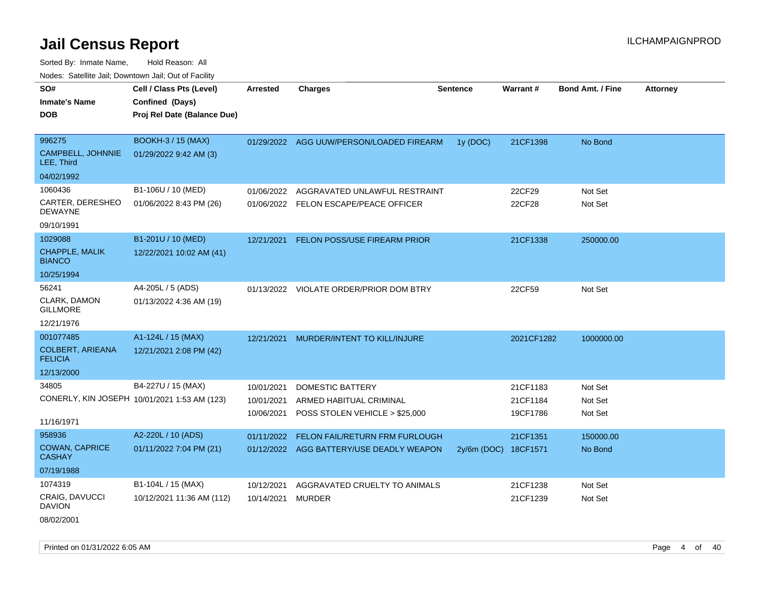# Jail Census Report

ILCHAMPAIGNPROD

Sorted By: Inmate Name, Hold Reason: All

Nodes: Satellite Jail; Downtown Jail; Out of Facility

| SO# / Inmate's Name / DOB | Cell / Class Pts (Level) / Confined (Days) / Proj Rel Date (Balance Due) | Arrested | Charges | Sentence | Warrant # | Bond Amt. / Fine | Attorney |
|---|---|---|---|---|---|---|---|
| 996275<br>CAMPBELL, JOHNNIE LEE, Third<br>04/02/1992 | BOOKH-3 / 15 (MAX)<br>01/29/2022 9:42 AM (3) | 01/29/2022 | AGG UUW/PERSON/LOADED FIREARM | 1y (DOC) | 21CF1398 | No Bond | |
| 1060436<br>CARTER, DERESHEO DEWAYNE<br>09/10/1991 | B1-106U / 10 (MED)<br>01/06/2022 8:43 PM (26) | 01/06/2022 | AGGRAVATED UNLAWFUL RESTRAINT | | 22CF29 | Not Set | |
| | | 01/06/2022 | FELON ESCAPE/PEACE OFFICER | | 22CF28 | Not Set | |
| 1029088<br>CHAPPLE, MALIK BIANCO<br>10/25/1994 | B1-201U / 10 (MED)<br>12/22/2021 10:02 AM (41) | 12/21/2021 | FELON POSS/USE FIREARM PRIOR | | 21CF1338 | 250000.00 | |
| 56241<br>CLARK, DAMON GILLMORE<br>12/21/1976 | A4-205L / 5 (ADS)<br>01/13/2022 4:36 AM (19) | 01/13/2022 | VIOLATE ORDER/PRIOR DOM BTRY | | 22CF59 | Not Set | |
| 001077485<br>COLBERT, ARIEANA FELICIA<br>12/13/2000 | A1-124L / 15 (MAX)<br>12/21/2021 2:08 PM (42) | 12/21/2021 | MURDER/INTENT TO KILL/INJURE | | 2021CF1282 | 1000000.00 | |
| 34805<br>CONERLY, KIN JOSEPH<br>11/16/1971 | B4-227U / 15 (MAX)<br>10/01/2021 1:53 AM (123) | 10/01/2021 | DOMESTIC BATTERY | | 21CF1183 | Not Set | |
| | | 10/01/2021 | ARMED HABITUAL CRIMINAL | | 21CF1184 | Not Set | |
| | | 10/06/2021 | POSS STOLEN VEHICLE > $25,000 | | 19CF1786 | Not Set | |
| 958936<br>COWAN, CAPRICE CASHAY<br>07/19/1988 | A2-220L / 10 (ADS)<br>01/11/2022 7:04 PM (21) | 01/11/2022 | FELON FAIL/RETURN FRM FURLOUGH | | 21CF1351 | 150000.00 | |
| | | 01/12/2022 | AGG BATTERY/USE DEADLY WEAPON | 2y/6m (DOC) | 18CF1571 | No Bond | |
| 1074319<br>CRAIG, DAVUCCI DAVION<br>08/02/2001 | B1-104L / 15 (MAX)<br>10/12/2021 11:36 AM (112) | 10/12/2021 | AGGRAVATED CRUELTY TO ANIMALS | | 21CF1238 | Not Set | |
| | | 10/14/2021 | MURDER | | 21CF1239 | Not Set | |

Printed on 01/31/2022 6:05 AM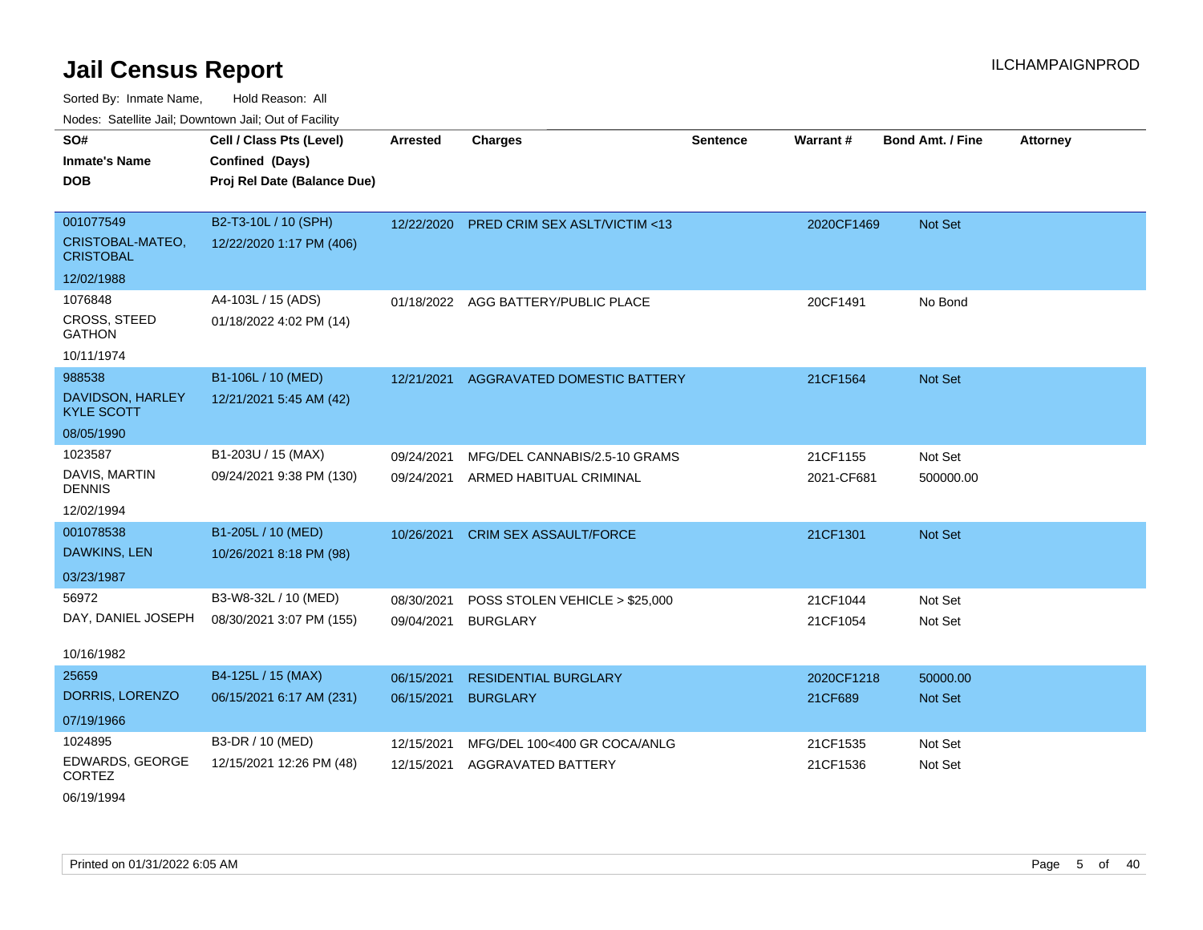# Jail Census Report

ILCHAMPAIGNPROD

Sorted By: Inmate Name, Hold Reason: All

Nodes: Satellite Jail; Downtown Jail; Out of Facility

| SO# / Inmate's Name / DOB | Cell / Class Pts (Level) / Confined (Days) / Proj Rel Date (Balance Due) | Arrested | Charges | Sentence | Warrant # | Bond Amt. / Fine | Attorney |
|---|---|---|---|---|---|---|---|
| 001077549 CRISTOBAL-MATEO, CRISTOBAL 12/02/1988 | B2-T3-10L / 10 (SPH) 12/22/2020 1:17 PM (406) | 12/22/2020 | PRED CRIM SEX ASLT/VICTIM <13 | | 2020CF1469 | Not Set | |
| 1076848 CROSS, STEED GATHON 10/11/1974 | A4-103L / 15 (ADS) 01/18/2022 4:02 PM (14) | 01/18/2022 | AGG BATTERY/PUBLIC PLACE | | 20CF1491 | No Bond | |
| 988538 DAVIDSON, HARLEY KYLE SCOTT 08/05/1990 | B1-106L / 10 (MED) 12/21/2021 5:45 AM (42) | 12/21/2021 | AGGRAVATED DOMESTIC BATTERY | | 21CF1564 | Not Set | |
| 1023587 DAVIS, MARTIN DENNIS 12/02/1994 | B1-203U / 15 (MAX) 09/24/2021 9:38 PM (130) | 09/24/2021 | MFG/DEL CANNABIS/2.5-10 GRAMS | | 21CF1155 | Not Set | |
| | | 09/24/2021 | ARMED HABITUAL CRIMINAL | | 2021-CF681 | 500000.00 | |
| 001078538 DAWKINS, LEN 03/23/1987 | B1-205L / 10 (MED) 10/26/2021 8:18 PM (98) | 10/26/2021 | CRIM SEX ASSAULT/FORCE | | 21CF1301 | Not Set | |
| 56972 DAY, DANIEL JOSEPH 10/16/1982 | B3-W8-32L / 10 (MED) 08/30/2021 3:07 PM (155) | 08/30/2021 | POSS STOLEN VEHICLE > $25,000 | | 21CF1044 | Not Set | |
| | | 09/04/2021 | BURGLARY | | 21CF1054 | Not Set | |
| 25659 DORRIS, LORENZO 07/19/1966 | B4-125L / 15 (MAX) 06/15/2021 6:17 AM (231) | 06/15/2021 | RESIDENTIAL BURGLARY | | 2020CF1218 | 50000.00 | |
| | | 06/15/2021 | BURGLARY | | 21CF689 | Not Set | |
| 1024895 EDWARDS, GEORGE CORTEZ 06/19/1994 | B3-DR / 10 (MED) 12/15/2021 12:26 PM (48) | 12/15/2021 | MFG/DEL 100<400 GR COCA/ANLG | | 21CF1535 | Not Set | |
| | | 12/15/2021 | AGGRAVATED BATTERY | | 21CF1536 | Not Set | |

Printed on 01/31/2022 6:05 AM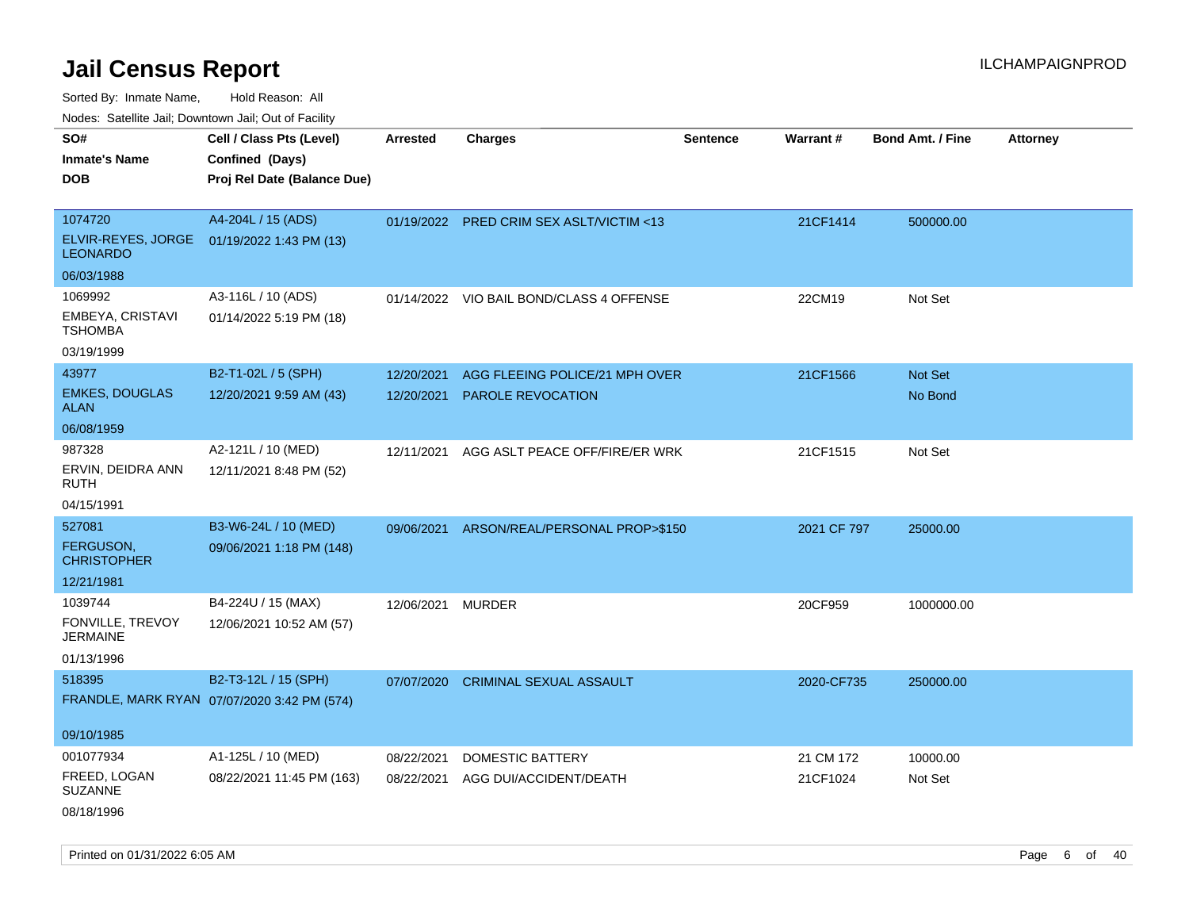# Jail Census Report

Sorted By: Inmate Name, Hold Reason: All

Nodes: Satellite Jail; Downtown Jail; Out of Facility

| SO# / Inmate's Name / DOB | Cell / Class Pts (Level) / Confined (Days) / Proj Rel Date (Balance Due) | Arrested | Charges | Sentence | Warrant # | Bond Amt. / Fine | Attorney |
|---|---|---|---|---|---|---|---|
| 1074720 ELVIR-REYES, JORGE LEONARDO 06/03/1988 | A4-204L / 15 (ADS) 01/19/2022 1:43 PM (13) | 01/19/2022 | PRED CRIM SEX ASLT/VICTIM <13 | | 21CF1414 | 500000.00 | |
| 1069992 EMBEYA, CRISTAVI TSHOMBA 03/19/1999 | A3-116L / 10 (ADS) 01/14/2022 5:19 PM (18) | 01/14/2022 | VIO BAIL BOND/CLASS 4 OFFENSE | | 22CM19 | Not Set | |
| 43977 EMKES, DOUGLAS ALAN 06/08/1959 | B2-T1-02L / 5 (SPH) 12/20/2021 9:59 AM (43) | 12/20/2021 | AGG FLEEING POLICE/21 MPH OVER | | 21CF1566 | Not Set | |
| | | 12/20/2021 | PAROLE REVOCATION | | | No Bond | |
| 987328 ERVIN, DEIDRA ANN RUTH 04/15/1991 | A2-121L / 10 (MED) 12/11/2021 8:48 PM (52) | 12/11/2021 | AGG ASLT PEACE OFF/FIRE/ER WRK | | 21CF1515 | Not Set | |
| 527081 FERGUSON, CHRISTOPHER 12/21/1981 | B3-W6-24L / 10 (MED) 09/06/2021 1:18 PM (148) | 09/06/2021 | ARSON/REAL/PERSONAL PROP>$150 | | 2021 CF 797 | 25000.00 | |
| 1039744 FONVILLE, TREVOY JERMAINE 01/13/1996 | B4-224U / 15 (MAX) 12/06/2021 10:52 AM (57) | 12/06/2021 | MURDER | | 20CF959 | 1000000.00 | |
| 518395 FRANDLE, MARK RYAN 09/10/1985 | B2-T3-12L / 15 (SPH) 07/07/2020 3:42 PM (574) | 07/07/2020 | CRIMINAL SEXUAL ASSAULT | | 2020-CF735 | 250000.00 | |
| 001077934 FREED, LOGAN SUZANNE 08/18/1996 | A1-125L / 10 (MED) 08/22/2021 11:45 PM (163) | 08/22/2021 | DOMESTIC BATTERY | | 21 CM 172 | 10000.00 | |
| | | 08/22/2021 | AGG DUI/ACCIDENT/DEATH | | 21CF1024 | Not Set | |

Printed on 01/31/2022 6:05 AM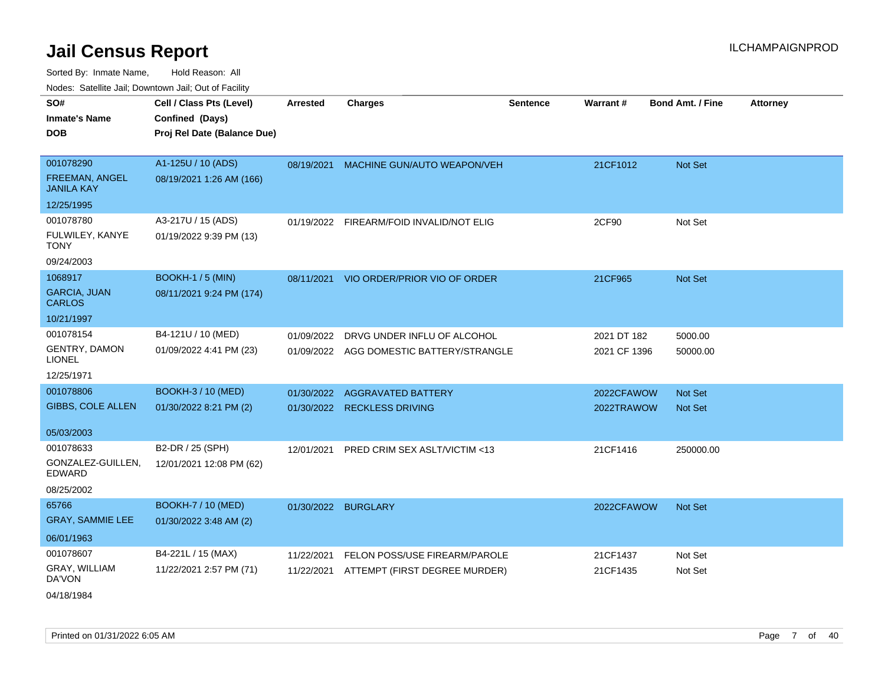# Jail Census Report

Sorted By: Inmate Name, Hold Reason: All

Nodes: Satellite Jail; Downtown Jail; Out of Facility

| SO# / Inmate's Name / DOB | Cell / Class Pts (Level) / Confined (Days) / Proj Rel Date (Balance Due) | Arrested | Charges | Sentence | Warrant # | Bond Amt. / Fine | Attorney |
|---|---|---|---|---|---|---|---|
| 001078290<br>FREEMAN, ANGEL JANILA KAY<br>12/25/1995 | A1-125U / 10 (ADS)<br>08/19/2021 1:26 AM (166) | 08/19/2021 | MACHINE GUN/AUTO WEAPON/VEH | | 21CF1012 | Not Set | |
| 001078780<br>FULWILEY, KANYE TONY<br>09/24/2003 | A3-217U / 15 (ADS)<br>01/19/2022 9:39 PM (13) | 01/19/2022 | FIREARM/FOID INVALID/NOT ELIG | | 2CF90 | Not Set | |
| 1068917<br>GARCIA, JUAN CARLOS<br>10/21/1997 | BOOKH-1 / 5 (MIN)<br>08/11/2021 9:24 PM (174) | 08/11/2021 | VIO ORDER/PRIOR VIO OF ORDER | | 21CF965 | Not Set | |
| 001078154<br>GENTRY, DAMON LIONEL<br>12/25/1971 | B4-121U / 10 (MED)<br>01/09/2022 4:41 PM (23) | 01/09/2022<br>01/09/2022 | DRVG UNDER INFLU OF ALCOHOL<br>AGG DOMESTIC BATTERY/STRANGLE | | 2021 DT 182<br>2021 CF 1396 | 5000.00<br>50000.00 | |
| 001078806<br>GIBBS, COLE ALLEN<br>05/03/2003 | BOOKH-3 / 10 (MED)<br>01/30/2022 8:21 PM (2) | 01/30/2022<br>01/30/2022 | AGGRAVATED BATTERY<br>RECKLESS DRIVING | | 2022CFAWOW<br>2022TRAWOW | Not Set<br>Not Set | |
| 001078633<br>GONZALEZ-GUILLEN, EDWARD<br>08/25/2002 | B2-DR / 25 (SPH)<br>12/01/2021 12:08 PM (62) | 12/01/2021 | PRED CRIM SEX ASLT/VICTIM <13 | | 21CF1416 | 250000.00 | |
| 65766<br>GRAY, SAMMIE LEE<br>06/01/1963 | BOOKH-7 / 10 (MED)<br>01/30/2022 3:48 AM (2) | 01/30/2022 | BURGLARY | | 2022CFAWOW | Not Set | |
| 001078607<br>GRAY, WILLIAM DA'VON<br>04/18/1984 | B4-221L / 15 (MAX)<br>11/22/2021 2:57 PM (71) | 11/22/2021<br>11/22/2021 | FELON POSS/USE FIREARM/PAROLE<br>ATTEMPT (FIRST DEGREE MURDER) | | 21CF1437<br>21CF1435 | Not Set<br>Not Set | |

Printed on 01/31/2022 6:05 AM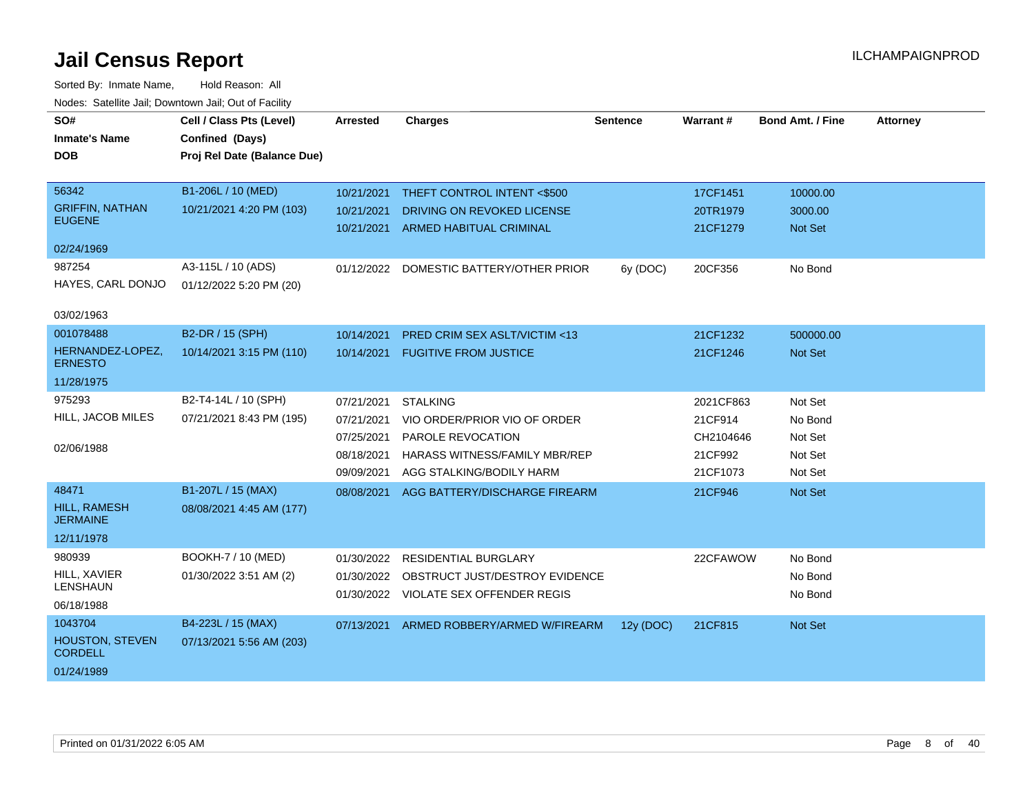# Jail Census Report

ILCHAMPAIGNPROD

Sorted By: Inmate Name, Hold Reason: All

Nodes: Satellite Jail; Downtown Jail; Out of Facility

| SO#<br>Inmate's Name<br>DOB | Cell / Class Pts (Level)<br>Confined (Days)<br>Proj Rel Date (Balance Due) | Arrested | Charges | Sentence | Warrant # | Bond Amt. / Fine | Attorney |
|---|---|---|---|---|---|---|---|
| 56342<br>GRIFFIN, NATHAN EUGENE<br>02/24/1969 | B1-206L / 10 (MED)<br>10/21/2021 4:20 PM (103) | 10/21/2021 | THEFT CONTROL INTENT <$500 | | 17CF1451 | 10000.00 | |
| | | 10/21/2021 | DRIVING ON REVOKED LICENSE | | 20TR1979 | 3000.00 | |
| | | 10/21/2021 | ARMED HABITUAL CRIMINAL | | 21CF1279 | Not Set | |
| 987254<br>HAYES, CARL DONJO<br>03/02/1963 | A3-115L / 10 (ADS)<br>01/12/2022 5:20 PM (20) | 01/12/2022 | DOMESTIC BATTERY/OTHER PRIOR | 6y (DOC) | 20CF356 | No Bond | |
| 001078488<br>HERNANDEZ-LOPEZ, ERNESTO<br>11/28/1975 | B2-DR / 15 (SPH)<br>10/14/2021 3:15 PM (110) | 10/14/2021 | PRED CRIM SEX ASLT/VICTIM <13 | | 21CF1232 | 500000.00 | |
| | | 10/14/2021 | FUGITIVE FROM JUSTICE | | 21CF1246 | Not Set | |
| 975293<br>HILL, JACOB MILES<br>02/06/1988 | B2-T4-14L / 10 (SPH)<br>07/21/2021 8:43 PM (195) | 07/21/2021 | STALKING | | 2021CF863 | Not Set | |
| | | 07/21/2021 | VIO ORDER/PRIOR VIO OF ORDER | | 21CF914 | No Bond | |
| | | 07/25/2021 | PAROLE REVOCATION | | CH2104646 | Not Set | |
| | | 08/18/2021 | HARASS WITNESS/FAMILY MBR/REP | | 21CF992 | Not Set | |
| | | 09/09/2021 | AGG STALKING/BODILY HARM | | 21CF1073 | Not Set | |
| 48471<br>HILL, RAMESH JERMAINE<br>12/11/1978 | B1-207L / 15 (MAX)<br>08/08/2021 4:45 AM (177) | 08/08/2021 | AGG BATTERY/DISCHARGE FIREARM | | 21CF946 | Not Set | |
| 980939<br>HILL, XAVIER LENSHAUN<br>06/18/1988 | BOOKH-7 / 10 (MED)<br>01/30/2022 3:51 AM (2) | 01/30/2022 | RESIDENTIAL BURGLARY | | 22CFAWOW | No Bond | |
| | | 01/30/2022 | OBSTRUCT JUST/DESTROY EVIDENCE | | | No Bond | |
| | | 01/30/2022 | VIOLATE SEX OFFENDER REGIS | | | No Bond | |
| 1043704<br>HOUSTON, STEVEN CORDELL<br>01/24/1989 | B4-223L / 15 (MAX)<br>07/13/2021 5:56 AM (203) | 07/13/2021 | ARMED ROBBERY/ARMED W/FIREARM | 12y (DOC) | 21CF815 | Not Set | |

Printed on 01/31/2022 6:05 AM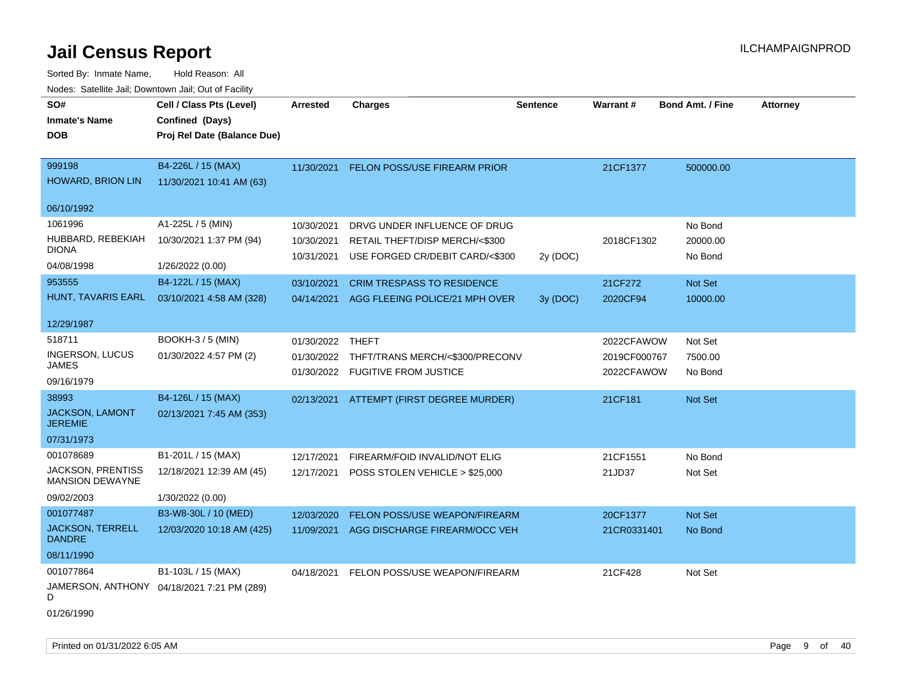# Jail Census Report

ILCHAMPAIGNPROD

Sorted By: Inmate Name, Hold Reason: All

Nodes: Satellite Jail; Downtown Jail; Out of Facility

| SO# / Inmate's Name / DOB | Cell / Class Pts (Level) / Confined (Days) / Proj Rel Date (Balance Due) | Arrested | Charges | Sentence | Warrant # | Bond Amt. / Fine | Attorney |
|---|---|---|---|---|---|---|---|
| 999198<br>HOWARD, BRION LIN<br>06/10/1992 | B4-226L / 15 (MAX)<br>11/30/2021 10:41 AM (63) | 11/30/2021 | FELON POSS/USE FIREARM PRIOR | | 21CF1377 | 500000.00 | |
| 1061996<br>HUBBARD, REBEKIAH DIONA<br>04/08/1998 | A1-225L / 5 (MIN)<br>10/30/2021 1:37 PM (94)<br>1/26/2022 (0.00) | 10/30/2021 | DRVG UNDER INFLUENCE OF DRUG | | | No Bond | |
| | | 10/30/2021 | RETAIL THEFT/DISP MERCH/<$300 | | 2018CF1302 | 20000.00 | |
| | | 10/31/2021 | USE FORGED CR/DEBIT CARD/<$300 | 2y (DOC) | | No Bond | |
| 953555<br>HUNT, TAVARIS EARL<br>12/29/1987 | B4-122L / 15 (MAX)<br>03/10/2021 4:58 AM (328) | 03/10/2021 | CRIM TRESPASS TO RESIDENCE | | 21CF272 | Not Set | |
| | | 04/14/2021 | AGG FLEEING POLICE/21 MPH OVER | 3y (DOC) | 2020CF94 | 10000.00 | |
| 518711<br>INGERSON, LUCUS JAMES<br>09/16/1979 | BOOKH-3 / 5 (MIN)<br>01/30/2022 4:57 PM (2) | 01/30/2022 | THEFT | | 2022CFAWOW | Not Set | |
| | | 01/30/2022 | THFT/TRANS MERCH/<$300/PRECONV | | 2019CF000767 | 7500.00 | |
| | | 01/30/2022 | FUGITIVE FROM JUSTICE | | 2022CFAWOW | No Bond | |
| 38993<br>JACKSON, LAMONT JEREMIE<br>07/31/1973 | B4-126L / 15 (MAX)<br>02/13/2021 7:45 AM (353) | 02/13/2021 | ATTEMPT (FIRST DEGREE MURDER) | | 21CF181 | Not Set | |
| 001078689<br>JACKSON, PRENTISS MANSION DEWAYNE<br>09/02/2003 | B1-201L / 15 (MAX)<br>12/18/2021 12:39 AM (45)<br>1/30/2022 (0.00) | 12/17/2021 | FIREARM/FOID INVALID/NOT ELIG | | 21CF1551 | No Bond | |
| | | 12/17/2021 | POSS STOLEN VEHICLE > $25,000 | | 21JD37 | Not Set | |
| 001077487<br>JACKSON, TERRELL DANDRE<br>08/11/1990 | B3-W8-30L / 10 (MED)<br>12/03/2020 10:18 AM (425) | 12/03/2020 | FELON POSS/USE WEAPON/FIREARM | | 20CF1377 | Not Set | |
| | | 11/09/2021 | AGG DISCHARGE FIREARM/OCC VEH | | 21CR0331401 | No Bond | |
| 001077864<br>JAMERSON, ANTHONY D<br>01/26/1990 | B1-103L / 15 (MAX)<br>04/18/2021 7:21 PM (289) | 04/18/2021 | FELON POSS/USE WEAPON/FIREARM | | 21CF428 | Not Set | |

Printed on 01/31/2022 6:05 AM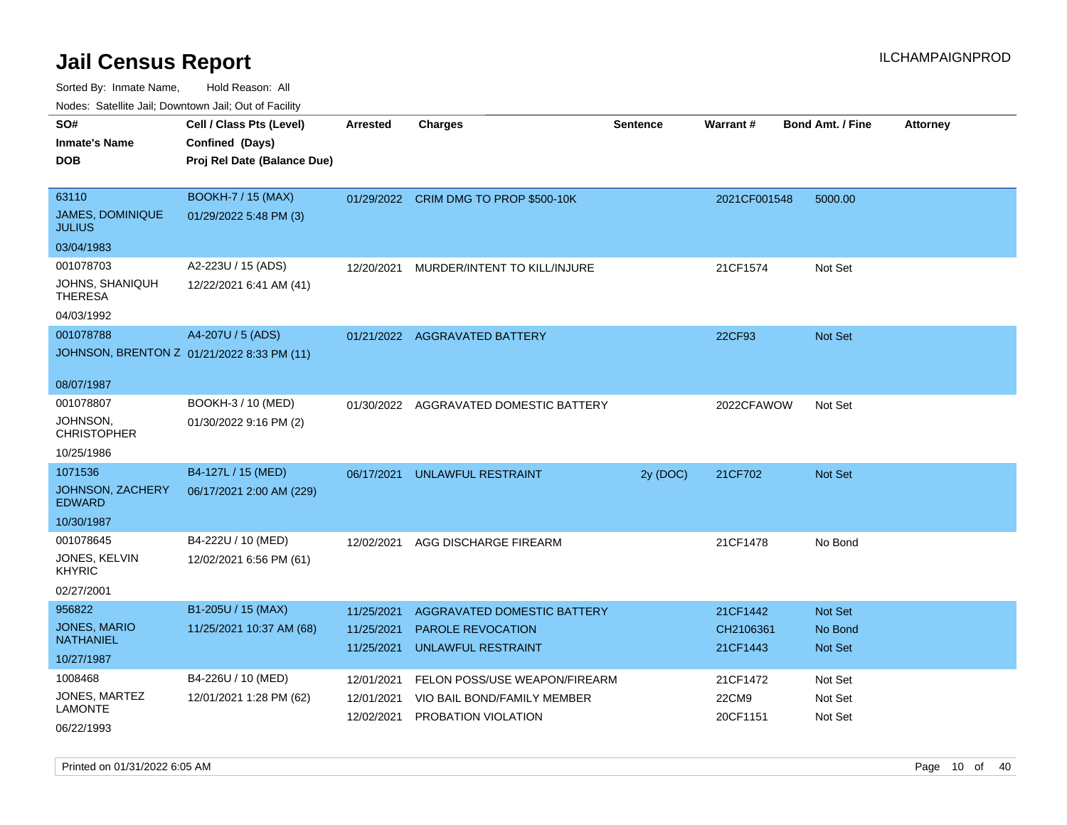# Jail Census Report

Sorted By: Inmate Name, Hold Reason: All

Nodes: Satellite Jail; Downtown Jail; Out of Facility

| SO# / Inmate's Name / DOB | Cell / Class Pts (Level) / Confined (Days) / Proj Rel Date (Balance Due) | Arrested | Charges | Sentence | Warrant # | Bond Amt. / Fine | Attorney |
|---|---|---|---|---|---|---|---|
| 63110<br>JAMES, DOMINIQUE JULIUS<br>03/04/1983 | BOOKH-7 / 15 (MAX)<br>01/29/2022 5:48 PM (3) | 01/29/2022 | CRIM DMG TO PROP $500-10K | | 2021CF001548 | 5000.00 | |
| 001078703<br>JOHNS, SHANIQUH THERESA<br>04/03/1992 | A2-223U / 15 (ADS)<br>12/22/2021 6:41 AM (41) | 12/20/2021 | MURDER/INTENT TO KILL/INJURE | | 21CF1574 | Not Set | |
| 001078788<br>JOHNSON, BRENTON Z<br>08/07/1987 | A4-207U / 5 (ADS)<br>01/21/2022 8:33 PM (11) | 01/21/2022 | AGGRAVATED BATTERY | | 22CF93 | Not Set | |
| 001078807<br>JOHNSON, CHRISTOPHER<br>10/25/1986 | BOOKH-3 / 10 (MED)<br>01/30/2022 9:16 PM (2) | 01/30/2022 | AGGRAVATED DOMESTIC BATTERY | | 2022CFAWOW | Not Set | |
| 1071536<br>JOHNSON, ZACHERY EDWARD<br>10/30/1987 | B4-127L / 15 (MED)<br>06/17/2021 2:00 AM (229) | 06/17/2021 | UNLAWFUL RESTRAINT | 2y (DOC) | 21CF702 | Not Set | |
| 001078645<br>JONES, KELVIN KHYRIC<br>02/27/2001 | B4-222U / 10 (MED)<br>12/02/2021 6:56 PM (61) | 12/02/2021 | AGG DISCHARGE FIREARM | | 21CF1478 | No Bond | |
| 956822<br>JONES, MARIO NATHANIEL<br>10/27/1987 | B1-205U / 15 (MAX)<br>11/25/2021 10:37 AM (68) | 11/25/2021<br>11/25/2021<br>11/25/2021 | AGGRAVATED DOMESTIC BATTERY<br>PAROLE REVOCATION<br>UNLAWFUL RESTRAINT | | 21CF1442<br>CH2106361<br>21CF1443 | Not Set<br>No Bond<br>Not Set | |
| 1008468<br>JONES, MARTEZ LAMONTE<br>06/22/1993 | B4-226U / 10 (MED)<br>12/01/2021 1:28 PM (62) | 12/01/2021<br>12/01/2021<br>12/02/2021 | FELON POSS/USE WEAPON/FIREARM<br>VIO BAIL BOND/FAMILY MEMBER<br>PROBATION VIOLATION | | 21CF1472<br>22CM9<br>20CF1151 | Not Set<br>Not Set<br>Not Set | |

Printed on 01/31/2022 6:05 AM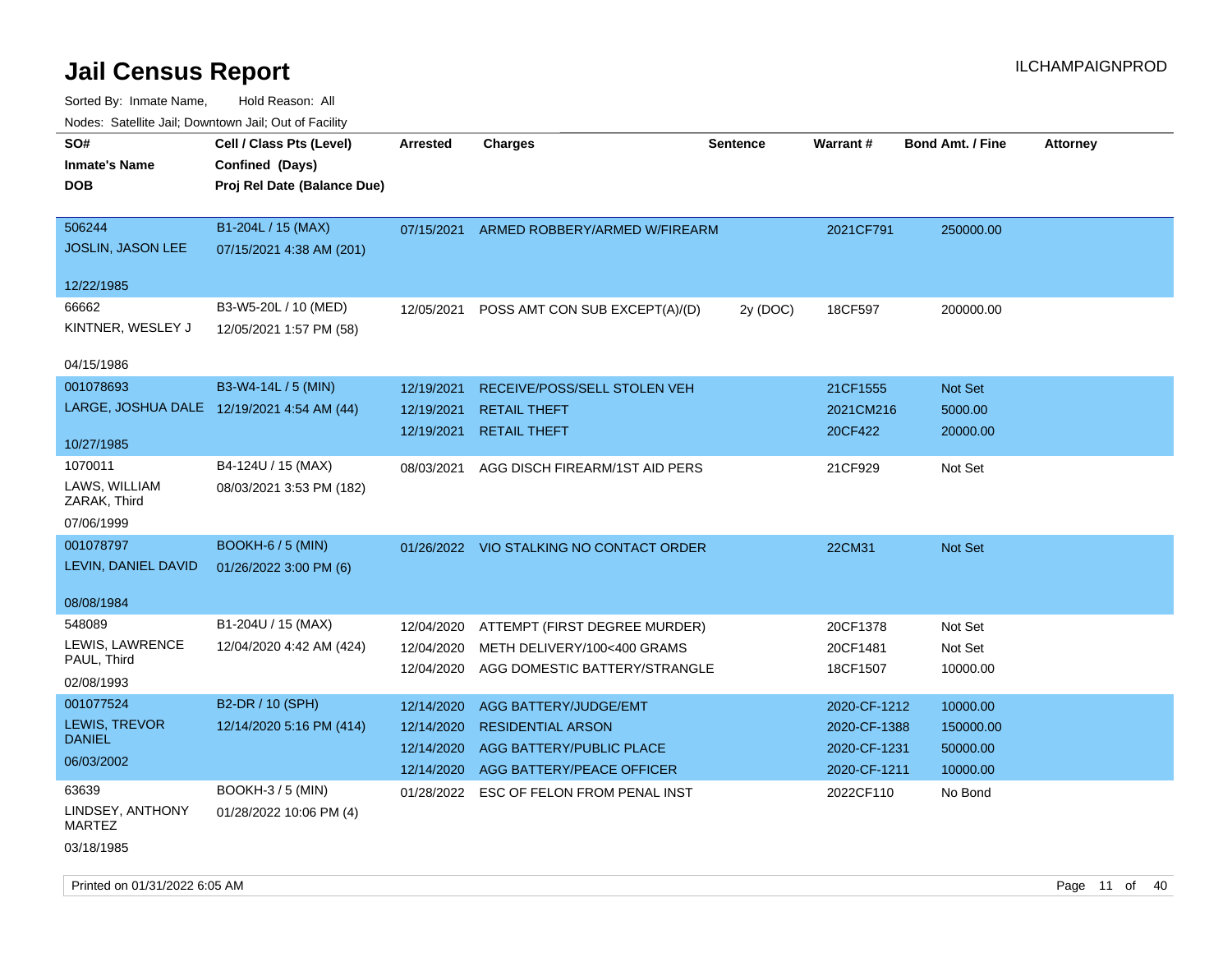# Jail Census Report

ILCHAMPAIGNPROD

Sorted By: Inmate Name, Hold Reason: All

Nodes: Satellite Jail; Downtown Jail; Out of Facility

| SO# / Inmate's Name / DOB | Cell / Class Pts (Level) / Confined (Days) / Proj Rel Date (Balance Due) | Arrested | Charges | Sentence | Warrant # | Bond Amt. / Fine | Attorney |
|---|---|---|---|---|---|---|---|
| 506244<br>JOSLIN, JASON LEE<br>12/22/1985 | B1-204L / 15 (MAX)<br>07/15/2021 4:38 AM (201) | 07/15/2021 | ARMED ROBBERY/ARMED W/FIREARM | | 2021CF791 | 250000.00 | |
| 66662<br>KINTNER, WESLEY J<br>04/15/1986 | B3-W5-20L / 10 (MED)<br>12/05/2021 1:57 PM (58) | 12/05/2021 | POSS AMT CON SUB EXCEPT(A)/(D) | 2y (DOC) | 18CF597 | 200000.00 | |
| 001078693<br>LARGE, JOSHUA DALE<br>10/27/1985 | B3-W4-14L / 5 (MIN)<br>12/19/2021 4:54 AM (44) | 12/19/2021 | RECEIVE/POSS/SELL STOLEN VEH | | 21CF1555 | Not Set | |
| | | 12/19/2021 | RETAIL THEFT | | 2021CM216 | 5000.00 | |
| | | 12/19/2021 | RETAIL THEFT | | 20CF422 | 20000.00 | |
| 1070011<br>LAWS, WILLIAM ZARAK, Third<br>07/06/1999 | B4-124U / 15 (MAX)<br>08/03/2021 3:53 PM (182) | 08/03/2021 | AGG DISCH FIREARM/1ST AID PERS | | 21CF929 | Not Set | |
| 001078797<br>LEVIN, DANIEL DAVID<br>08/08/1984 | BOOKH-6 / 5 (MIN)<br>01/26/2022 3:00 PM (6) | 01/26/2022 | VIO STALKING NO CONTACT ORDER | | 22CM31 | Not Set | |
| 548089<br>LEWIS, LAWRENCE PAUL, Third<br>02/08/1993 | B1-204U / 15 (MAX)<br>12/04/2020 4:42 AM (424) | 12/04/2020 | ATTEMPT (FIRST DEGREE MURDER) | | 20CF1378 | Not Set | |
| | | 12/04/2020 | METH DELIVERY/100<400 GRAMS | | 20CF1481 | Not Set | |
| | | 12/04/2020 | AGG DOMESTIC BATTERY/STRANGLE | | 18CF1507 | 10000.00 | |
| 001077524<br>LEWIS, TREVOR DANIEL<br>06/03/2002 | B2-DR / 10 (SPH)<br>12/14/2020 5:16 PM (414) | 12/14/2020 | AGG BATTERY/JUDGE/EMT | | 2020-CF-1212 | 10000.00 | |
| | | 12/14/2020 | RESIDENTIAL ARSON | | 2020-CF-1388 | 150000.00 | |
| | | 12/14/2020 | AGG BATTERY/PUBLIC PLACE | | 2020-CF-1231 | 50000.00 | |
| | | 12/14/2020 | AGG BATTERY/PEACE OFFICER | | 2020-CF-1211 | 10000.00 | |
| 63639<br>LINDSEY, ANTHONY MARTEZ<br>03/18/1985 | BOOKH-3 / 5 (MIN)<br>01/28/2022 10:06 PM (4) | 01/28/2022 | ESC OF FELON FROM PENAL INST | | 2022CF110 | No Bond | |

Printed on 01/31/2022 6:05 AM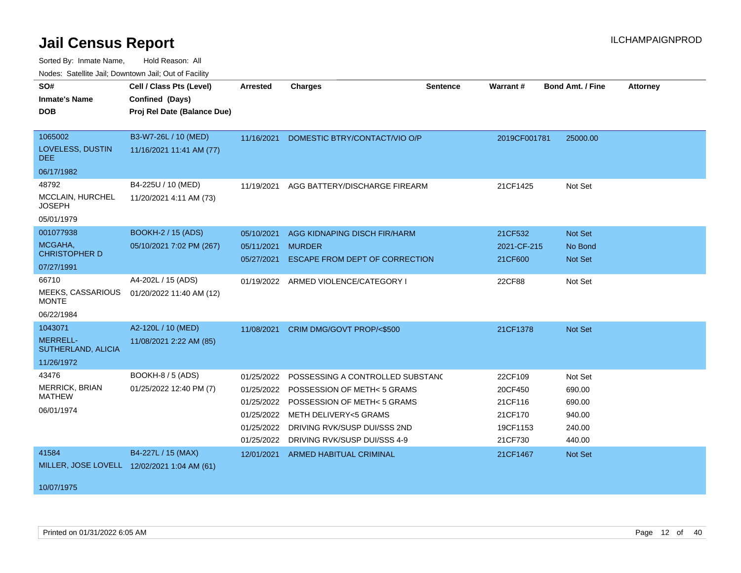# Jail Census Report

ILCHAMPAIGNPROD

Sorted By: Inmate Name, Hold Reason: All

Nodes: Satellite Jail; Downtown Jail; Out of Facility

| SO# / Inmate's Name / DOB | Cell / Class Pts (Level) / Confined (Days) / Proj Rel Date (Balance Due) | Arrested | Charges | Sentence | Warrant # | Bond Amt. / Fine | Attorney |
|---|---|---|---|---|---|---|---|
| 1065002<br>LOVELESS, DUSTIN DEE<br>06/17/1982 | B3-W7-26L / 10 (MED)<br>11/16/2021 11:41 AM (77) | 11/16/2021 | DOMESTIC BTRY/CONTACT/VIO O/P | | 2019CF001781 | 25000.00 | |
| 48792<br>MCCLAIN, HURCHEL JOSEPH<br>05/01/1979 | B4-225U / 10 (MED)<br>11/20/2021 4:11 AM (73) | 11/19/2021 | AGG BATTERY/DISCHARGE FIREARM | | 21CF1425 | Not Set | |
| 001077938<br>MCGAHA, CHRISTOPHER D<br>07/27/1991 | BOOKH-2 / 15 (ADS)<br>05/10/2021 7:02 PM (267) | 05/10/2021 | AGG KIDNAPING DISCH FIR/HARM | | 21CF532 | Not Set | |
| | | 05/11/2021 | MURDER | | 2021-CF-215 | No Bond | |
| | | 05/27/2021 | ESCAPE FROM DEPT OF CORRECTION | | 21CF600 | Not Set | |
| 66710<br>MEEKS, CASSARIOUS MONTE<br>06/22/1984 | A4-202L / 15 (ADS)<br>01/20/2022 11:40 AM (12) | 01/19/2022 | ARMED VIOLENCE/CATEGORY I | | 22CF88 | Not Set | |
| 1043071<br>MERRELL-SUTHERLAND, ALICIA<br>11/26/1972 | A2-120L / 10 (MED)<br>11/08/2021 2:22 AM (85) | 11/08/2021 | CRIM DMG/GOVT PROP/<$500 | | 21CF1378 | Not Set | |
| 43476<br>MERRICK, BRIAN MATHEW<br>06/01/1974 | BOOKH-8 / 5 (ADS)<br>01/25/2022 12:40 PM (7) | 01/25/2022 | POSSESSING A CONTROLLED SUBSTANC | | 22CF109 | Not Set | |
| | | 01/25/2022 | POSSESSION OF METH< 5 GRAMS | | 20CF450 | 690.00 | |
| | | 01/25/2022 | POSSESSION OF METH< 5 GRAMS | | 21CF116 | 690.00 | |
| | | 01/25/2022 | METH DELIVERY<5 GRAMS | | 21CF170 | 940.00 | |
| | | 01/25/2022 | DRIVING RVK/SUSP DUI/SSS 2ND | | 19CF1153 | 240.00 | |
| | | 01/25/2022 | DRIVING RVK/SUSP DUI/SSS 4-9 | | 21CF730 | 440.00 | |
| 41584<br>MILLER, JOSE LOVELL<br>10/07/1975 | B4-227L / 15 (MAX)<br>12/02/2021 1:04 AM (61) | 12/01/2021 | ARMED HABITUAL CRIMINAL | | 21CF1467 | Not Set | |

Printed on 01/31/2022 6:05 AM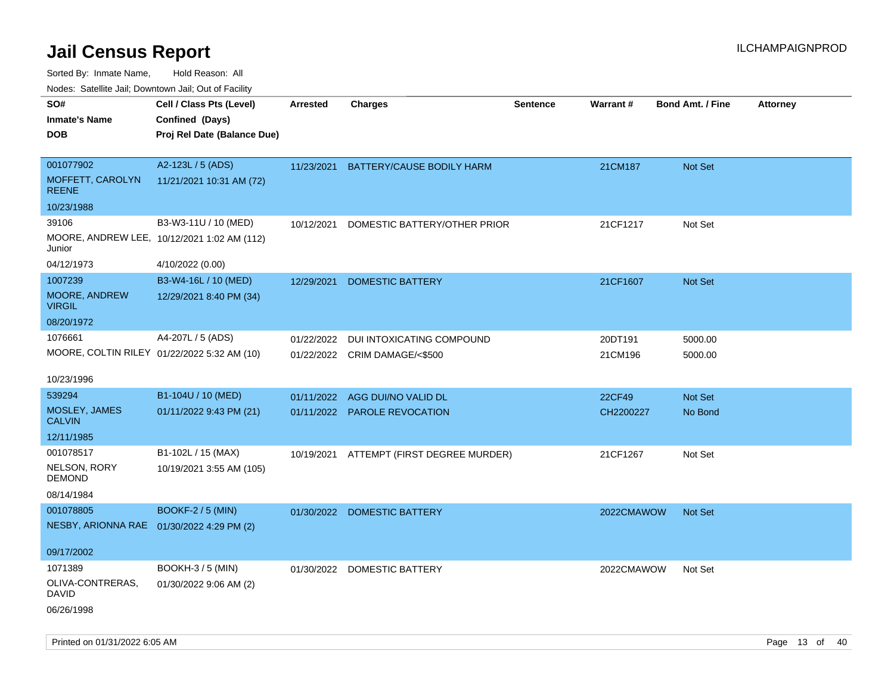# Jail Census Report

Sorted By: Inmate Name, Hold Reason: All

Nodes: Satellite Jail; Downtown Jail; Out of Facility

| SO# / Inmate's Name / DOB | Cell / Class Pts (Level) / Confined (Days) / Proj Rel Date (Balance Due) | Arrested | Charges | Sentence | Warrant # | Bond Amt. / Fine | Attorney |
|---|---|---|---|---|---|---|---|
| 001077902<br>MOFFETT, CAROLYN REENE<br>10/23/1988 | A2-123L / 5 (ADS)<br>11/21/2021 10:31 AM (72) | 11/23/2021 | BATTERY/CAUSE BODILY HARM | | 21CM187 | Not Set | |
| 39106<br>MOORE, ANDREW LEE, Junior<br>04/12/1973 | B3-W3-11U / 10 (MED)<br>10/12/2021 1:02 AM (112)<br>4/10/2022 (0.00) | 10/12/2021 | DOMESTIC BATTERY/OTHER PRIOR | | 21CF1217 | Not Set | |
| 1007239<br>MOORE, ANDREW VIRGIL<br>08/20/1972 | B3-W4-16L / 10 (MED)<br>12/29/2021 8:40 PM (34) | 12/29/2021 | DOMESTIC BATTERY | | 21CF1607 | Not Set | |
| 1076661<br>MOORE, COLTIN RILEY<br>10/23/1996 | A4-207L / 5 (ADS)<br>01/22/2022 5:32 AM (10) | 01/22/2022 | DUI INTOXICATING COMPOUND | | 20DT191 | 5000.00 | |
| | | 01/22/2022 | CRIM DAMAGE/<$500 | | 21CM196 | 5000.00 | |
| 539294<br>MOSLEY, JAMES CALVIN<br>12/11/1985 | B1-104U / 10 (MED)<br>01/11/2022 9:43 PM (21) | 01/11/2022 | AGG DUI/NO VALID DL | | 22CF49 | Not Set | |
| | | 01/11/2022 | PAROLE REVOCATION | | CH2200227 | No Bond | |
| 001078517<br>NELSON, RORY DEMOND<br>08/14/1984 | B1-102L / 15 (MAX)<br>10/19/2021 3:55 AM (105) | 10/19/2021 | ATTEMPT (FIRST DEGREE MURDER) | | 21CF1267 | Not Set | |
| 001078805<br>NESBY, ARIONNA RAE<br>09/17/2002 | BOOKF-2 / 5 (MIN)<br>01/30/2022 4:29 PM (2) | 01/30/2022 | DOMESTIC BATTERY | | 2022CMAWOW | Not Set | |
| 1071389<br>OLIVA-CONTRERAS, DAVID<br>06/26/1998 | BOOKH-3 / 5 (MIN)<br>01/30/2022 9:06 AM (2) | 01/30/2022 | DOMESTIC BATTERY | | 2022CMAWOW | Not Set | |

Printed on 01/31/2022 6:05 AM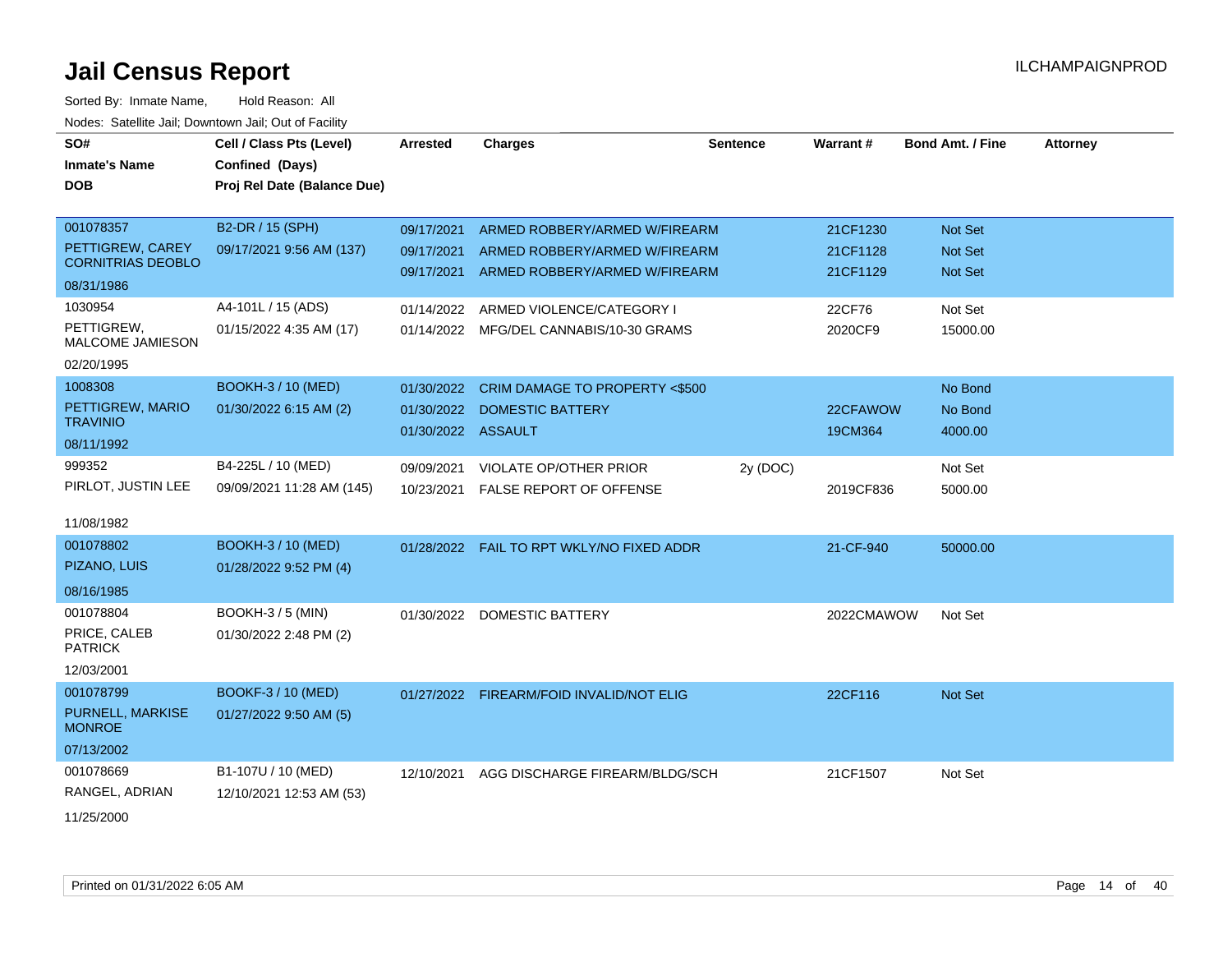# Jail Census Report

Sorted By: Inmate Name, Hold Reason: All

Nodes: Satellite Jail; Downtown Jail; Out of Facility

| SO# / Inmate's Name / DOB | Cell / Class Pts (Level) / Confined (Days) / Proj Rel Date (Balance Due) | Arrested | Charges | Sentence | Warrant # | Bond Amt. / Fine | Attorney |
|---|---|---|---|---|---|---|---|
| 001078357 PETTIGREW, CAREY CORNITRIAS DEOBLO 08/31/1986 | B2-DR / 15 (SPH) 09/17/2021 9:56 AM (137) | 09/17/2021 | ARMED ROBBERY/ARMED W/FIREARM | | 21CF1230 | Not Set | |
| | | 09/17/2021 | ARMED ROBBERY/ARMED W/FIREARM | | 21CF1128 | Not Set | |
| | | 09/17/2021 | ARMED ROBBERY/ARMED W/FIREARM | | 21CF1129 | Not Set | |
| 1030954 PETTIGREW, MALCOME JAMIESON 02/20/1995 | A4-101L / 15 (ADS) 01/15/2022 4:35 AM (17) | 01/14/2022 | ARMED VIOLENCE/CATEGORY I | | 22CF76 | Not Set | |
| | | 01/14/2022 | MFG/DEL CANNABIS/10-30 GRAMS | | 2020CF9 | 15000.00 | |
| 1008308 PETTIGREW, MARIO TRAVINIO 08/11/1992 | BOOKH-3 / 10 (MED) 01/30/2022 6:15 AM (2) | 01/30/2022 | CRIM DAMAGE TO PROPERTY <$500 | | | No Bond | |
| | | 01/30/2022 | DOMESTIC BATTERY | | 22CFAWOW | No Bond | |
| | | 01/30/2022 | ASSAULT | | 19CM364 | 4000.00 | |
| 999352 PIRLOT, JUSTIN LEE 11/08/1982 | B4-225L / 10 (MED) 09/09/2021 11:28 AM (145) | 09/09/2021 | VIOLATE OP/OTHER PRIOR | 2y (DOC) | | Not Set | |
| | | 10/23/2021 | FALSE REPORT OF OFFENSE | | 2019CF836 | 5000.00 | |
| 001078802 PIZANO, LUIS 08/16/1985 | BOOKH-3 / 10 (MED) 01/28/2022 9:52 PM (4) | 01/28/2022 | FAIL TO RPT WKLY/NO FIXED ADDR | | 21-CF-940 | 50000.00 | |
| 001078804 PRICE, CALEB PATRICK 12/03/2001 | BOOKH-3 / 5 (MIN) 01/30/2022 2:48 PM (2) | 01/30/2022 | DOMESTIC BATTERY | | 2022CMAWOW | Not Set | |
| 001078799 PURNELL, MARKISE MONROE 07/13/2002 | BOOKF-3 / 10 (MED) 01/27/2022 9:50 AM (5) | 01/27/2022 | FIREARM/FOID INVALID/NOT ELIG | | 22CF116 | Not Set | |
| 001078669 RANGEL, ADRIAN 11/25/2000 | B1-107U / 10 (MED) 12/10/2021 12:53 AM (53) | 12/10/2021 | AGG DISCHARGE FIREARM/BLDG/SCH | | 21CF1507 | Not Set | |

Printed on 01/31/2022 6:05 AM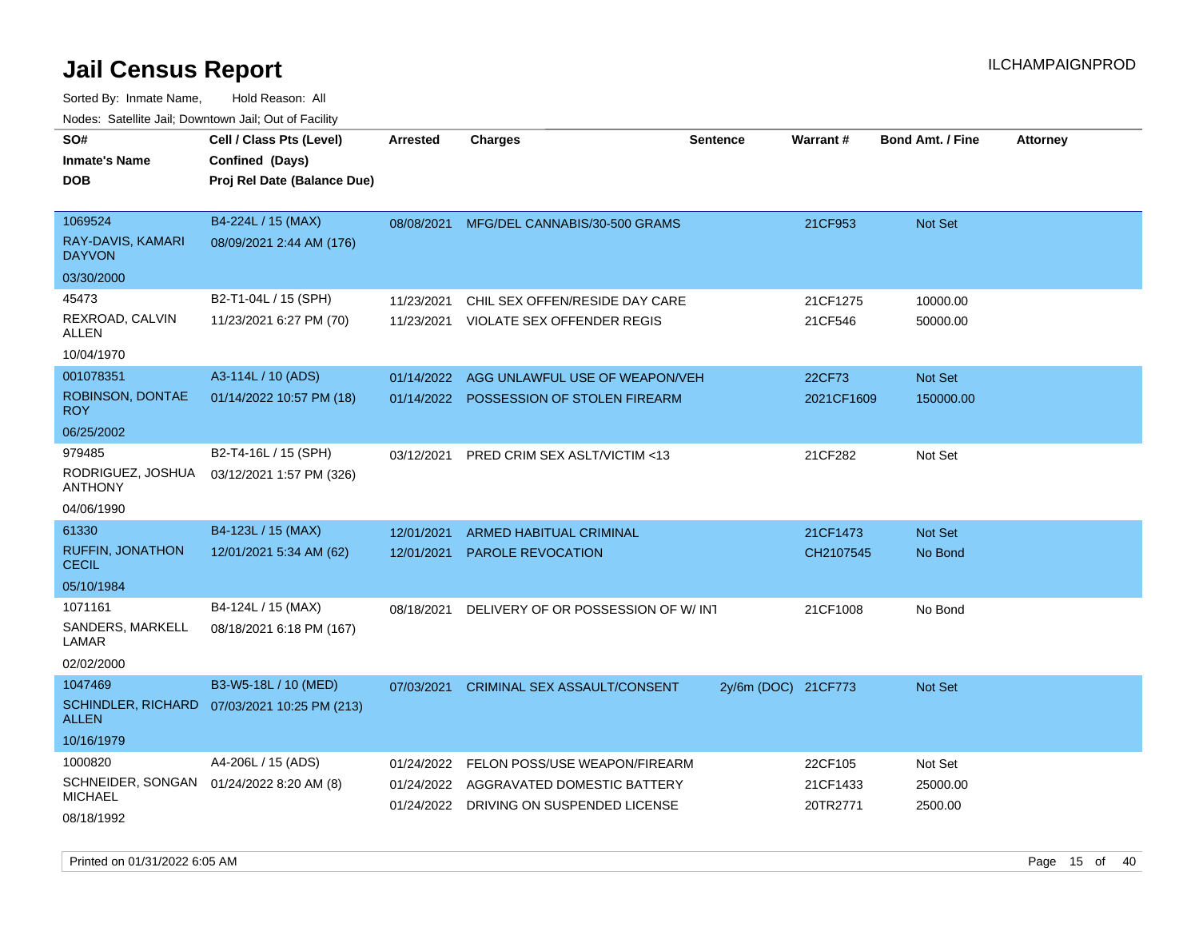# Jail Census Report

Sorted By: Inmate Name, Hold Reason: All

Nodes: Satellite Jail; Downtown Jail; Out of Facility

| SO# / Inmate's Name / DOB | Cell / Class Pts (Level) / Confined (Days) / Proj Rel Date (Balance Due) | Arrested | Charges | Sentence | Warrant # | Bond Amt. / Fine | Attorney |
|---|---|---|---|---|---|---|---|
| 1069524<br>RAY-DAVIS, KAMARI DAYVON<br>03/30/2000 | B4-224L / 15 (MAX)<br>08/09/2021 2:44 AM (176) | 08/08/2021 | MFG/DEL CANNABIS/30-500 GRAMS | | 21CF953 | Not Set | |
| 45473<br>REXROAD, CALVIN ALLEN<br>10/04/1970 | B2-T1-04L / 15 (SPH)<br>11/23/2021 6:27 PM (70) | 11/23/2021 | CHIL SEX OFFEN/RESIDE DAY CARE | | 21CF1275 | 10000.00 | |
| | | 11/23/2021 | VIOLATE SEX OFFENDER REGIS | | 21CF546 | 50000.00 | |
| 001078351<br>ROBINSON, DONTAE ROY<br>06/25/2002 | A3-114L / 10 (ADS)<br>01/14/2022 10:57 PM (18) | 01/14/2022 | AGG UNLAWFUL USE OF WEAPON/VEH | | 22CF73 | Not Set | |
| | | 01/14/2022 | POSSESSION OF STOLEN FIREARM | | 2021CF1609 | 150000.00 | |
| 979485<br>RODRIGUEZ, JOSHUA ANTHONY<br>04/06/1990 | B2-T4-16L / 15 (SPH)<br>03/12/2021 1:57 PM (326) | 03/12/2021 | PRED CRIM SEX ASLT/VICTIM <13 | | 21CF282 | Not Set | |
| 61330<br>RUFFIN, JONATHON CECIL<br>05/10/1984 | B4-123L / 15 (MAX)<br>12/01/2021 5:34 AM (62) | 12/01/2021 | ARMED HABITUAL CRIMINAL | | 21CF1473 | Not Set | |
| | | 12/01/2021 | PAROLE REVOCATION | | CH2107545 | No Bond | |
| 1071161<br>SANDERS, MARKELL LAMAR<br>02/02/2000 | B4-124L / 15 (MAX)<br>08/18/2021 6:18 PM (167) | 08/18/2021 | DELIVERY OF OR POSSESSION OF W/ INT | | 21CF1008 | No Bond | |
| 1047469<br>SCHINDLER, RICHARD ALLEN<br>10/16/1979 | B3-W5-18L / 10 (MED)<br>07/03/2021 10:25 PM (213) | 07/03/2021 | CRIMINAL SEX ASSAULT/CONSENT | 2y/6m (DOC) | 21CF773 | Not Set | |
| 1000820<br>SCHNEIDER, SONGAN MICHAEL<br>08/18/1992 | A4-206L / 15 (ADS)<br>01/24/2022 8:20 AM (8) | 01/24/2022 | FELON POSS/USE WEAPON/FIREARM | | 22CF105 | Not Set | |
| | | 01/24/2022 | AGGRAVATED DOMESTIC BATTERY | | 21CF1433 | 25000.00 | |
| | | 01/24/2022 | DRIVING ON SUSPENDED LICENSE | | 20TR2771 | 2500.00 | |

Printed on 01/31/2022 6:05 AM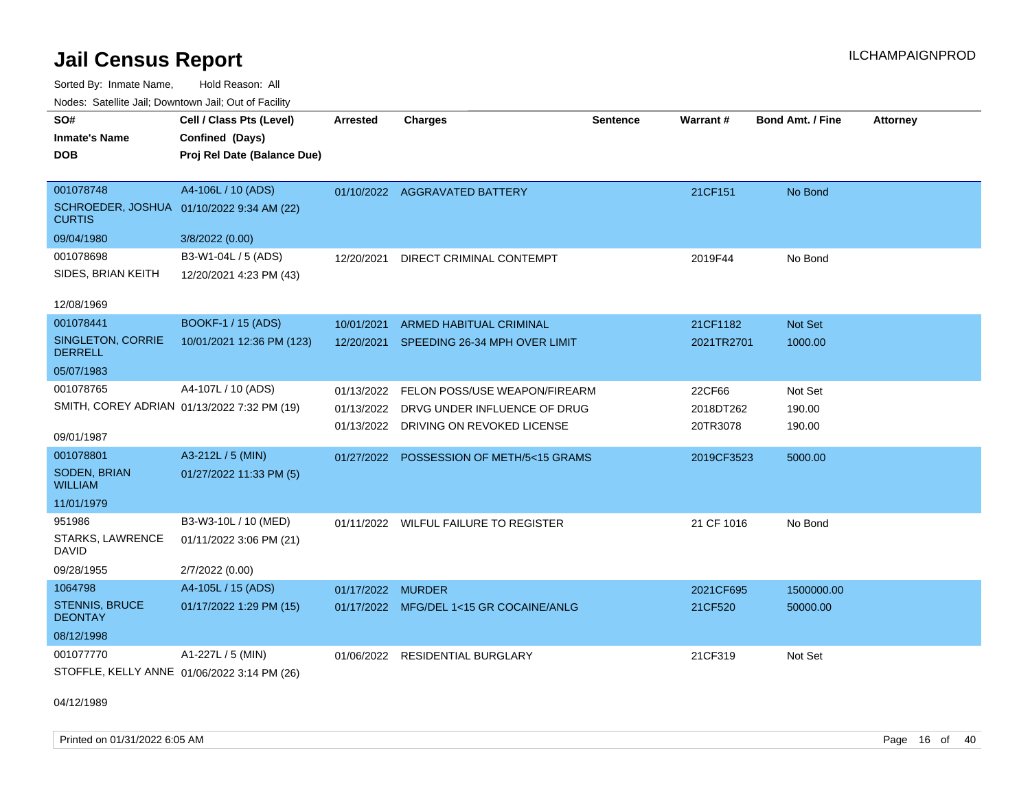# Jail Census Report

Sorted By: Inmate Name, Hold Reason: All

Nodes: Satellite Jail; Downtown Jail; Out of Facility

| SO# / Inmate's Name / DOB | Cell / Class Pts (Level) / Confined (Days) / Proj Rel Date (Balance Due) | Arrested | Charges | Sentence | Warrant # | Bond Amt. / Fine | Attorney |
|---|---|---|---|---|---|---|---|
| 001078748 SCHROEDER, JOSHUA CURTIS 09/04/1980 | A4-106L / 10 (ADS) 01/10/2022 9:34 AM (22) 3/8/2022 (0.00) | 01/10/2022 | AGGRAVATED BATTERY | | 21CF151 | No Bond | |
| 001078698 SIDES, BRIAN KEITH 12/08/1969 | B3-W1-04L / 5 (ADS) 12/20/2021 4:23 PM (43) | 12/20/2021 | DIRECT CRIMINAL CONTEMPT | | 2019F44 | No Bond | |
| 001078441 SINGLETON, CORRIE DERRELL 05/07/1983 | BOOKF-1 / 15 (ADS) 10/01/2021 12:36 PM (123) | 10/01/2021 | ARMED HABITUAL CRIMINAL | | 21CF1182 | Not Set | |
| | | 12/20/2021 | SPEEDING 26-34 MPH OVER LIMIT | | 2021TR2701 | 1000.00 | |
| 001078765 SMITH, COREY ADRIAN 09/01/1987 | A4-107L / 10 (ADS) 01/13/2022 7:32 PM (19) | 01/13/2022 | FELON POSS/USE WEAPON/FIREARM | | 22CF66 | Not Set | |
| | | 01/13/2022 | DRVG UNDER INFLUENCE OF DRUG | | 2018DT262 | 190.00 | |
| | | 01/13/2022 | DRIVING ON REVOKED LICENSE | | 20TR3078 | 190.00 | |
| 001078801 SODEN, BRIAN WILLIAM 11/01/1979 | A3-212L / 5 (MIN) 01/27/2022 11:33 PM (5) | 01/27/2022 | POSSESSION OF METH/5<15 GRAMS | | 2019CF3523 | 5000.00 | |
| 951986 STARKS, LAWRENCE DAVID 09/28/1955 | B3-W3-10L / 10 (MED) 01/11/2022 3:06 PM (21) 2/7/2022 (0.00) | 01/11/2022 | WILFUL FAILURE TO REGISTER | | 21 CF 1016 | No Bond | |
| 1064798 STENNIS, BRUCE DEONTAY 08/12/1998 | A4-105L / 15 (ADS) 01/17/2022 1:29 PM (15) | 01/17/2022 | MURDER | | 2021CF695 | 1500000.00 | |
| | | 01/17/2022 | MFG/DEL 1<15 GR COCAINE/ANLG | | 21CF520 | 50000.00 | |
| 001077770 STOFFLE, KELLY ANNE 04/12/1989 | A1-227L / 5 (MIN) 01/06/2022 3:14 PM (26) | 01/06/2022 | RESIDENTIAL BURGLARY | | 21CF319 | Not Set | |

Printed on 01/31/2022 6:05 AM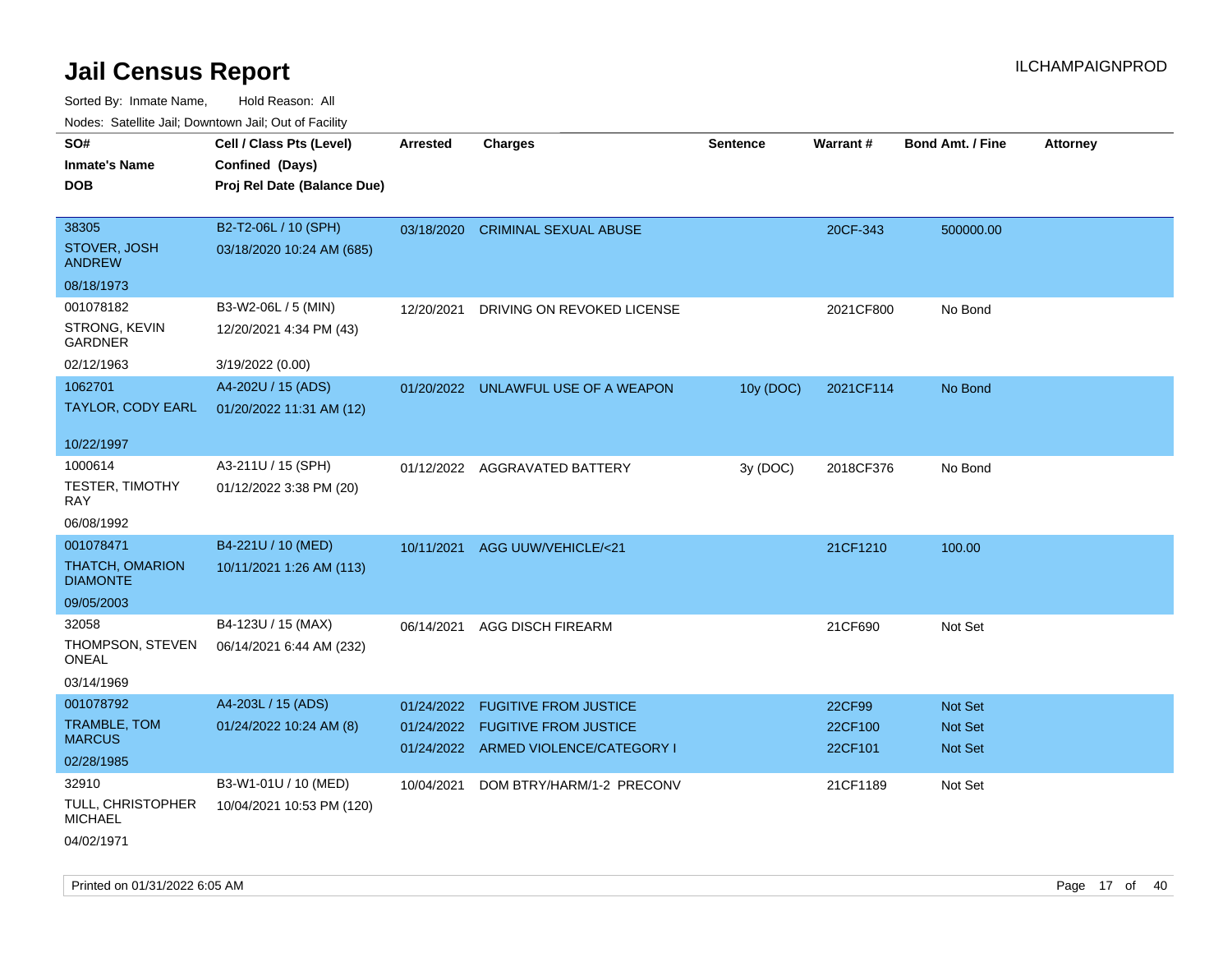# Jail Census Report

ILCHAMPAIGNPROD

Sorted By: Inmate Name, Hold Reason: All

Nodes: Satellite Jail; Downtown Jail; Out of Facility

| SO#<br>Inmate's Name<br>DOB | Cell / Class Pts (Level)<br>Confined (Days)<br>Proj Rel Date (Balance Due) | Arrested | Charges | Sentence | Warrant # | Bond Amt. / Fine | Attorney |
|---|---|---|---|---|---|---|---|
| 38305<br>STOVER, JOSH ANDREW<br>08/18/1973 | B2-T2-06L / 10 (SPH)<br>03/18/2020 10:24 AM (685) | 03/18/2020 | CRIMINAL SEXUAL ABUSE | | 20CF-343 | 500000.00 | |
| 001078182<br>STRONG, KEVIN GARDNER<br>02/12/1963 | B3-W2-06L / 5 (MIN)<br>12/20/2021 4:34 PM (43)<br>3/19/2022 (0.00) | 12/20/2021 | DRIVING ON REVOKED LICENSE | | 2021CF800 | No Bond | |
| 1062701<br>TAYLOR, CODY EARL<br>10/22/1997 | A4-202U / 15 (ADS)<br>01/20/2022 11:31 AM (12) | 01/20/2022 | UNLAWFUL USE OF A WEAPON | 10y (DOC) | 2021CF114 | No Bond | |
| 1000614<br>TESTER, TIMOTHY RAY<br>06/08/1992 | A3-211U / 15 (SPH)<br>01/12/2022 3:38 PM (20) | 01/12/2022 | AGGRAVATED BATTERY | 3y (DOC) | 2018CF376 | No Bond | |
| 001078471<br>THATCH, OMARION DIAMONTE<br>09/05/2003 | B4-221U / 10 (MED)<br>10/11/2021 1:26 AM (113) | 10/11/2021 | AGG UUW/VEHICLE/<21 | | 21CF1210 | 100.00 | |
| 32058<br>THOMPSON, STEVEN ONEAL<br>03/14/1969 | B4-123U / 15 (MAX)<br>06/14/2021 6:44 AM (232) | 06/14/2021 | AGG DISCH FIREARM | | 21CF690 | Not Set | |
| 001078792<br>TRAMBLE, TOM MARCUS<br>02/28/1985 | A4-203L / 15 (ADS)<br>01/24/2022 10:24 AM (8) | 01/24/2022<br>01/24/2022<br>01/24/2022 | FUGITIVE FROM JUSTICE<br>FUGITIVE FROM JUSTICE<br>ARMED VIOLENCE/CATEGORY I | | 22CF99<br>22CF100<br>22CF101 | Not Set<br>Not Set<br>Not Set | |
| 32910<br>TULL, CHRISTOPHER MICHAEL<br>04/02/1971 | B3-W1-01U / 10 (MED)<br>10/04/2021 10:53 PM (120) | 10/04/2021 | DOM BTRY/HARM/1-2 PRECONV | | 21CF1189 | Not Set | |

Printed on 01/31/2022 6:05 AM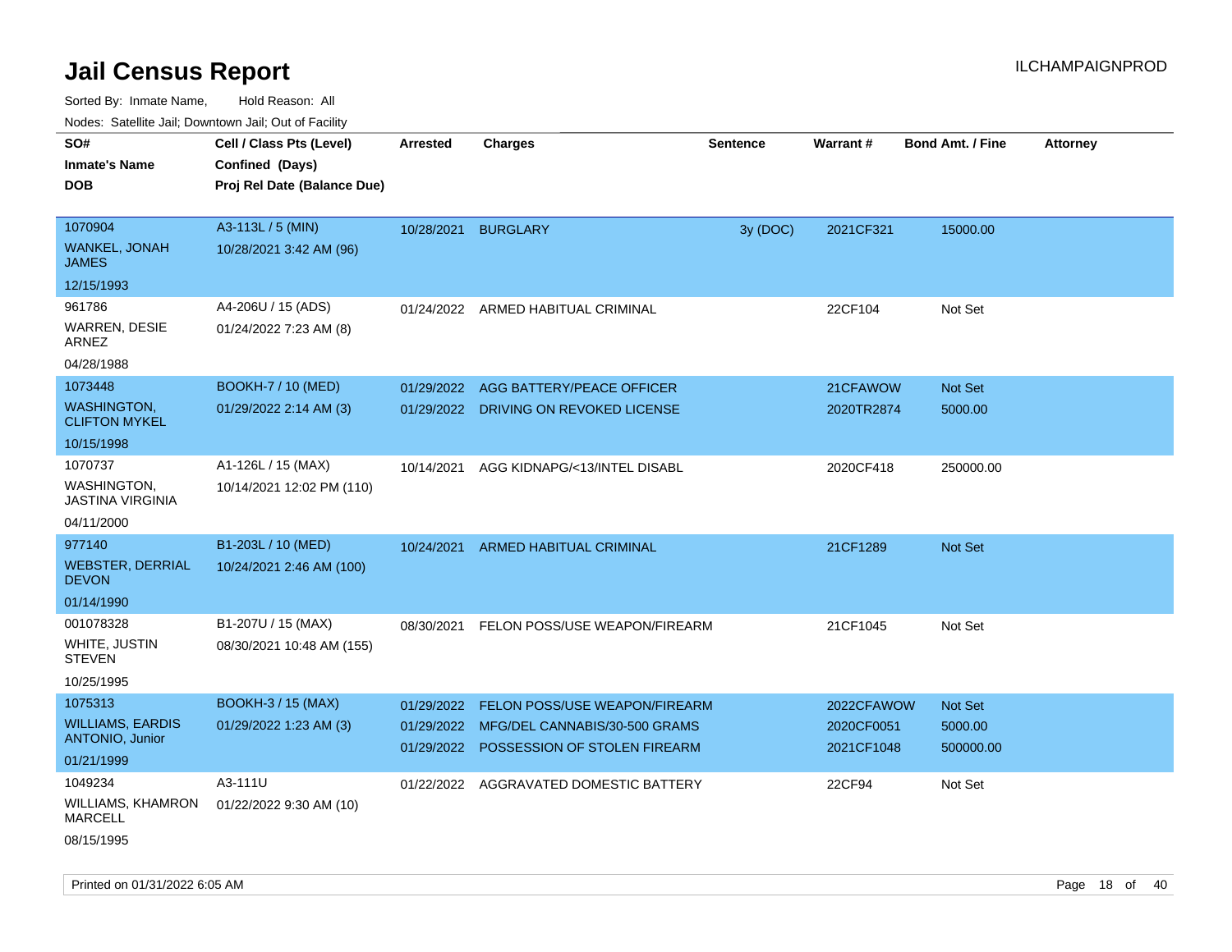# Jail Census Report

ILCHAMPAIGNPROD

Sorted By: Inmate Name, Hold Reason: All

Nodes: Satellite Jail; Downtown Jail; Out of Facility

| SO# / Inmate's Name / DOB | Cell / Class Pts (Level) / Confined (Days) / Proj Rel Date (Balance Due) | Arrested | Charges | Sentence | Warrant # | Bond Amt. / Fine | Attorney |
|---|---|---|---|---|---|---|---|
| 1070904<br>WANKEL, JONAH JAMES<br>12/15/1993 | A3-113L / 5 (MIN)<br>10/28/2021 3:42 AM (96) | 10/28/2021 | BURGLARY | 3y (DOC) | 2021CF321 | 15000.00 | |
| 961786<br>WARREN, DESIE ARNEZ<br>04/28/1988 | A4-206U / 15 (ADS)<br>01/24/2022 7:23 AM (8) | 01/24/2022 | ARMED HABITUAL CRIMINAL | | 22CF104 | Not Set | |
| 1073448<br>WASHINGTON, CLIFTON MYKEL<br>10/15/1998 | BOOKH-7 / 10 (MED)<br>01/29/2022 2:14 AM (3) | 01/29/2022<br>01/29/2022 | AGG BATTERY/PEACE OFFICER<br>DRIVING ON REVOKED LICENSE | | 21CFAWOW<br>2020TR2874 | Not Set<br>5000.00 | |
| 1070737<br>WASHINGTON, JASTINA VIRGINIA<br>04/11/2000 | A1-126L / 15 (MAX)<br>10/14/2021 12:02 PM (110) | 10/14/2021 | AGG KIDNAPG/<13/INTEL DISABL | | 2020CF418 | 250000.00 | |
| 977140<br>WEBSTER, DERRIAL DEVON<br>01/14/1990 | B1-203L / 10 (MED)<br>10/24/2021 2:46 AM (100) | 10/24/2021 | ARMED HABITUAL CRIMINAL | | 21CF1289 | Not Set | |
| 001078328<br>WHITE, JUSTIN STEVEN<br>10/25/1995 | B1-207U / 15 (MAX)<br>08/30/2021 10:48 AM (155) | 08/30/2021 | FELON POSS/USE WEAPON/FIREARM | | 21CF1045 | Not Set | |
| 1075313<br>WILLIAMS, EARDIS ANTONIO, Junior<br>01/21/1999 | BOOKH-3 / 15 (MAX)<br>01/29/2022 1:23 AM (3) | 01/29/2022<br>01/29/2022<br>01/29/2022 | FELON POSS/USE WEAPON/FIREARM<br>MFG/DEL CANNABIS/30-500 GRAMS<br>POSSESSION OF STOLEN FIREARM | | 2022CFAWOW<br>2020CF0051<br>2021CF1048 | Not Set<br>5000.00<br>500000.00 | |
| 1049234<br>WILLIAMS, KHAMRON MARCELL<br>08/15/1995 | A3-111U<br>01/22/2022 9:30 AM (10) | 01/22/2022 | AGGRAVATED DOMESTIC BATTERY | | 22CF94 | Not Set | |

Printed on 01/31/2022 6:05 AM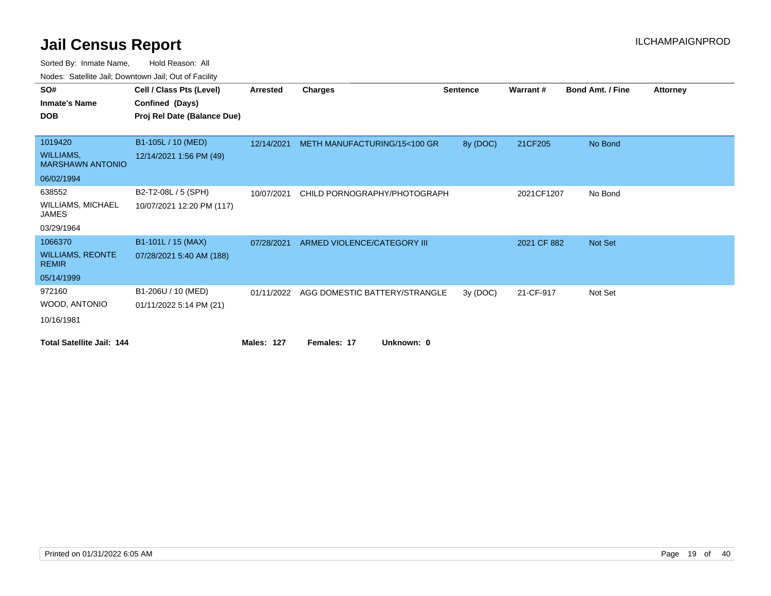# Jail Census Report

ILCHAMPAIGNPROD

Sorted By: Inmate Name, Hold Reason: All

Nodes: Satellite Jail; Downtown Jail; Out of Facility

| SO# / Inmate's Name / DOB | Cell / Class Pts (Level) / Confined (Days) / Proj Rel Date (Balance Due) | Arrested | Charges | Sentence | Warrant # | Bond Amt. / Fine | Attorney |
|---|---|---|---|---|---|---|---|
| 1019420<br>WILLIAMS, MARSHAWN ANTONIO<br>06/02/1994 | B1-105L / 10 (MED)<br>12/14/2021 1:56 PM (49) | 12/14/2021 | METH MANUFACTURING/15<100 GR | 8y (DOC) | 21CF205 | No Bond | |
| 638552<br>WILLIAMS, MICHAEL JAMES<br>03/29/1964 | B2-T2-08L / 5 (SPH)<br>10/07/2021 12:20 PM (117) | 10/07/2021 | CHILD PORNOGRAPHY/PHOTOGRAPH | | 2021CF1207 | No Bond | |
| 1066370<br>WILLIAMS, REONTE REMIR<br>05/14/1999 | B1-101L / 15 (MAX)<br>07/28/2021 5:40 AM (188) | 07/28/2021 | ARMED VIOLENCE/CATEGORY III | | 2021 CF 882 | Not Set | |
| 972160<br>WOOD, ANTONIO<br>10/16/1981 | B1-206U / 10 (MED)<br>01/11/2022 5:14 PM (21) | 01/11/2022 | AGG DOMESTIC BATTERY/STRANGLE | 3y (DOC) | 21-CF-917 | Not Set | |

**Total Satellite Jail: 144** **Males: 127** **Females: 17** **Unknown: 0**

Printed on 01/31/2022 6:05 AM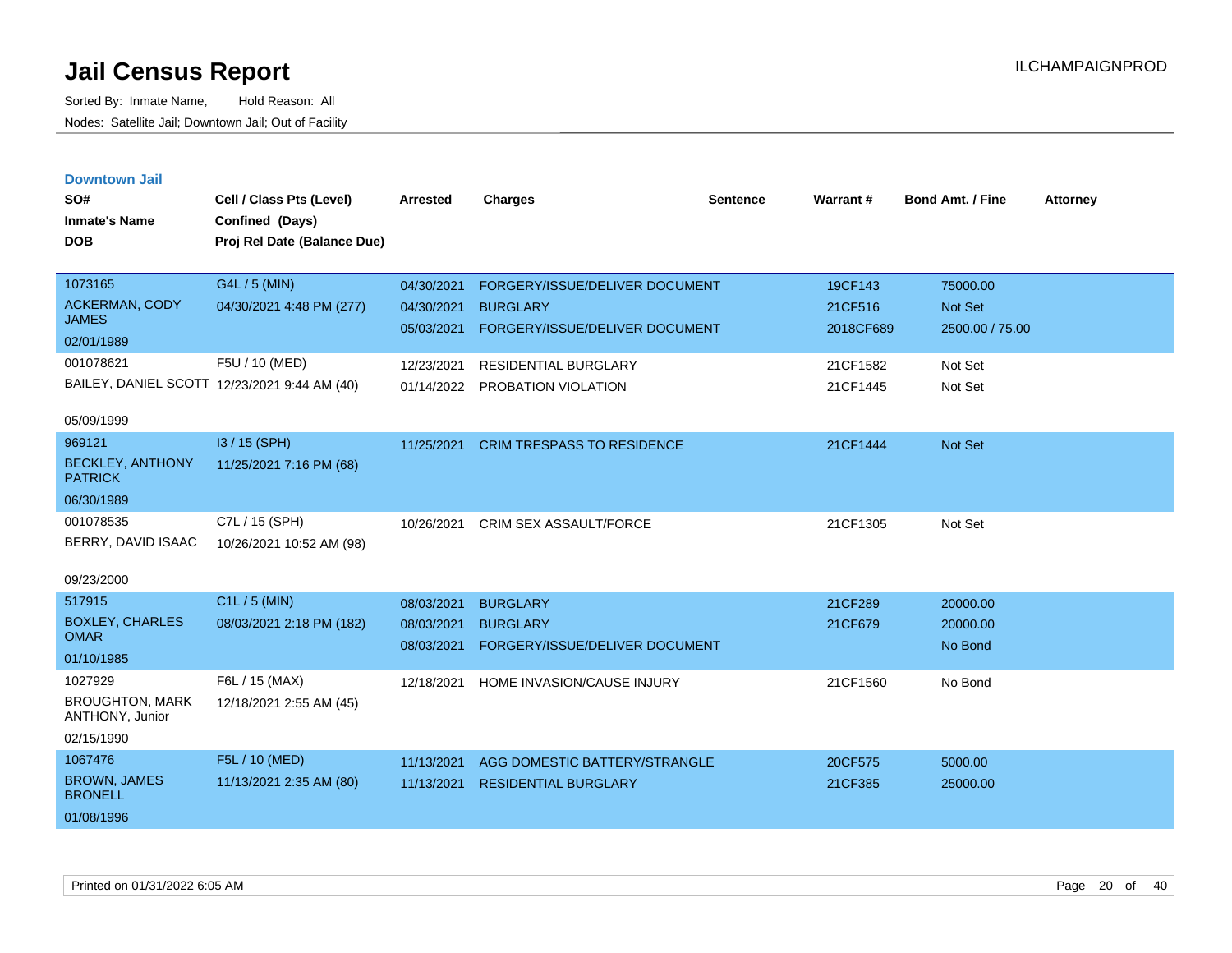# Jail Census Report

Sorted By: Inmate Name, Hold Reason: All

Nodes: Satellite Jail; Downtown Jail; Out of Facility

ILCHAMPAIGNPROD

## Downtown Jail

| SO# / Inmate's Name / DOB | Cell / Class Pts (Level) / Confined (Days) / Proj Rel Date (Balance Due) | Arrested | Charges | Sentence | Warrant # | Bond Amt. / Fine | Attorney |
|---|---|---|---|---|---|---|---|
| 1073165<br>ACKERMAN, CODY JAMES<br>02/01/1989 | G4L / 5 (MIN)<br>04/30/2021 4:48 PM (277) | 04/30/2021<br>04/30/2021<br>05/03/2021 | FORGERY/ISSUE/DELIVER DOCUMENT<br>BURGLARY<br>FORGERY/ISSUE/DELIVER DOCUMENT | | 19CF143<br>21CF516<br>2018CF689 | 75000.00<br>Not Set<br>2500.00 / 75.00 | |
| 001078621<br>BAILEY, DANIEL SCOTT<br>05/09/1999 | F5U / 10 (MED)<br>12/23/2021 9:44 AM (40) | 12/23/2021<br>01/14/2022 | RESIDENTIAL BURGLARY<br>PROBATION VIOLATION | | 21CF1582<br>21CF1445 | Not Set<br>Not Set | |
| 969121<br>BECKLEY, ANTHONY PATRICK<br>06/30/1989 | I3 / 15 (SPH)<br>11/25/2021 7:16 PM (68) | 11/25/2021 | CRIM TRESPASS TO RESIDENCE | | 21CF1444 | Not Set | |
| 001078535<br>BERRY, DAVID ISAAC<br>09/23/2000 | C7L / 15 (SPH)<br>10/26/2021 10:52 AM (98) | 10/26/2021 | CRIM SEX ASSAULT/FORCE | | 21CF1305 | Not Set | |
| 517915<br>BOXLEY, CHARLES OMAR<br>01/10/1985 | C1L / 5 (MIN)<br>08/03/2021 2:18 PM (182) | 08/03/2021<br>08/03/2021<br>08/03/2021 | BURGLARY<br>BURGLARY<br>FORGERY/ISSUE/DELIVER DOCUMENT | | 21CF289<br>21CF679 | 20000.00<br>20000.00<br>No Bond | |
| 1027929<br>BROUGHTON, MARK ANTHONY, Junior<br>02/15/1990 | F6L / 15 (MAX)<br>12/18/2021 2:55 AM (45) | 12/18/2021 | HOME INVASION/CAUSE INJURY | | 21CF1560 | No Bond | |
| 1067476<br>BROWN, JAMES BRONELL<br>01/08/1996 | F5L / 10 (MED)<br>11/13/2021 2:35 AM (80) | 11/13/2021<br>11/13/2021 | AGG DOMESTIC BATTERY/STRANGLE<br>RESIDENTIAL BURGLARY | | 20CF575<br>21CF385 | 5000.00<br>25000.00 | |

Printed on 01/31/2022 6:05 AM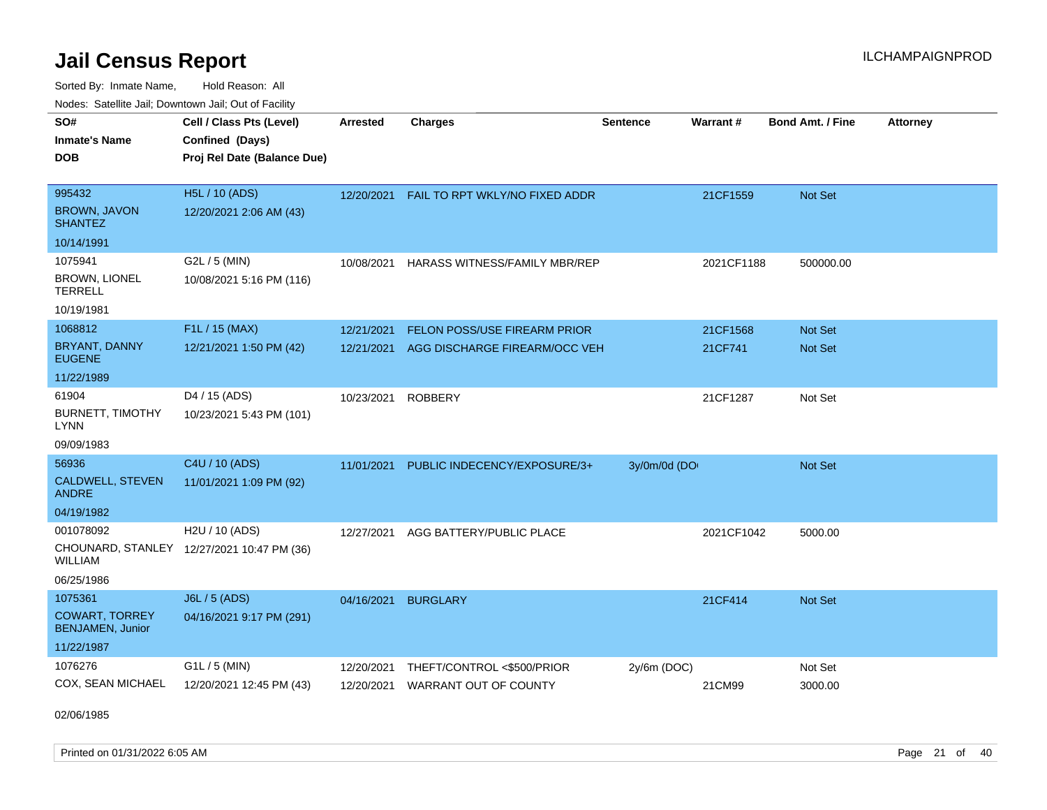# Jail Census Report

ILCHAMPAIGNPROD

Sorted By: Inmate Name, Hold Reason: All

Nodes: Satellite Jail; Downtown Jail; Out of Facility

| SO# / Inmate's Name / DOB | Cell / Class Pts (Level) / Confined (Days) / Proj Rel Date (Balance Due) | Arrested | Charges | Sentence | Warrant # | Bond Amt. / Fine | Attorney |
|---|---|---|---|---|---|---|---|
| 995432<br>BROWN, JAVON SHANTEZ<br>10/14/1991 | H5L / 10 (ADS)<br>12/20/2021 2:06 AM (43) | 12/20/2021 | FAIL TO RPT WKLY/NO FIXED ADDR | | 21CF1559 | Not Set | |
| 1075941<br>BROWN, LIONEL TERRELL<br>10/19/1981 | G2L / 5 (MIN)<br>10/08/2021 5:16 PM (116) | 10/08/2021 | HARASS WITNESS/FAMILY MBR/REP | | 2021CF1188 | 500000.00 | |
| 1068812<br>BRYANT, DANNY EUGENE<br>11/22/1989 | F1L / 15 (MAX)<br>12/21/2021 1:50 PM (42) | 12/21/2021 | FELON POSS/USE FIREARM PRIOR | | 21CF1568 | Not Set | |
| | | 12/21/2021 | AGG DISCHARGE FIREARM/OCC VEH | | 21CF741 | Not Set | |
| 61904<br>BURNETT, TIMOTHY LYNN<br>09/09/1983 | D4 / 15 (ADS)<br>10/23/2021 5:43 PM (101) | 10/23/2021 | ROBBERY | | 21CF1287 | Not Set | |
| 56936<br>CALDWELL, STEVEN ANDRE<br>04/19/1982 | C4U / 10 (ADS)<br>11/01/2021 1:09 PM (92) | 11/01/2021 | PUBLIC INDECENCY/EXPOSURE/3+ | 3y/0m/0d (DO | | Not Set | |
| 001078092<br>CHOUNARD, STANLEY WILLIAM<br>06/25/1986 | H2U / 10 (ADS)<br>12/27/2021 10:47 PM (36) | 12/27/2021 | AGG BATTERY/PUBLIC PLACE | | 2021CF1042 | 5000.00 | |
| 1075361<br>COWART, TORREY BENJAMEN, Junior<br>11/22/1987 | J6L / 5 (ADS)<br>04/16/2021 9:17 PM (291) | 04/16/2021 | BURGLARY | | 21CF414 | Not Set | |
| 1076276<br>COX, SEAN MICHAEL<br>02/06/1985 | G1L / 5 (MIN)<br>12/20/2021 12:45 PM (43) | 12/20/2021 | THEFT/CONTROL <$500/PRIOR | 2y/6m (DOC) | | Not Set | |
| | | 12/20/2021 | WARRANT OUT OF COUNTY | | 21CM99 | 3000.00 | |

Printed on 01/31/2022 6:05 AM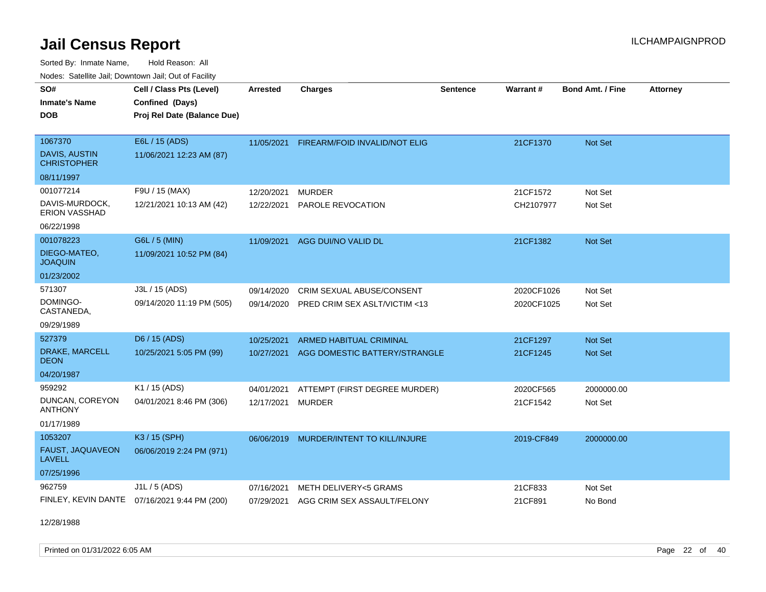# Jail Census Report

ILCHAMPAIGNPROD

Sorted By: Inmate Name, Hold Reason: All

Nodes: Satellite Jail; Downtown Jail; Out of Facility

| SO# / Inmate's Name / DOB | Cell / Class Pts (Level) / Confined (Days) / Proj Rel Date (Balance Due) | Arrested | Charges | Sentence | Warrant # | Bond Amt. / Fine | Attorney |
|---|---|---|---|---|---|---|---|
| 1067370<br>DAVIS, AUSTIN CHRISTOPHER<br>08/11/1997 | E6L / 15 (ADS)<br>11/06/2021 12:23 AM (87) | 11/05/2021 | FIREARM/FOID INVALID/NOT ELIG | | 21CF1370 | Not Set | |
| 001077214<br>DAVIS-MURDOCK, ERION VASSHAD<br>06/22/1998 | F9U / 15 (MAX)<br>12/21/2021 10:13 AM (42) | 12/20/2021 | MURDER | | 21CF1572 | Not Set | |
| | | 12/22/2021 | PAROLE REVOCATION | | CH2107977 | Not Set | |
| 001078223<br>DIEGO-MATEO, JOAQUIN<br>01/23/2002 | G6L / 5 (MIN)<br>11/09/2021 10:52 PM (84) | 11/09/2021 | AGG DUI/NO VALID DL | | 21CF1382 | Not Set | |
| 571307<br>DOMINGO-CASTANEDA,<br>09/29/1989 | J3L / 15 (ADS)<br>09/14/2020 11:19 PM (505) | 09/14/2020 | CRIM SEXUAL ABUSE/CONSENT | | 2020CF1026 | Not Set | |
| | | 09/14/2020 | PRED CRIM SEX ASLT/VICTIM <13 | | 2020CF1025 | Not Set | |
| 527379<br>DRAKE, MARCELL DEON<br>04/20/1987 | D6 / 15 (ADS)<br>10/25/2021 5:05 PM (99) | 10/25/2021 | ARMED HABITUAL CRIMINAL | | 21CF1297 | Not Set | |
| | | 10/27/2021 | AGG DOMESTIC BATTERY/STRANGLE | | 21CF1245 | Not Set | |
| 959292<br>DUNCAN, COREYON ANTHONY<br>01/17/1989 | K1 / 15 (ADS)<br>04/01/2021 8:46 PM (306) | 04/01/2021 | ATTEMPT (FIRST DEGREE MURDER) | | 2020CF565 | 2000000.00 | |
| | | 12/17/2021 | MURDER | | 21CF1542 | Not Set | |
| 1053207<br>FAUST, JAQUAVEON LAVELL<br>07/25/1996 | K3 / 15 (SPH)<br>06/06/2019 2:24 PM (971) | 06/06/2019 | MURDER/INTENT TO KILL/INJURE | | 2019-CF849 | 2000000.00 | |
| 962759<br>FINLEY, KEVIN DANTE<br>12/28/1988 | J1L / 5 (ADS)<br>07/16/2021 9:44 PM (200) | 07/16/2021 | METH DELIVERY<5 GRAMS | | 21CF833 | Not Set | |
| | | 07/29/2021 | AGG CRIM SEX ASSAULT/FELONY | | 21CF891 | No Bond | |

Printed on 01/31/2022 6:05 AM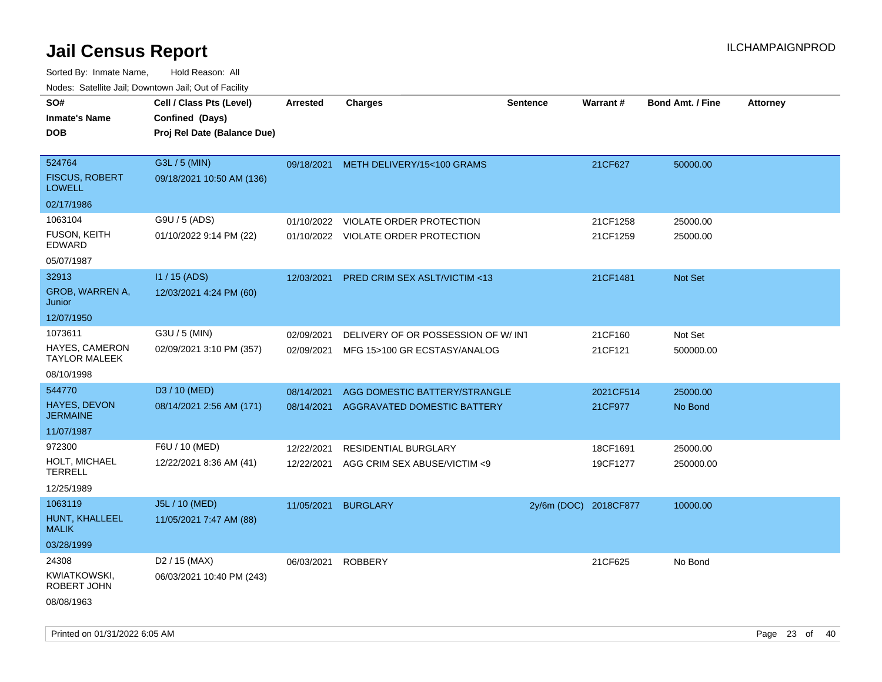# Jail Census Report

ILCHAMPAIGNPROD

Sorted By: Inmate Name, Hold Reason: All

Nodes: Satellite Jail; Downtown Jail; Out of Facility

| SO# / Inmate's Name / DOB | Cell / Class Pts (Level) / Confined (Days) / Proj Rel Date (Balance Due) | Arrested | Charges | Sentence | Warrant # | Bond Amt. / Fine | Attorney |
|---|---|---|---|---|---|---|---|
| 524764<br>FISCUS, ROBERT LOWELL<br>02/17/1986 | G3L / 5 (MIN)<br>09/18/2021 10:50 AM (136) | 09/18/2021 | METH DELIVERY/15<100 GRAMS | | 21CF627 | 50000.00 | |
| 1063104<br>FUSON, KEITH EDWARD<br>05/07/1987 | G9U / 5 (ADS)<br>01/10/2022 9:14 PM (22) | 01/10/2022 | VIOLATE ORDER PROTECTION | | 21CF1258 | 25000.00 | |
| | | 01/10/2022 | VIOLATE ORDER PROTECTION | | 21CF1259 | 25000.00 | |
| 32913<br>GROB, WARREN A, Junior<br>12/07/1950 | I1 / 15 (ADS)<br>12/03/2021 4:24 PM (60) | 12/03/2021 | PRED CRIM SEX ASLT/VICTIM <13 | | 21CF1481 | Not Set | |
| 1073611<br>HAYES, CAMERON TAYLOR MALEEK<br>08/10/1998 | G3U / 5 (MIN)<br>02/09/2021 3:10 PM (357) | 02/09/2021 | DELIVERY OF OR POSSESSION OF W/ INT | | 21CF160 | Not Set | |
| | | 02/09/2021 | MFG 15>100 GR ECSTASY/ANALOG | | 21CF121 | 500000.00 | |
| 544770<br>HAYES, DEVON JERMAINE<br>11/07/1987 | D3 / 10 (MED)<br>08/14/2021 2:56 AM (171) | 08/14/2021 | AGG DOMESTIC BATTERY/STRANGLE | | 2021CF514 | 25000.00 | |
| | | 08/14/2021 | AGGRAVATED DOMESTIC BATTERY | | 21CF977 | No Bond | |
| 972300<br>HOLT, MICHAEL TERRELL<br>12/25/1989 | F6U / 10 (MED)<br>12/22/2021 8:36 AM (41) | 12/22/2021 | RESIDENTIAL BURGLARY | | 18CF1691 | 25000.00 | |
| | | 12/22/2021 | AGG CRIM SEX ABUSE/VICTIM <9 | | 19CF1277 | 250000.00 | |
| 1063119<br>HUNT, KHALLEEL MALIK<br>03/28/1999 | J5L / 10 (MED)<br>11/05/2021 7:47 AM (88) | 11/05/2021 | BURGLARY | 2y/6m (DOC) | 2018CF877 | 10000.00 | |
| 24308<br>KWIATKOWSKI, ROBERT JOHN<br>08/08/1963 | D2 / 15 (MAX)<br>06/03/2021 10:40 PM (243) | 06/03/2021 | ROBBERY | | 21CF625 | No Bond | |

Printed on 01/31/2022 6:05 AM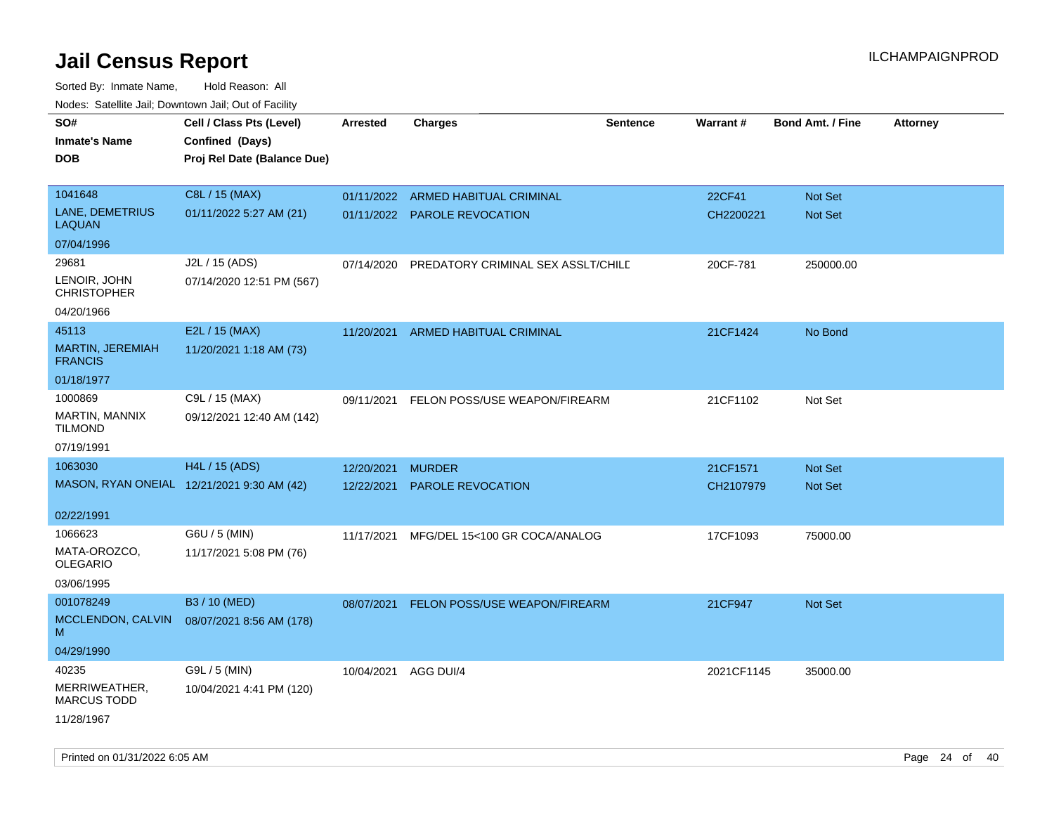# Jail Census Report

ILCHAMPAIGNPROD

Sorted By: Inmate Name, Hold Reason: All

Nodes: Satellite Jail; Downtown Jail; Out of Facility

| SO# / Inmate's Name / DOB | Cell / Class Pts (Level) / Confined (Days) / Proj Rel Date (Balance Due) | Arrested | Charges | Sentence | Warrant # | Bond Amt. / Fine | Attorney |
|---|---|---|---|---|---|---|---|
| 1041648 LANE, DEMETRIUS LAQUAN 07/04/1996 | C8L / 15 (MAX) 01/11/2022 5:27 AM (21) | 01/11/2022 | ARMED HABITUAL CRIMINAL | | 22CF41 | Not Set | |
| | | 01/11/2022 | PAROLE REVOCATION | | CH2200221 | Not Set | |
| 29681 LENOIR, JOHN CHRISTOPHER 04/20/1966 | J2L / 15 (ADS) 07/14/2020 12:51 PM (567) | 07/14/2020 | PREDATORY CRIMINAL SEX ASSLT/CHILD | | 20CF-781 | 250000.00 | |
| 45113 MARTIN, JEREMIAH FRANCIS 01/18/1977 | E2L / 15 (MAX) 11/20/2021 1:18 AM (73) | 11/20/2021 | ARMED HABITUAL CRIMINAL | | 21CF1424 | No Bond | |
| 1000869 MARTIN, MANNIX TILMOND 07/19/1991 | C9L / 15 (MAX) 09/12/2021 12:40 AM (142) | 09/11/2021 | FELON POSS/USE WEAPON/FIREARM | | 21CF1102 | Not Set | |
| 1063030 MASON, RYAN ONEIAL 02/22/1991 | H4L / 15 (ADS) 12/21/2021 9:30 AM (42) | 12/20/2021 | MURDER | | 21CF1571 | Not Set | |
| | | 12/22/2021 | PAROLE REVOCATION | | CH2107979 | Not Set | |
| 1066623 MATA-OROZCO, OLEGARIO 03/06/1995 | G6U / 5 (MIN) 11/17/2021 5:08 PM (76) | 11/17/2021 | MFG/DEL 15<100 GR COCA/ANALOG | | 17CF1093 | 75000.00 | |
| 001078249 MCCLENDON, CALVIN M 04/29/1990 | B3 / 10 (MED) 08/07/2021 8:56 AM (178) | 08/07/2021 | FELON POSS/USE WEAPON/FIREARM | | 21CF947 | Not Set | |
| 40235 MERRIWEATHER, MARCUS TODD 11/28/1967 | G9L / 5 (MIN) 10/04/2021 4:41 PM (120) | 10/04/2021 | AGG DUI/4 | | 2021CF1145 | 35000.00 | |

Printed on 01/31/2022 6:05 AM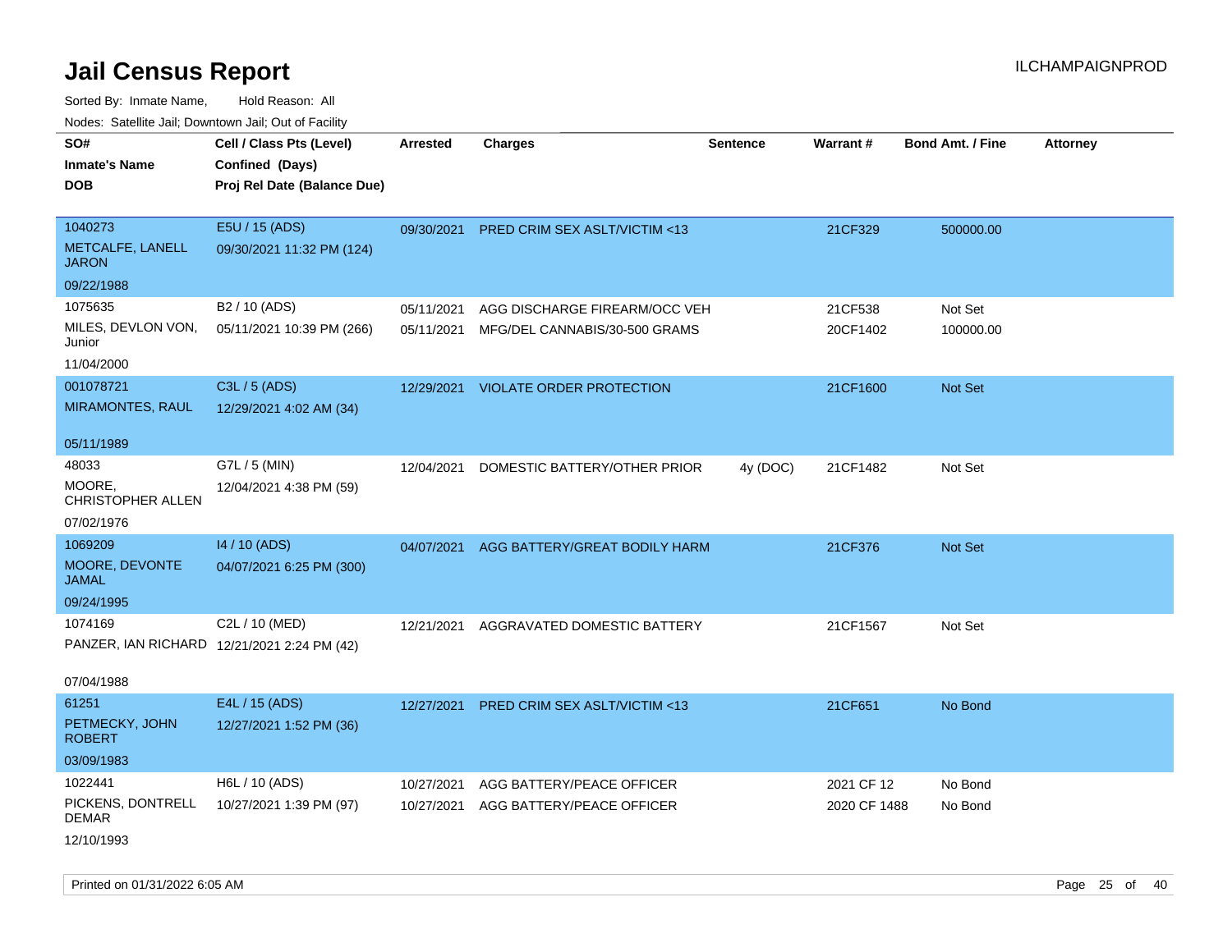# Jail Census Report

Sorted By: Inmate Name, Hold Reason: All

Nodes: Satellite Jail; Downtown Jail; Out of Facility

| SO#<br>Inmate's Name<br>DOB | Cell / Class Pts (Level)<br>Confined (Days)<br>Proj Rel Date (Balance Due) | Arrested | Charges | Sentence | Warrant # | Bond Amt. / Fine | Attorney |
|---|---|---|---|---|---|---|---|
| 1040273<br>METCALFE, LANELL JARON<br>09/22/1988 | E5U / 15 (ADS)<br>09/30/2021 11:32 PM (124) | 09/30/2021 | PRED CRIM SEX ASLT/VICTIM <13 | | 21CF329 | 500000.00 | |
| 1075635<br>MILES, DEVLON VON, Junior<br>11/04/2000 | B2 / 10 (ADS)<br>05/11/2021 10:39 PM (266) | 05/11/2021<br>05/11/2021 | AGG DISCHARGE FIREARM/OCC VEH<br>MFG/DEL CANNABIS/30-500 GRAMS | | 21CF538<br>20CF1402 | Not Set<br>100000.00 | |
| 001078721<br>MIRAMONTES, RAUL<br>05/11/1989 | C3L / 5 (ADS)<br>12/29/2021 4:02 AM (34) | 12/29/2021 | VIOLATE ORDER PROTECTION | | 21CF1600 | Not Set | |
| 48033<br>MOORE, CHRISTOPHER ALLEN<br>07/02/1976 | G7L / 5 (MIN)<br>12/04/2021 4:38 PM (59) | 12/04/2021 | DOMESTIC BATTERY/OTHER PRIOR | 4y (DOC) | 21CF1482 | Not Set | |
| 1069209<br>MOORE, DEVONTE JAMAL<br>09/24/1995 | I4 / 10 (ADS)<br>04/07/2021 6:25 PM (300) | 04/07/2021 | AGG BATTERY/GREAT BODILY HARM | | 21CF376 | Not Set | |
| 1074169<br>PANZER, IAN RICHARD<br>07/04/1988 | C2L / 10 (MED)<br>12/21/2021 2:24 PM (42) | 12/21/2021 | AGGRAVATED DOMESTIC BATTERY | | 21CF1567 | Not Set | |
| 61251<br>PETMECKY, JOHN ROBERT<br>03/09/1983 | E4L / 15 (ADS)<br>12/27/2021 1:52 PM (36) | 12/27/2021 | PRED CRIM SEX ASLT/VICTIM <13 | | 21CF651 | No Bond | |
| 1022441<br>PICKENS, DONTRELL DEMAR<br>12/10/1993 | H6L / 10 (ADS)<br>10/27/2021 1:39 PM (97) | 10/27/2021<br>10/27/2021 | AGG BATTERY/PEACE OFFICER<br>AGG BATTERY/PEACE OFFICER | | 2021 CF 12<br>2020 CF 1488 | No Bond<br>No Bond | |

Printed on 01/31/2022 6:05 AM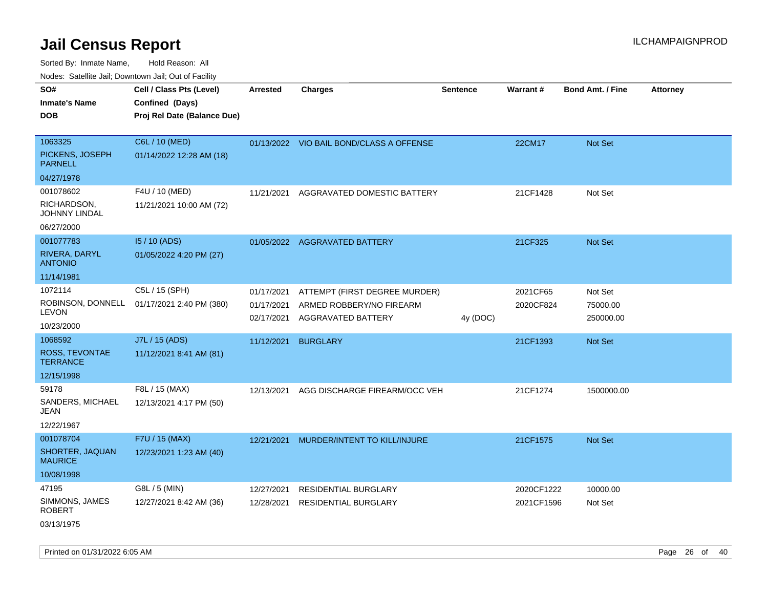# Jail Census Report

ILCHAMPAIGNPROD

Sorted By: Inmate Name, Hold Reason: All

Nodes: Satellite Jail; Downtown Jail; Out of Facility

| SO# / Inmate's Name / DOB | Cell / Class Pts (Level) / Confined (Days) / Proj Rel Date (Balance Due) | Arrested | Charges | Sentence | Warrant # | Bond Amt. / Fine | Attorney |
|---|---|---|---|---|---|---|---|
| 1063325<br>PICKENS, JOSEPH PARNELL<br>04/27/1978 | C6L / 10 (MED)<br>01/14/2022 12:28 AM (18) | 01/13/2022 | VIO BAIL BOND/CLASS A OFFENSE | | 22CM17 | Not Set | |
| 001078602<br>RICHARDSON, JOHNNY LINDAL<br>06/27/2000 | F4U / 10 (MED)<br>11/21/2021 10:00 AM (72) | 11/21/2021 | AGGRAVATED DOMESTIC BATTERY | | 21CF1428 | Not Set | |
| 001077783<br>RIVERA, DARYL ANTONIO<br>11/14/1981 | I5 / 10 (ADS)<br>01/05/2022 4:20 PM (27) | 01/05/2022 | AGGRAVATED BATTERY | | 21CF325 | Not Set | |
| 1072114<br>ROBINSON, DONNELL LEVON<br>10/23/2000 | C5L / 15 (SPH)<br>01/17/2021 2:40 PM (380) | 01/17/2021 | ATTEMPT (FIRST DEGREE MURDER) | | 2021CF65 | Not Set | |
| | | 01/17/2021 | ARMED ROBBERY/NO FIREARM | | 2020CF824 | 75000.00 | |
| | | 02/17/2021 | AGGRAVATED BATTERY | 4y (DOC) | | 250000.00 | |
| 1068592<br>ROSS, TEVONTAE TERRANCE<br>12/15/1998 | J7L / 15 (ADS)<br>11/12/2021 8:41 AM (81) | 11/12/2021 | BURGLARY | | 21CF1393 | Not Set | |
| 59178<br>SANDERS, MICHAEL JEAN<br>12/22/1967 | F8L / 15 (MAX)<br>12/13/2021 4:17 PM (50) | 12/13/2021 | AGG DISCHARGE FIREARM/OCC VEH | | 21CF1274 | 1500000.00 | |
| 001078704<br>SHORTER, JAQUAN MAURICE<br>10/08/1998 | F7U / 15 (MAX)<br>12/23/2021 1:23 AM (40) | 12/21/2021 | MURDER/INTENT TO KILL/INJURE | | 21CF1575 | Not Set | |
| 47195<br>SIMMONS, JAMES ROBERT<br>03/13/1975 | G8L / 5 (MIN)<br>12/27/2021 8:42 AM (36) | 12/27/2021 | RESIDENTIAL BURGLARY | | 2020CF1222 | 10000.00 | |
| | | 12/28/2021 | RESIDENTIAL BURGLARY | | 2021CF1596 | Not Set | |

Printed on 01/31/2022 6:05 AM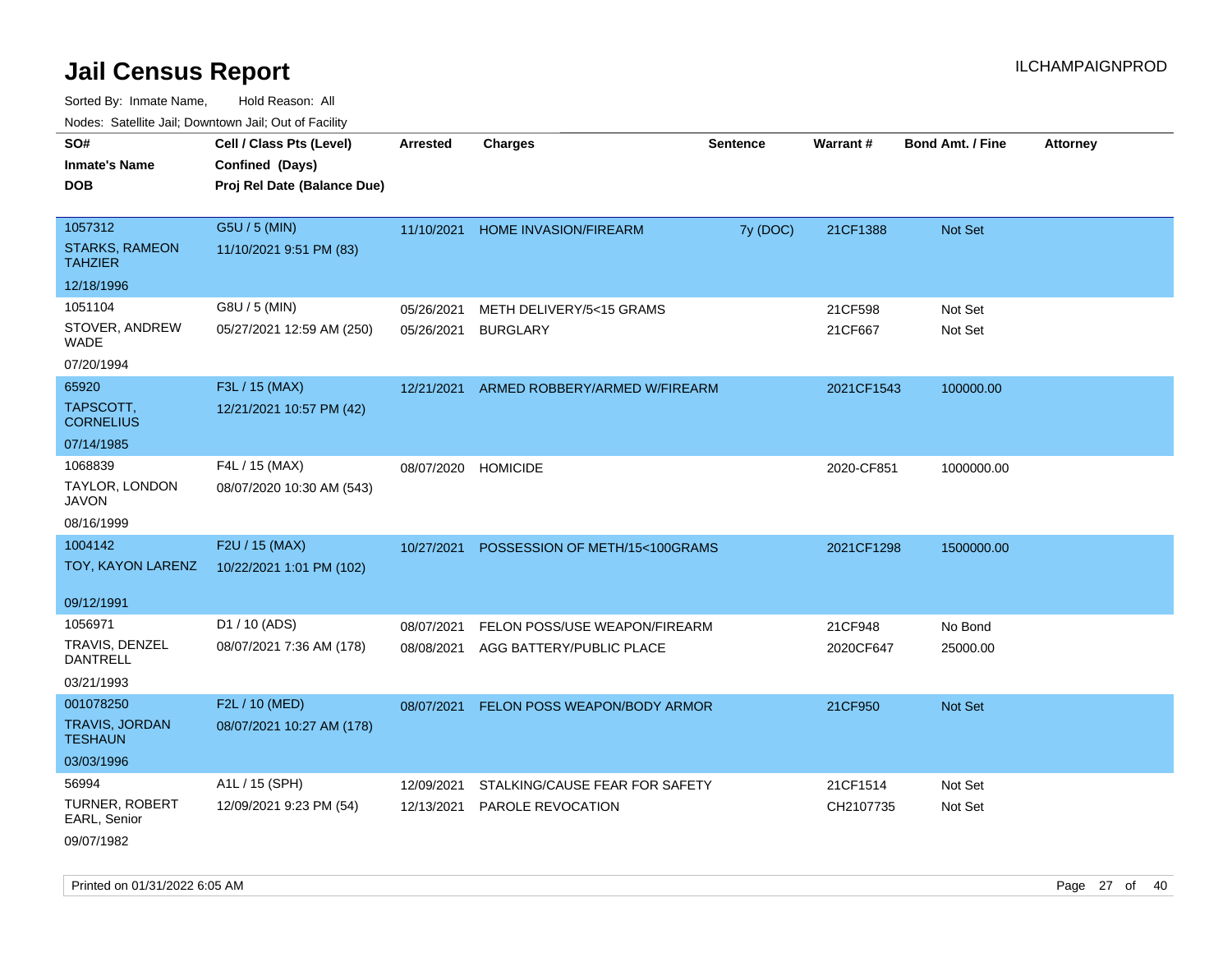# Jail Census Report

ILCHAMPAIGNPROD

Sorted By: Inmate Name, Hold Reason: All

Nodes: Satellite Jail; Downtown Jail; Out of Facility

| SO#<br>Inmate's Name<br>DOB | Cell / Class Pts (Level)<br>Confined (Days)<br>Proj Rel Date (Balance Due) | Arrested | Charges | Sentence | Warrant # | Bond Amt. / Fine | Attorney |
|---|---|---|---|---|---|---|---|
| 1057312<br>STARKS, RAMEON TAHZIER<br>12/18/1996 | G5U / 5 (MIN)<br>11/10/2021 9:51 PM (83) | 11/10/2021 | HOME INVASION/FIREARM | 7y (DOC) | 21CF1388 | Not Set | |
| 1051104<br>STOVER, ANDREW WADE<br>07/20/1994 | G8U / 5 (MIN)<br>05/27/2021 12:59 AM (250) | 05/26/2021<br>05/26/2021 | METH DELIVERY/5<15 GRAMS<br>BURGLARY | | 21CF598<br>21CF667 | Not Set<br>Not Set | |
| 65920<br>TAPSCOTT, CORNELIUS<br>07/14/1985 | F3L / 15 (MAX)<br>12/21/2021 10:57 PM (42) | 12/21/2021 | ARMED ROBBERY/ARMED W/FIREARM | | 2021CF1543 | 100000.00 | |
| 1068839<br>TAYLOR, LONDON JAVON<br>08/16/1999 | F4L / 15 (MAX)<br>08/07/2020 10:30 AM (543) | 08/07/2020 | HOMICIDE | | 2020-CF851 | 1000000.00 | |
| 1004142<br>TOY, KAYON LARENZ<br>09/12/1991 | F2U / 15 (MAX)<br>10/22/2021 1:01 PM (102) | 10/27/2021 | POSSESSION OF METH/15<100GRAMS | | 2021CF1298 | 1500000.00 | |
| 1056971<br>TRAVIS, DENZEL DANTRELL<br>03/21/1993 | D1 / 10 (ADS)<br>08/07/2021 7:36 AM (178) | 08/07/2021<br>08/08/2021 | FELON POSS/USE WEAPON/FIREARM<br>AGG BATTERY/PUBLIC PLACE | | 21CF948<br>2020CF647 | No Bond<br>25000.00 | |
| 001078250<br>TRAVIS, JORDAN TESHAUN<br>03/03/1996 | F2L / 10 (MED)<br>08/07/2021 10:27 AM (178) | 08/07/2021 | FELON POSS WEAPON/BODY ARMOR | | 21CF950 | Not Set | |
| 56994<br>TURNER, ROBERT EARL, Senior<br>09/07/1982 | A1L / 15 (SPH)<br>12/09/2021 9:23 PM (54) | 12/09/2021<br>12/13/2021 | STALKING/CAUSE FEAR FOR SAFETY<br>PAROLE REVOCATION | | 21CF1514<br>CH2107735 | Not Set<br>Not Set | |

Printed on 01/31/2022 6:05 AM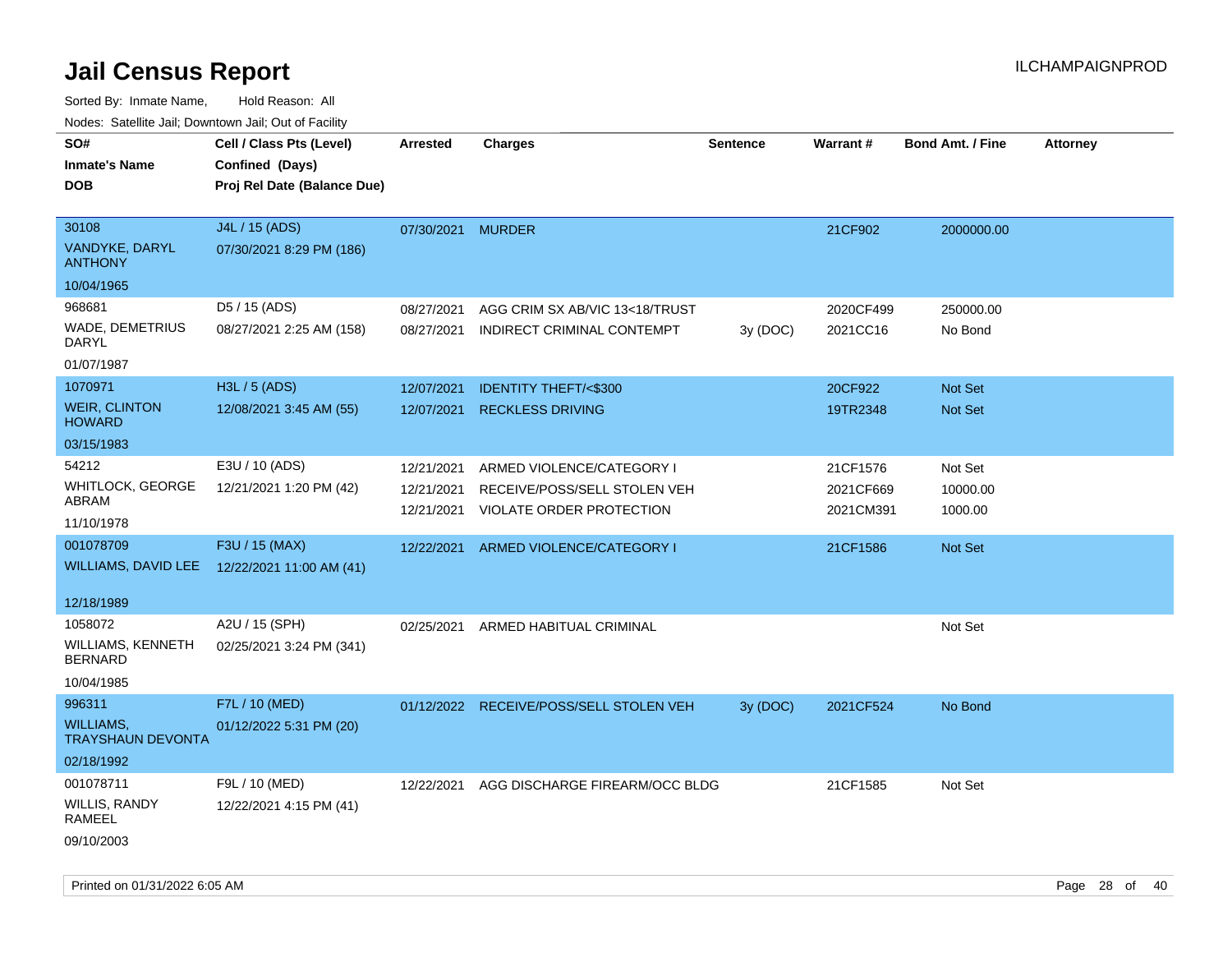# Jail Census Report

ILCHAMPAIGNPROD

Sorted By: Inmate Name, Hold Reason: All

Nodes: Satellite Jail; Downtown Jail; Out of Facility

| SO# / Inmate's Name / DOB | Cell / Class Pts (Level) / Confined (Days) / Proj Rel Date (Balance Due) | Arrested | Charges | Sentence | Warrant # | Bond Amt. / Fine | Attorney |
|---|---|---|---|---|---|---|---|
| 30108<br>VANDYKE, DARYL ANTHONY<br>10/04/1965 | J4L / 15 (ADS)<br>07/30/2021 8:29 PM (186) | 07/30/2021 | MURDER | | 21CF902 | 2000000.00 | |
| 968681<br>WADE, DEMETRIUS DARYL<br>01/07/1987 | D5 / 15 (ADS)<br>08/27/2021 2:25 AM (158) | 08/27/2021<br>08/27/2021 | AGG CRIM SX AB/VIC 13<18/TRUST<br>INDIRECT CRIMINAL CONTEMPT | <br>3y (DOC) | 2020CF499<br>2021CC16 | 250000.00<br>No Bond | |
| 1070971<br>WEIR, CLINTON HOWARD<br>03/15/1983 | H3L / 5 (ADS)<br>12/08/2021 3:45 AM (55) | 12/07/2021<br>12/07/2021 | IDENTITY THEFT/<$300<br>RECKLESS DRIVING | | 20CF922<br>19TR2348 | Not Set<br>Not Set | |
| 54212<br>WHITLOCK, GEORGE ABRAM<br>11/10/1978 | E3U / 10 (ADS)<br>12/21/2021 1:20 PM (42) | 12/21/2021<br>12/21/2021<br>12/21/2021 | ARMED VIOLENCE/CATEGORY I<br>RECEIVE/POSS/SELL STOLEN VEH<br>VIOLATE ORDER PROTECTION | | 21CF1576<br>2021CF669<br>2021CM391 | Not Set<br>10000.00<br>1000.00 | |
| 001078709<br>WILLIAMS, DAVID LEE<br>12/18/1989 | F3U / 15 (MAX)<br>12/22/2021 11:00 AM (41) | 12/22/2021 | ARMED VIOLENCE/CATEGORY I | | 21CF1586 | Not Set | |
| 1058072<br>WILLIAMS, KENNETH BERNARD<br>10/04/1985 | A2U / 15 (SPH)<br>02/25/2021 3:24 PM (341) | 02/25/2021 | ARMED HABITUAL CRIMINAL | | | Not Set | |
| 996311<br>WILLIAMS, TRAYSHAUN DEVONTA<br>02/18/1992 | F7L / 10 (MED)<br>01/12/2022 5:31 PM (20) | 01/12/2022 | RECEIVE/POSS/SELL STOLEN VEH | 3y (DOC) | 2021CF524 | No Bond | |
| 001078711<br>WILLIS, RANDY RAMEEL<br>09/10/2003 | F9L / 10 (MED)<br>12/22/2021 4:15 PM (41) | 12/22/2021 | AGG DISCHARGE FIREARM/OCC BLDG | | 21CF1585 | Not Set | |

Printed on 01/31/2022 6:05 AM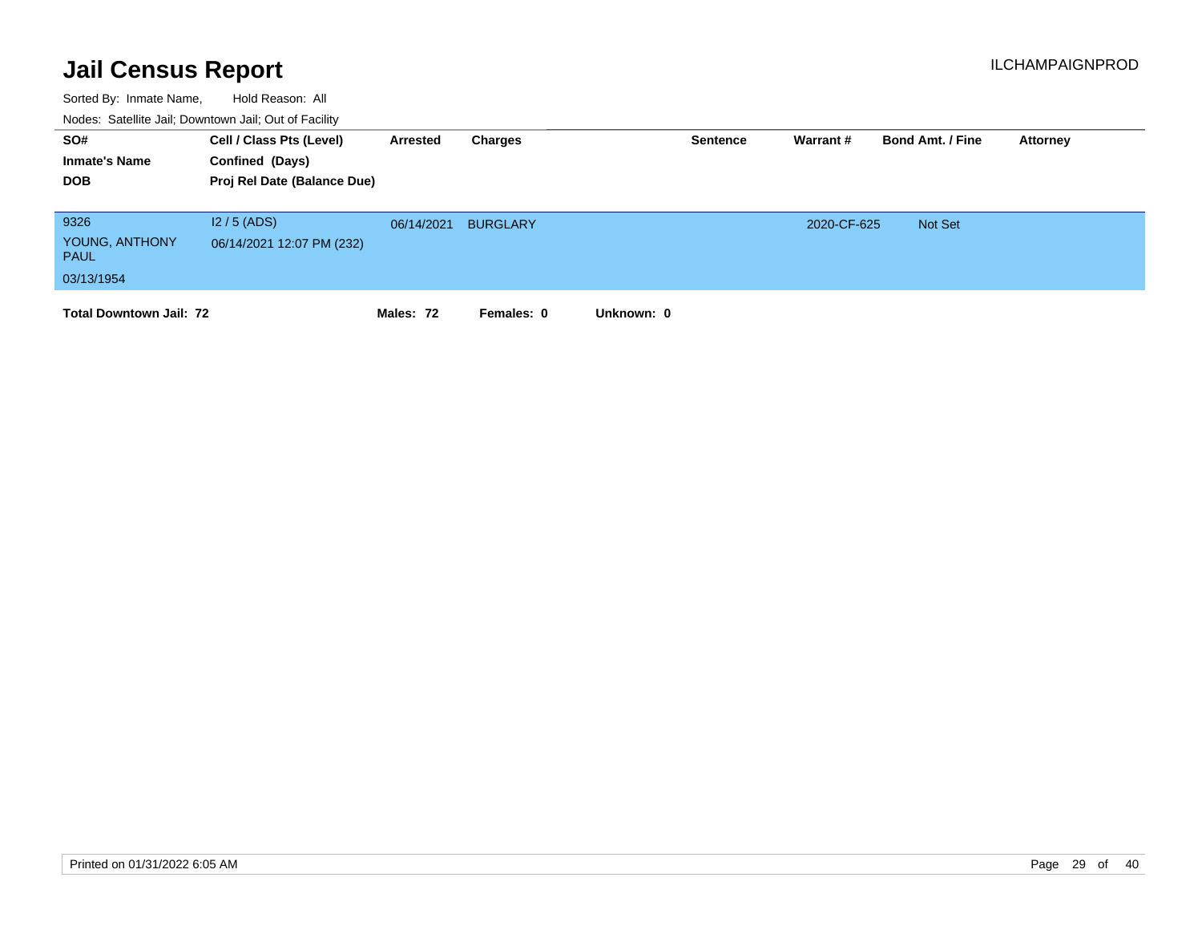# Jail Census Report

ILCHAMPAIGNPROD

Sorted By: Inmate Name, Hold Reason: All

Nodes: Satellite Jail; Downtown Jail; Out of Facility

| SO# / Inmate's Name / DOB | Cell / Class Pts (Level) / Confined (Days) / Proj Rel Date (Balance Due) | Arrested | Charges | Sentence | Warrant # | Bond Amt. / Fine | Attorney |
|---|---|---|---|---|---|---|---|
| 9326<br>YOUNG, ANTHONY PAUL<br>03/13/1954 | I2 / 5 (ADS)<br>06/14/2021 12:07 PM (232) | 06/14/2021 | BURGLARY | | 2020-CF-625 | Not Set | |

**Total Downtown Jail: 72** **Males: 72** **Females: 0** **Unknown: 0**

Printed on 01/31/2022 6:05 AM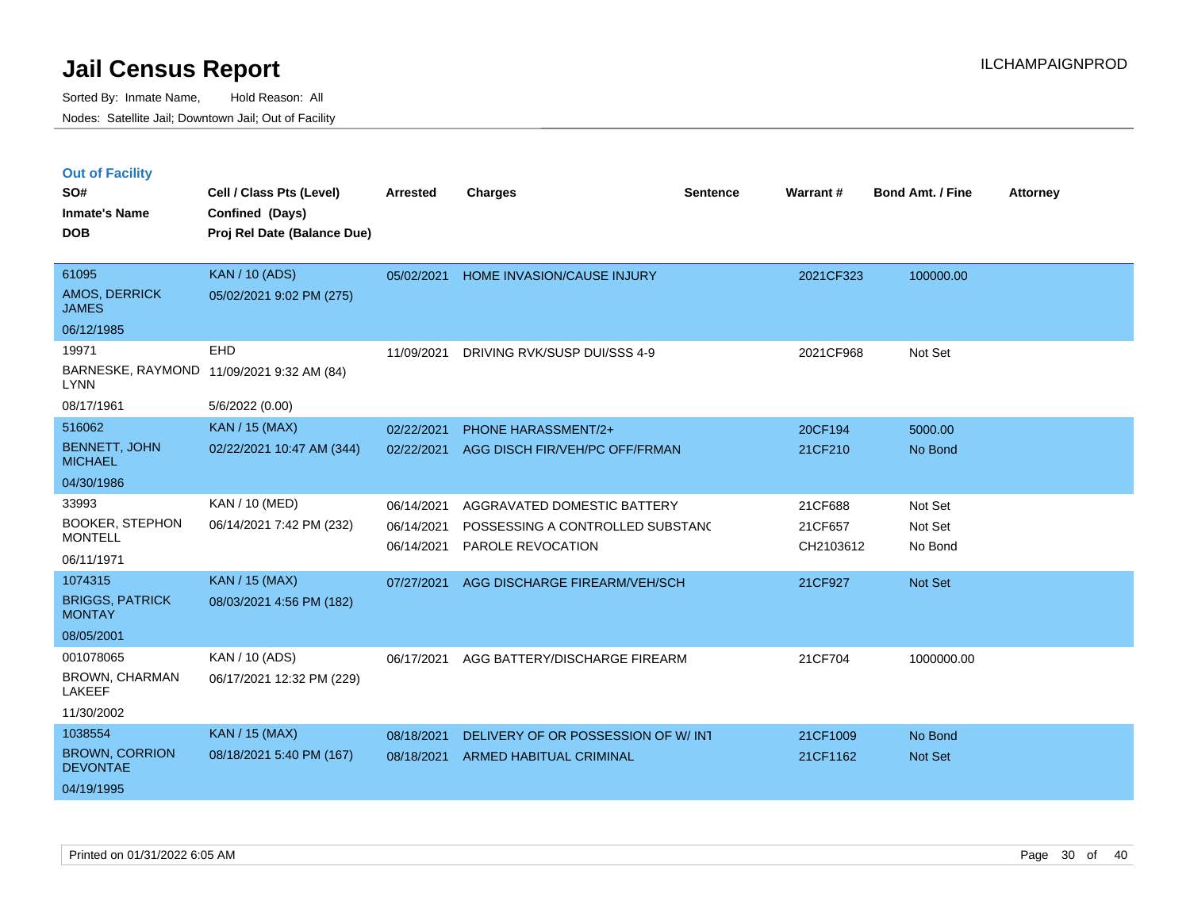# Jail Census Report

Sorted By: Inmate Name, Hold Reason: All

Nodes: Satellite Jail; Downtown Jail; Out of Facility

ILCHAMPAIGNPROD

## Out of Facility

| SO# / Inmate's Name / DOB | Cell / Class Pts (Level) / Confined (Days) / Proj Rel Date (Balance Due) | Arrested | Charges | Sentence | Warrant # | Bond Amt. / Fine | Attorney |
|---|---|---|---|---|---|---|---|
| 61095<br>AMOS, DERRICK JAMES<br>06/12/1985 | KAN / 10 (ADS)<br>05/02/2021 9:02 PM (275) | 05/02/2021 | HOME INVASION/CAUSE INJURY | | 2021CF323 | 100000.00 | |
| 19971<br>BARNESKE, RAYMOND LYNN<br>08/17/1961 | EHD<br>11/09/2021 9:32 AM (84)<br>5/6/2022 (0.00) | 11/09/2021 | DRIVING RVK/SUSP DUI/SSS 4-9 | | 2021CF968 | Not Set | |
| 516062<br>BENNETT, JOHN MICHAEL<br>04/30/1986 | KAN / 15 (MAX)<br>02/22/2021 10:47 AM (344) | 02/22/2021<br>02/22/2021 | PHONE HARASSMENT/2+<br>AGG DISCH FIR/VEH/PC OFF/FRMAN | | 20CF194<br>21CF210 | 5000.00<br>No Bond | |
| 33993<br>BOOKER, STEPHON MONTELL<br>06/11/1971 | KAN / 10 (MED)<br>06/14/2021 7:42 PM (232) | 06/14/2021<br>06/14/2021<br>06/14/2021 | AGGRAVATED DOMESTIC BATTERY<br>POSSESSING A CONTROLLED SUBSTANC<br>PAROLE REVOCATION | | 21CF688<br>21CF657<br>CH2103612 | Not Set<br>Not Set<br>No Bond | |
| 1074315<br>BRIGGS, PATRICK MONTAY<br>08/05/2001 | KAN / 15 (MAX)<br>08/03/2021 4:56 PM (182) | 07/27/2021 | AGG DISCHARGE FIREARM/VEH/SCH | | 21CF927 | Not Set | |
| 001078065<br>BROWN, CHARMAN LAKEEF<br>11/30/2002 | KAN / 10 (ADS)<br>06/17/2021 12:32 PM (229) | 06/17/2021 | AGG BATTERY/DISCHARGE FIREARM | | 21CF704 | 1000000.00 | |
| 1038554<br>BROWN, CORRION DEVONTAE<br>04/19/1995 | KAN / 15 (MAX)<br>08/18/2021 5:40 PM (167) | 08/18/2021<br>08/18/2021 | DELIVERY OF OR POSSESSION OF W/ INT<br>ARMED HABITUAL CRIMINAL | | 21CF1009<br>21CF1162 | No Bond<br>Not Set | |

Printed on 01/31/2022 6:05 AM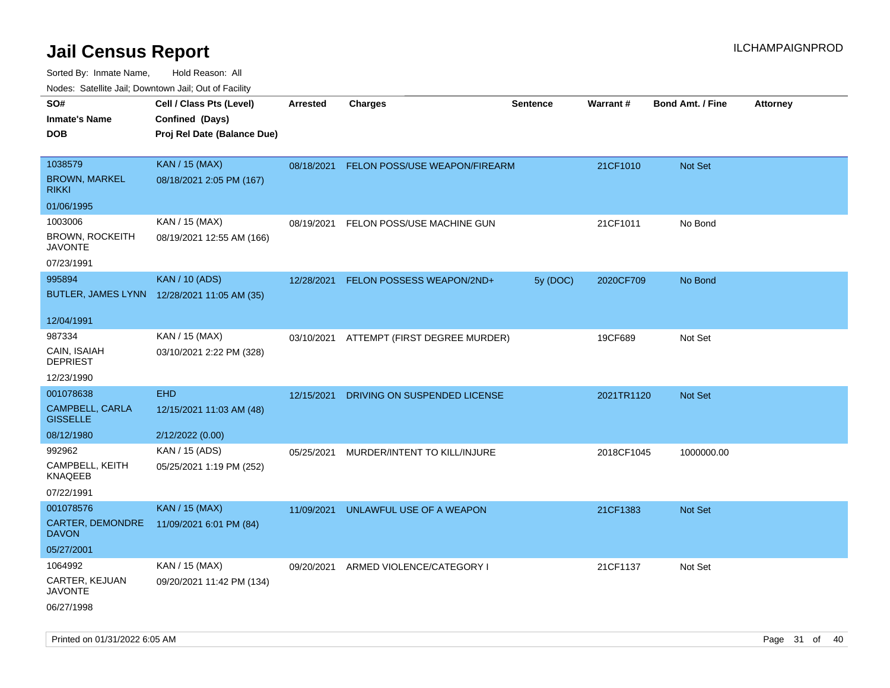# Jail Census Report

ILCHAMPAIGNPROD

Sorted By: Inmate Name, Hold Reason: All

Nodes: Satellite Jail; Downtown Jail; Out of Facility

| SO# / Inmate's Name / DOB | Cell / Class Pts (Level) / Confined (Days) / Proj Rel Date (Balance Due) | Arrested | Charges | Sentence | Warrant # | Bond Amt. / Fine | Attorney |
|---|---|---|---|---|---|---|---|
| 1038579<br>BROWN, MARKEL RIKKI<br>01/06/1995 | KAN / 15 (MAX)<br>08/18/2021 2:05 PM (167) | 08/18/2021 | FELON POSS/USE WEAPON/FIREARM | | 21CF1010 | Not Set | |
| 1003006<br>BROWN, ROCKEITH JAVONTE<br>07/23/1991 | KAN / 15 (MAX)<br>08/19/2021 12:55 AM (166) | 08/19/2021 | FELON POSS/USE MACHINE GUN | | 21CF1011 | No Bond | |
| 995894<br>BUTLER, JAMES LYNN<br>12/04/1991 | KAN / 10 (ADS)<br>12/28/2021 11:05 AM (35) | 12/28/2021 | FELON POSSESS WEAPON/2ND+ | 5y (DOC) | 2020CF709 | No Bond | |
| 987334<br>CAIN, ISAIAH DEPRIEST<br>12/23/1990 | KAN / 15 (MAX)<br>03/10/2021 2:22 PM (328) | 03/10/2021 | ATTEMPT (FIRST DEGREE MURDER) | | 19CF689 | Not Set | |
| 001078638<br>CAMPBELL, CARLA GISSELLE<br>08/12/1980 | EHD<br>12/15/2021 11:03 AM (48)<br>2/12/2022 (0.00) | 12/15/2021 | DRIVING ON SUSPENDED LICENSE | | 2021TR1120 | Not Set | |
| 992962<br>CAMPBELL, KEITH KNAQEEB<br>07/22/1991 | KAN / 15 (ADS)<br>05/25/2021 1:19 PM (252) | 05/25/2021 | MURDER/INTENT TO KILL/INJURE | | 2018CF1045 | 1000000.00 | |
| 001078576<br>CARTER, DEMONDRE DAVON<br>05/27/2001 | KAN / 15 (MAX)<br>11/09/2021 6:01 PM (84) | 11/09/2021 | UNLAWFUL USE OF A WEAPON | | 21CF1383 | Not Set | |
| 1064992<br>CARTER, KEJUAN JAVONTE<br>06/27/1998 | KAN / 15 (MAX)<br>09/20/2021 11:42 PM (134) | 09/20/2021 | ARMED VIOLENCE/CATEGORY I | | 21CF1137 | Not Set | |

Printed on 01/31/2022 6:05 AM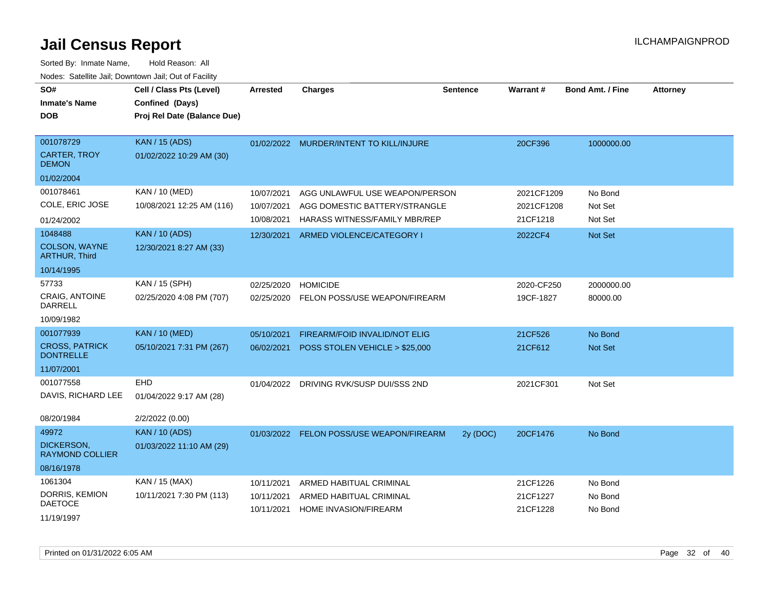# Jail Census Report

Sorted By: Inmate Name, Hold Reason: All

Nodes: Satellite Jail; Downtown Jail; Out of Facility

| SO# / Inmate's Name / DOB | Cell / Class Pts (Level) / Confined (Days) / Proj Rel Date (Balance Due) | Arrested | Charges | Sentence | Warrant # | Bond Amt. / Fine | Attorney |
|---|---|---|---|---|---|---|---|
| 001078729<br>CARTER, TROY DEMON<br>01/02/2004 | KAN / 15 (ADS)<br>01/02/2022 10:29 AM (30) | 01/02/2022 | MURDER/INTENT TO KILL/INJURE | | 20CF396 | 1000000.00 | |
| 001078461<br>COLE, ERIC JOSE<br>01/24/2002 | KAN / 10 (MED)<br>10/08/2021 12:25 AM (116) | 10/07/2021<br>10/07/2021<br>10/08/2021 | AGG UNLAWFUL USE WEAPON/PERSON<br>AGG DOMESTIC BATTERY/STRANGLE<br>HARASS WITNESS/FAMILY MBR/REP | | 2021CF1209<br>2021CF1208<br>21CF1218 | No Bond<br>Not Set<br>Not Set | |
| 1048488<br>COLSON, WAYNE ARTHUR, Third<br>10/14/1995 | KAN / 10 (ADS)<br>12/30/2021 8:27 AM (33) | 12/30/2021 | ARMED VIOLENCE/CATEGORY I | | 2022CF4 | Not Set | |
| 57733<br>CRAIG, ANTOINE DARRELL<br>10/09/1982 | KAN / 15 (SPH)<br>02/25/2020 4:08 PM (707) | 02/25/2020<br>02/25/2020 | HOMICIDE<br>FELON POSS/USE WEAPON/FIREARM | | 2020-CF250<br>19CF-1827 | 2000000.00<br>80000.00 | |
| 001077939<br>CROSS, PATRICK DONTRELLE<br>11/07/2001 | KAN / 10 (MED)<br>05/10/2021 7:31 PM (267) | 05/10/2021<br>06/02/2021 | FIREARM/FOID INVALID/NOT ELIG<br>POSS STOLEN VEHICLE > $25,000 | | 21CF526<br>21CF612 | No Bond<br>Not Set | |
| 001077558<br>DAVIS, RICHARD LEE<br>08/20/1984 | EHD<br>01/04/2022 9:17 AM (28)<br>2/2/2022 (0.00) | 01/04/2022 | DRIVING RVK/SUSP DUI/SSS 2ND | | 2021CF301 | Not Set | |
| 49972<br>DICKERSON, RAYMOND COLLIER<br>08/16/1978 | KAN / 10 (ADS)<br>01/03/2022 11:10 AM (29) | 01/03/2022 | FELON POSS/USE WEAPON/FIREARM | 2y (DOC) | 20CF1476 | No Bond | |
| 1061304<br>DORRIS, KEMION DAETOCE<br>11/19/1997 | KAN / 15 (MAX)<br>10/11/2021 7:30 PM (113) | 10/11/2021<br>10/11/2021<br>10/11/2021 | ARMED HABITUAL CRIMINAL<br>ARMED HABITUAL CRIMINAL<br>HOME INVASION/FIREARM | | 21CF1226<br>21CF1227<br>21CF1228 | No Bond<br>No Bond<br>No Bond | |

Printed on 01/31/2022 6:05 AM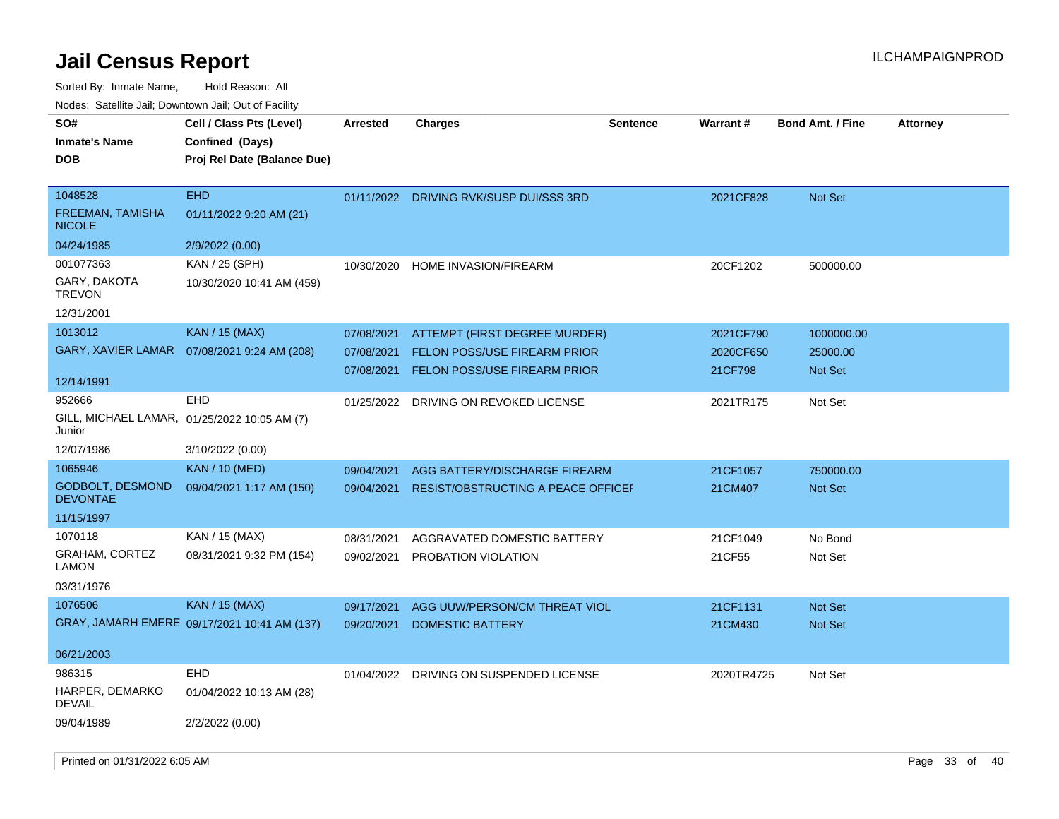# Jail Census Report

Sorted By: Inmate Name, Hold Reason: All

Nodes: Satellite Jail; Downtown Jail; Out of Facility

| SO# / Inmate's Name / DOB | Cell / Class Pts (Level) / Confined (Days) / Proj Rel Date (Balance Due) | Arrested | Charges | Sentence | Warrant # | Bond Amt. / Fine | Attorney |
|---|---|---|---|---|---|---|---|
| 1048528<br>FREEMAN, TAMISHA NICOLE<br>04/24/1985 | EHD<br>01/11/2022 9:20 AM (21)<br>2/9/2022 (0.00) | 01/11/2022 | DRIVING RVK/SUSP DUI/SSS 3RD | | 2021CF828 | Not Set | |
| 001077363<br>GARY, DAKOTA TREVON<br>12/31/2001 | KAN / 25 (SPH)<br>10/30/2020 10:41 AM (459) | 10/30/2020 | HOME INVASION/FIREARM | | 20CF1202 | 500000.00 | |
| 1013012<br>GARY, XAVIER LAMAR<br>12/14/1991 | KAN / 15 (MAX)<br>07/08/2021 9:24 AM (208) | 07/08/2021<br>07/08/2021<br>07/08/2021 | ATTEMPT (FIRST DEGREE MURDER)<br>FELON POSS/USE FIREARM PRIOR<br>FELON POSS/USE FIREARM PRIOR | | 2021CF790<br>2020CF650<br>21CF798 | 1000000.00<br>25000.00<br>Not Set | |
| 952666<br>GILL, MICHAEL LAMAR, Junior<br>12/07/1986 | EHD<br>01/25/2022 10:05 AM (7)<br>3/10/2022 (0.00) | 01/25/2022 | DRIVING ON REVOKED LICENSE | | 2021TR175 | Not Set | |
| 1065946<br>GODBOLT, DESMOND DEVONTAE<br>11/15/1997 | KAN / 10 (MED)<br>09/04/2021 1:17 AM (150) | 09/04/2021<br>09/04/2021 | AGG BATTERY/DISCHARGE FIREARM<br>RESIST/OBSTRUCTING A PEACE OFFICEI | | 21CF1057<br>21CM407 | 750000.00<br>Not Set | |
| 1070118<br>GRAHAM, CORTEZ LAMON<br>03/31/1976 | KAN / 15 (MAX)<br>08/31/2021 9:32 PM (154) | 08/31/2021<br>09/02/2021 | AGGRAVATED DOMESTIC BATTERY<br>PROBATION VIOLATION | | 21CF1049<br>21CF55 | No Bond<br>Not Set | |
| 1076506<br>GRAY, JAMARH EMERE<br>06/21/2003 | KAN / 15 (MAX)<br>09/17/2021 10:41 AM (137) | 09/17/2021<br>09/20/2021 | AGG UUW/PERSON/CM THREAT VIOL<br>DOMESTIC BATTERY | | 21CF1131<br>21CM430 | Not Set<br>Not Set | |
| 986315<br>HARPER, DEMARKO DEVAIL<br>09/04/1989 | EHD<br>01/04/2022 10:13 AM (28)<br>2/2/2022 (0.00) | 01/04/2022 | DRIVING ON SUSPENDED LICENSE | | 2020TR4725 | Not Set | |

Printed on 01/31/2022 6:05 AM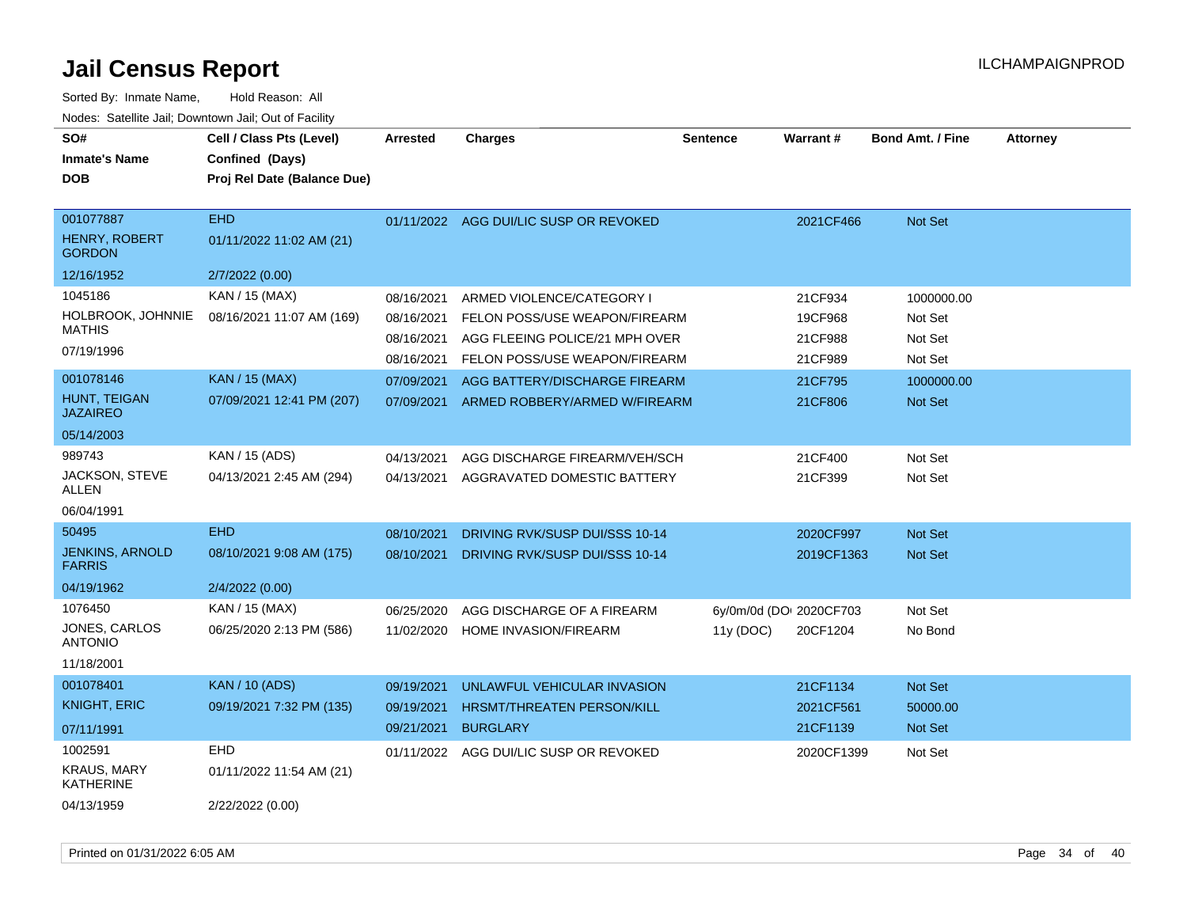# Jail Census Report

Sorted By: Inmate Name, Hold Reason: All

Nodes: Satellite Jail; Downtown Jail; Out of Facility

| SO# / Inmate's Name / DOB | Cell / Class Pts (Level) / Confined (Days) / Proj Rel Date (Balance Due) | Arrested | Charges | Sentence | Warrant # | Bond Amt. / Fine | Attorney |
|---|---|---|---|---|---|---|---|
| 001077887 | EHD | 01/11/2022 | AGG DUI/LIC SUSP OR REVOKED | | 2021CF466 | Not Set | |
| HENRY, ROBERT GORDON | 01/11/2022 11:02 AM (21) | | | | | | |
| 12/16/1952 | 2/7/2022 (0.00) | | | | | | |
| 1045186 | KAN / 15 (MAX) | 08/16/2021 | ARMED VIOLENCE/CATEGORY I | | 21CF934 | 1000000.00 | |
| HOLBROOK, JOHNNIE MATHIS | 08/16/2021 11:07 AM (169) | 08/16/2021 | FELON POSS/USE WEAPON/FIREARM | | 19CF968 | Not Set | |
| 07/19/1996 | | 08/16/2021 | AGG FLEEING POLICE/21 MPH OVER | | 21CF988 | Not Set | |
| | | 08/16/2021 | FELON POSS/USE WEAPON/FIREARM | | 21CF989 | Not Set | |
| 001078146 | KAN / 15 (MAX) | 07/09/2021 | AGG BATTERY/DISCHARGE FIREARM | | 21CF795 | 1000000.00 | |
| HUNT, TEIGAN JAZAIREO | 07/09/2021 12:41 PM (207) | 07/09/2021 | ARMED ROBBERY/ARMED W/FIREARM | | 21CF806 | Not Set | |
| 05/14/2003 | | | | | | | |
| 989743 | KAN / 15 (ADS) | 04/13/2021 | AGG DISCHARGE FIREARM/VEH/SCH | | 21CF400 | Not Set | |
| JACKSON, STEVE ALLEN | 04/13/2021 2:45 AM (294) | 04/13/2021 | AGGRAVATED DOMESTIC BATTERY | | 21CF399 | Not Set | |
| 06/04/1991 | | | | | | | |
| 50495 | EHD | 08/10/2021 | DRIVING RVK/SUSP DUI/SSS 10-14 | | 2020CF997 | Not Set | |
| JENKINS, ARNOLD FARRIS | 08/10/2021 9:08 AM (175) | 08/10/2021 | DRIVING RVK/SUSP DUI/SSS 10-14 | | 2019CF1363 | Not Set | |
| 04/19/1962 | 2/4/2022 (0.00) | | | | | | |
| 1076450 | KAN / 15 (MAX) | 06/25/2020 | AGG DISCHARGE OF A FIREARM | 6y/0m/0d (DO | 2020CF703 | Not Set | |
| JONES, CARLOS ANTONIO | 06/25/2020 2:13 PM (586) | 11/02/2020 | HOME INVASION/FIREARM | 11y (DOC) | 20CF1204 | No Bond | |
| 11/18/2001 | | | | | | | |
| 001078401 | KAN / 10 (ADS) | 09/19/2021 | UNLAWFUL VEHICULAR INVASION | | 21CF1134 | Not Set | |
| KNIGHT, ERIC | 09/19/2021 7:32 PM (135) | 09/19/2021 | HRSMT/THREATEN PERSON/KILL | | 2021CF561 | 50000.00 | |
| 07/11/1991 | | 09/21/2021 | BURGLARY | | 21CF1139 | Not Set | |
| 1002591 | EHD | 01/11/2022 | AGG DUI/LIC SUSP OR REVOKED | | 2020CF1399 | Not Set | |
| KRAUS, MARY KATHERINE | 01/11/2022 11:54 AM (21) | | | | | | |
| 04/13/1959 | 2/22/2022 (0.00) | | | | | | |

Printed on 01/31/2022 6:05 AM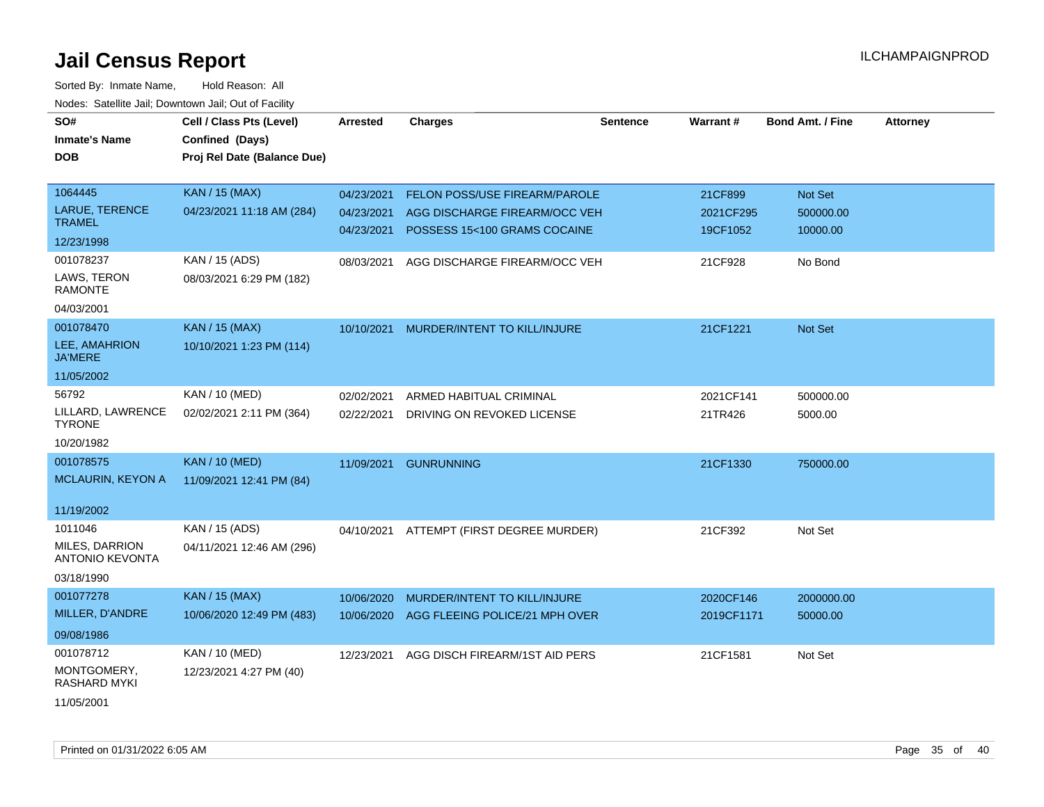# Jail Census Report

ILCHAMPAIGNPROD

Sorted By: Inmate Name, Hold Reason: All

Nodes: Satellite Jail; Downtown Jail; Out of Facility

| SO# / Inmate's Name / DOB | Cell / Class Pts (Level) / Confined (Days) / Proj Rel Date (Balance Due) | Arrested | Charges | Sentence | Warrant # | Bond Amt. / Fine | Attorney |
|---|---|---|---|---|---|---|---|
| 1064445<br>LARUE, TERENCE TRAMEL<br>12/23/1998 | KAN / 15 (MAX)<br>04/23/2021 11:18 AM (284) | 04/23/2021<br>04/23/2021<br>04/23/2021 | FELON POSS/USE FIREARM/PAROLE<br>AGG DISCHARGE FIREARM/OCC VEH<br>POSSESS 15<100 GRAMS COCAINE | | 21CF899<br>2021CF295<br>19CF1052 | Not Set<br>500000.00<br>10000.00 | |
| 001078237<br>LAWS, TERON RAMONTE<br>04/03/2001 | KAN / 15 (ADS)<br>08/03/2021 6:29 PM (182) | 08/03/2021 | AGG DISCHARGE FIREARM/OCC VEH | | 21CF928 | No Bond | |
| 001078470<br>LEE, AMAHRION JA'MERE<br>11/05/2002 | KAN / 15 (MAX)<br>10/10/2021 1:23 PM (114) | 10/10/2021 | MURDER/INTENT TO KILL/INJURE | | 21CF1221 | Not Set | |
| 56792<br>LILLARD, LAWRENCE TYRONE<br>10/20/1982 | KAN / 10 (MED)<br>02/02/2021 2:11 PM (364) | 02/02/2021<br>02/22/2021 | ARMED HABITUAL CRIMINAL<br>DRIVING ON REVOKED LICENSE | | 2021CF141<br>21TR426 | 500000.00<br>5000.00 | |
| 001078575<br>MCLAURIN, KEYON A<br>11/19/2002 | KAN / 10 (MED)<br>11/09/2021 12:41 PM (84) | 11/09/2021 | GUNRUNNING | | 21CF1330 | 750000.00 | |
| 1011046<br>MILES, DARRION ANTONIO KEVONTA<br>03/18/1990 | KAN / 15 (ADS)<br>04/11/2021 12:46 AM (296) | 04/10/2021 | ATTEMPT (FIRST DEGREE MURDER) | | 21CF392 | Not Set | |
| 001077278<br>MILLER, D'ANDRE<br>09/08/1986 | KAN / 15 (MAX)<br>10/06/2020 12:49 PM (483) | 10/06/2020<br>10/06/2020 | MURDER/INTENT TO KILL/INJURE<br>AGG FLEEING POLICE/21 MPH OVER | | 2020CF146<br>2019CF1171 | 2000000.00<br>50000.00 | |
| 001078712<br>MONTGOMERY, RASHARD MYKI<br>11/05/2001 | KAN / 10 (MED)<br>12/23/2021 4:27 PM (40) | 12/23/2021 | AGG DISCH FIREARM/1ST AID PERS | | 21CF1581 | Not Set | |

Printed on 01/31/2022 6:05 AM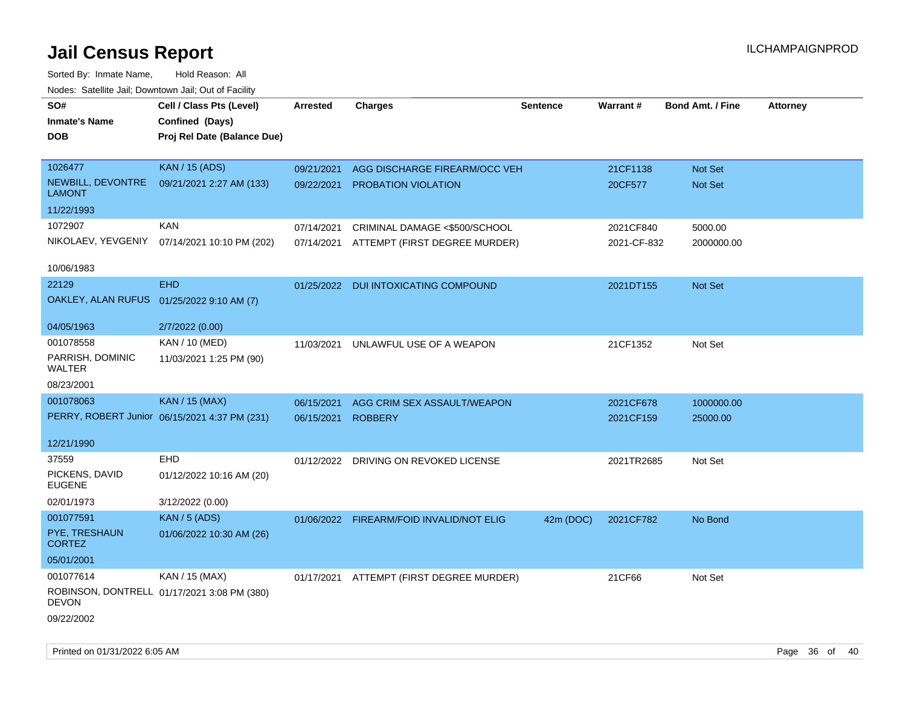# Jail Census Report

Sorted By: Inmate Name, Hold Reason: All

Nodes: Satellite Jail; Downtown Jail; Out of Facility

| SO# / Inmate's Name / DOB | Cell / Class Pts (Level) / Confined (Days) / Proj Rel Date (Balance Due) | Arrested | Charges | Sentence | Warrant # | Bond Amt. / Fine | Attorney |
|---|---|---|---|---|---|---|---|
| 1026477 NEWBILL, DEVONTRE LAMONT 11/22/1993 | KAN / 15 (ADS) 09/21/2021 2:27 AM (133) | 09/21/2021 | AGG DISCHARGE FIREARM/OCC VEH | | 21CF1138 | Not Set | |
| | | 09/22/2021 | PROBATION VIOLATION | | 20CF577 | Not Set | |
| 1072907 NIKOLAEV, YEVGENIY 10/06/1983 | KAN 07/14/2021 10:10 PM (202) | 07/14/2021 | CRIMINAL DAMAGE <$500/SCHOOL | | 2021CF840 | 5000.00 | |
| | | 07/14/2021 | ATTEMPT (FIRST DEGREE MURDER) | | 2021-CF-832 | 2000000.00 | |
| 22129 OAKLEY, ALAN RUFUS 04/05/1963 | EHD 01/25/2022 9:10 AM (7) 2/7/2022 (0.00) | 01/25/2022 | DUI INTOXICATING COMPOUND | | 2021DT155 | Not Set | |
| 001078558 PARRISH, DOMINIC WALTER 08/23/2001 | KAN / 10 (MED) 11/03/2021 1:25 PM (90) | 11/03/2021 | UNLAWFUL USE OF A WEAPON | | 21CF1352 | Not Set | |
| 001078063 PERRY, ROBERT Junior 12/21/1990 | KAN / 15 (MAX) 06/15/2021 4:37 PM (231) | 06/15/2021 | AGG CRIM SEX ASSAULT/WEAPON | | 2021CF678 | 1000000.00 | |
| | | 06/15/2021 | ROBBERY | | 2021CF159 | 25000.00 | |
| 37559 PICKENS, DAVID EUGENE 02/01/1973 | EHD 01/12/2022 10:16 AM (20) 3/12/2022 (0.00) | 01/12/2022 | DRIVING ON REVOKED LICENSE | | 2021TR2685 | Not Set | |
| 001077591 PYE, TRESHAUN CORTEZ 05/01/2001 | KAN / 5 (ADS) 01/06/2022 10:30 AM (26) | 01/06/2022 | FIREARM/FOID INVALID/NOT ELIG | 42m (DOC) | 2021CF782 | No Bond | |
| 001077614 ROBINSON, DONTRELL DEVON 09/22/2002 | KAN / 15 (MAX) 01/17/2021 3:08 PM (380) | 01/17/2021 | ATTEMPT (FIRST DEGREE MURDER) | | 21CF66 | Not Set | |

Printed on 01/31/2022 6:05 AM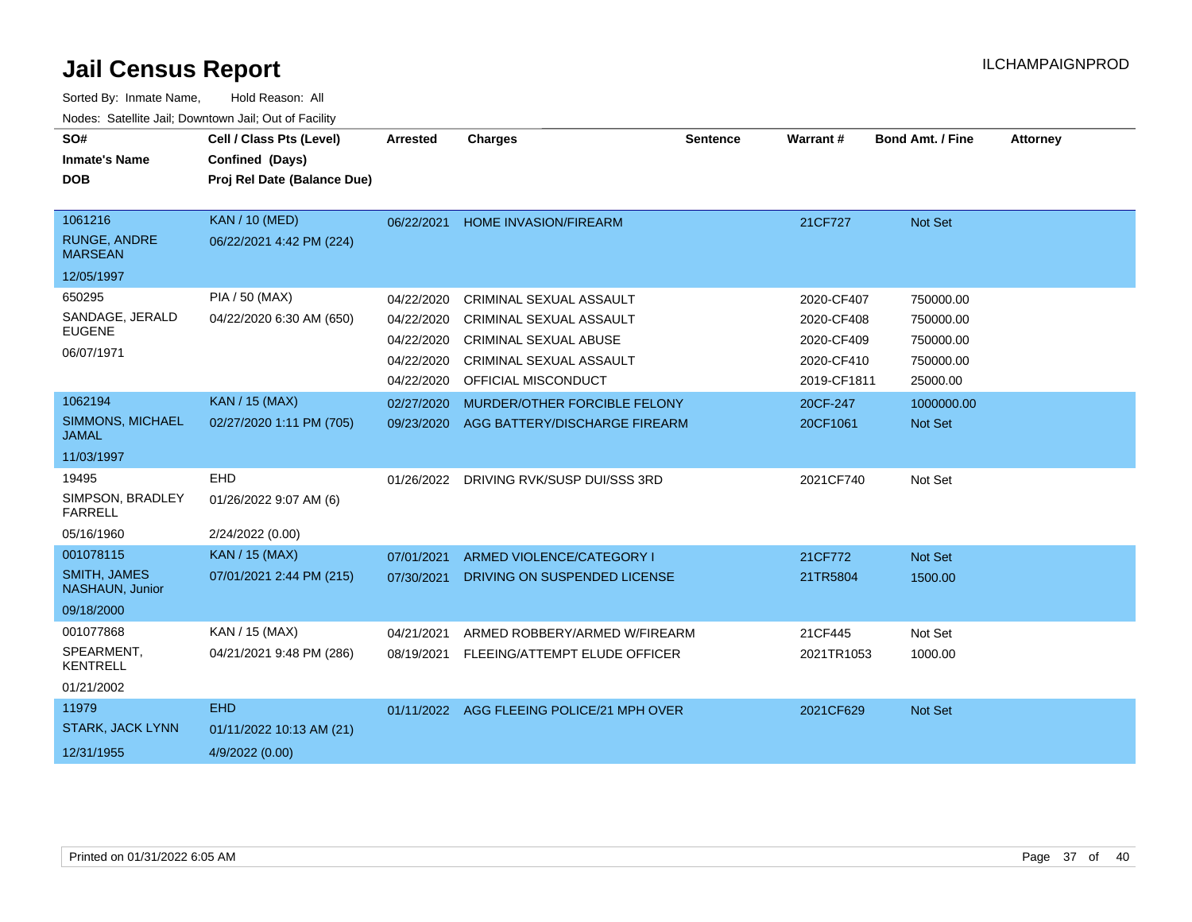# Jail Census Report

ILCHAMPAIGNPROD

Sorted By: Inmate Name, Hold Reason: All

Nodes: Satellite Jail; Downtown Jail; Out of Facility

| SO# / Inmate's Name / DOB | Cell / Class Pts (Level) / Confined (Days) / Proj Rel Date (Balance Due) | Arrested | Charges | Sentence | Warrant # | Bond Amt. / Fine | Attorney |
|---|---|---|---|---|---|---|---|
| 1061216<br>RUNGE, ANDRE MARSEAN<br>12/05/1997 | KAN / 10 (MED)<br>06/22/2021 4:42 PM (224) | 06/22/2021 | HOME INVASION/FIREARM | | 21CF727 | Not Set | |
| 650295<br>SANDAGE, JERALD EUGENE<br>06/07/1971 | PIA / 50 (MAX)<br>04/22/2020 6:30 AM (650) | 04/22/2020<br>04/22/2020<br>04/22/2020<br>04/22/2020<br>04/22/2020 | CRIMINAL SEXUAL ASSAULT<br>CRIMINAL SEXUAL ASSAULT<br>CRIMINAL SEXUAL ABUSE<br>CRIMINAL SEXUAL ASSAULT<br>OFFICIAL MISCONDUCT | | 2020-CF407<br>2020-CF408<br>2020-CF409<br>2020-CF410<br>2019-CF1811 | 750000.00<br>750000.00<br>750000.00<br>750000.00<br>25000.00 | |
| 1062194<br>SIMMONS, MICHAEL JAMAL<br>11/03/1997 | KAN / 15 (MAX)<br>02/27/2020 1:11 PM (705) | 02/27/2020<br>09/23/2020 | MURDER/OTHER FORCIBLE FELONY<br>AGG BATTERY/DISCHARGE FIREARM | | 20CF-247<br>20CF1061 | 1000000.00<br>Not Set | |
| 19495<br>SIMPSON, BRADLEY FARRELL<br>05/16/1960 | EHD<br>01/26/2022 9:07 AM (6)<br>2/24/2022 (0.00) | 01/26/2022 | DRIVING RVK/SUSP DUI/SSS 3RD | | 2021CF740 | Not Set | |
| 001078115<br>SMITH, JAMES NASHAUN, Junior<br>09/18/2000 | KAN / 15 (MAX)<br>07/01/2021 2:44 PM (215) | 07/01/2021<br>07/30/2021 | ARMED VIOLENCE/CATEGORY I<br>DRIVING ON SUSPENDED LICENSE | | 21CF772<br>21TR5804 | Not Set<br>1500.00 | |
| 001077868<br>SPEARMENT, KENTRELL<br>01/21/2002 | KAN / 15 (MAX)<br>04/21/2021 9:48 PM (286) | 04/21/2021<br>08/19/2021 | ARMED ROBBERY/ARMED W/FIREARM<br>FLEEING/ATTEMPT ELUDE OFFICER | | 21CF445<br>2021TR1053 | Not Set<br>1000.00 | |
| 11979<br>STARK, JACK LYNN<br>12/31/1955 | EHD<br>01/11/2022 10:13 AM (21)<br>4/9/2022 (0.00) | 01/11/2022 | AGG FLEEING POLICE/21 MPH OVER | | 2021CF629 | Not Set | |

Printed on 01/31/2022 6:05 AM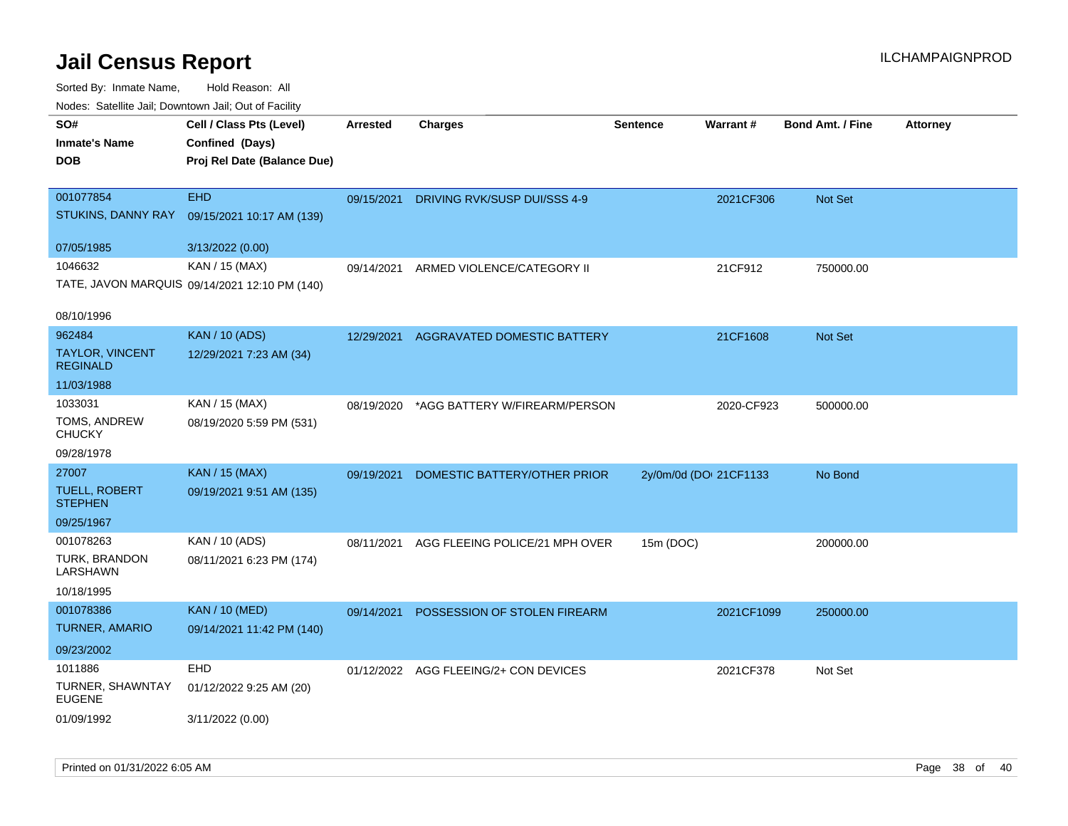# Jail Census Report

ILCHAMPAIGNPROD

Sorted By: Inmate Name, Hold Reason: All

Nodes: Satellite Jail; Downtown Jail; Out of Facility

| SO# / Inmate's Name / DOB | Cell / Class Pts (Level) / Confined (Days) / Proj Rel Date (Balance Due) | Arrested | Charges | Sentence | Warrant # | Bond Amt. / Fine | Attorney |
|---|---|---|---|---|---|---|---|
| 001077854<br>STUKINS, DANNY RAY<br>07/05/1985 | EHD<br>09/15/2021 10:17 AM (139)<br>3/13/2022 (0.00) | 09/15/2021 | DRIVING RVK/SUSP DUI/SSS 4-9 | | 2021CF306 | Not Set | |
| 1046632<br>TATE, JAVON MARQUIS<br>08/10/1996 | KAN / 15 (MAX)<br>09/14/2021 12:10 PM (140) | 09/14/2021 | ARMED VIOLENCE/CATEGORY II | | 21CF912 | 750000.00 | |
| 962484<br>TAYLOR, VINCENT REGINALD<br>11/03/1988 | KAN / 10 (ADS)<br>12/29/2021 7:23 AM (34) | 12/29/2021 | AGGRAVATED DOMESTIC BATTERY | | 21CF1608 | Not Set | |
| 1033031<br>TOMS, ANDREW CHUCKY<br>09/28/1978 | KAN / 15 (MAX)<br>08/19/2020 5:59 PM (531) | 08/19/2020 | *AGG BATTERY W/FIREARM/PERSON | | 2020-CF923 | 500000.00 | |
| 27007<br>TUELL, ROBERT STEPHEN<br>09/25/1967 | KAN / 15 (MAX)<br>09/19/2021 9:51 AM (135) | 09/19/2021 | DOMESTIC BATTERY/OTHER PRIOR | 2y/0m/0d (DO | 21CF1133 | No Bond | |
| 001078263<br>TURK, BRANDON LARSHAWN<br>10/18/1995 | KAN / 10 (ADS)<br>08/11/2021 6:23 PM (174) | 08/11/2021 | AGG FLEEING POLICE/21 MPH OVER | 15m (DOC) | | 200000.00 | |
| 001078386<br>TURNER, AMARIO<br>09/23/2002 | KAN / 10 (MED)<br>09/14/2021 11:42 PM (140) | 09/14/2021 | POSSESSION OF STOLEN FIREARM | | 2021CF1099 | 250000.00 | |
| 1011886<br>TURNER, SHAWNTAY EUGENE<br>01/09/1992 | EHD<br>01/12/2022 9:25 AM (20)<br>3/11/2022 (0.00) | 01/12/2022 | AGG FLEEING/2+ CON DEVICES | | 2021CF378 | Not Set | |

Printed on 01/31/2022 6:05 AM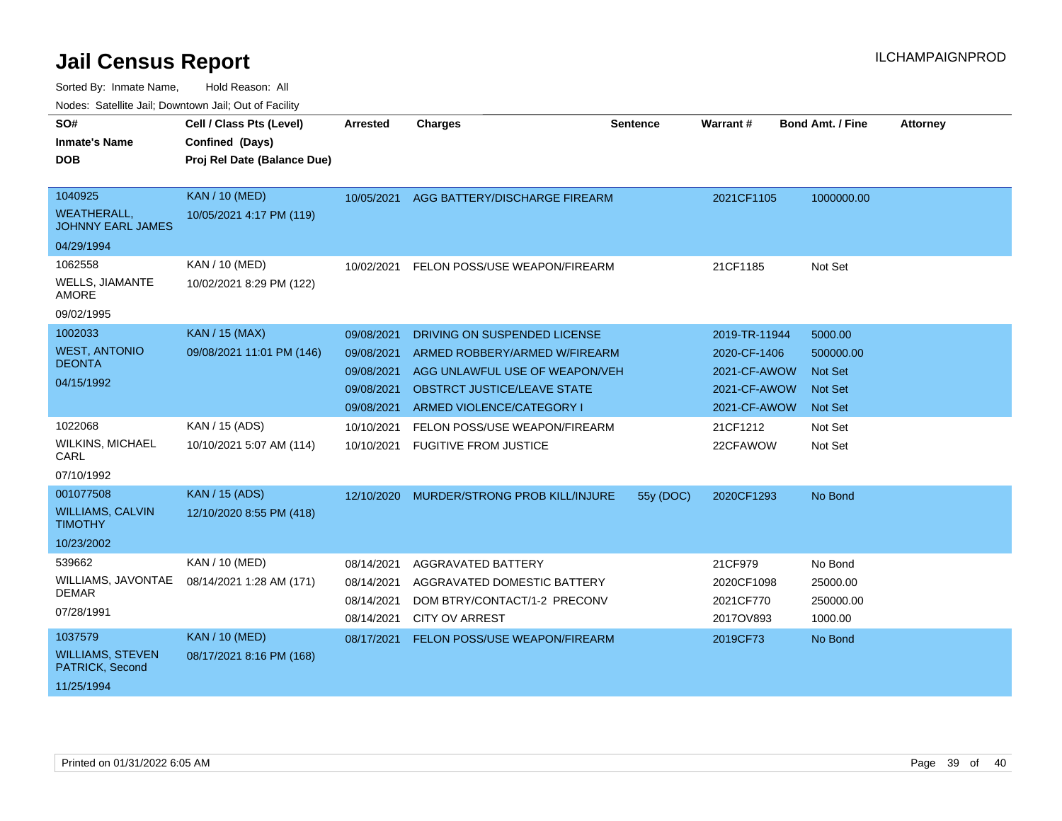# Jail Census Report

ILCHAMPAIGNPROD

Sorted By: Inmate Name, Hold Reason: All

Nodes: Satellite Jail; Downtown Jail; Out of Facility

| SO# / Inmate's Name / DOB | Cell / Class Pts (Level) / Confined (Days) / Proj Rel Date (Balance Due) | Arrested | Charges | Sentence | Warrant # | Bond Amt. / Fine | Attorney |
|---|---|---|---|---|---|---|---|
| 1040925 WEATHERALL, JOHNNY EARL JAMES 04/29/1994 | KAN / 10 (MED) 10/05/2021 4:17 PM (119) | 10/05/2021 | AGG BATTERY/DISCHARGE FIREARM | | 2021CF1105 | 1000000.00 | |
| 1062558 WELLS, JIAMANTE AMORE 09/02/1995 | KAN / 10 (MED) 10/02/2021 8:29 PM (122) | 10/02/2021 | FELON POSS/USE WEAPON/FIREARM | | 21CF1185 | Not Set | |
| 1002033 WEST, ANTONIO DEONTA 04/15/1992 | KAN / 15 (MAX) 09/08/2021 11:01 PM (146) | 09/08/2021 | DRIVING ON SUSPENDED LICENSE | | 2019-TR-11944 | 5000.00 | |
| | | 09/08/2021 | ARMED ROBBERY/ARMED W/FIREARM | | 2020-CF-1406 | 500000.00 | |
| | | 09/08/2021 | AGG UNLAWFUL USE OF WEAPON/VEH | | 2021-CF-AWOW | Not Set | |
| | | 09/08/2021 | OBSTRCT JUSTICE/LEAVE STATE | | 2021-CF-AWOW | Not Set | |
| | | 09/08/2021 | ARMED VIOLENCE/CATEGORY I | | 2021-CF-AWOW | Not Set | |
| 1022068 WILKINS, MICHAEL CARL 07/10/1992 | KAN / 15 (ADS) 10/10/2021 5:07 AM (114) | 10/10/2021 | FELON POSS/USE WEAPON/FIREARM | | 21CF1212 | Not Set | |
| | | 10/10/2021 | FUGITIVE FROM JUSTICE | | 22CFAWOW | Not Set | |
| 001077508 WILLIAMS, CALVIN TIMOTHY 10/23/2002 | KAN / 15 (ADS) 12/10/2020 8:55 PM (418) | 12/10/2020 | MURDER/STRONG PROB KILL/INJURE | 55y (DOC) | 2020CF1293 | No Bond | |
| 539662 WILLIAMS, JAVONTAE DEMAR 07/28/1991 | KAN / 10 (MED) 08/14/2021 1:28 AM (171) | 08/14/2021 | AGGRAVATED BATTERY | | 21CF979 | No Bond | |
| | | 08/14/2021 | AGGRAVATED DOMESTIC BATTERY | | 2020CF1098 | 25000.00 | |
| | | 08/14/2021 | DOM BTRY/CONTACT/1-2 PRECONV | | 2021CF770 | 250000.00 | |
| | | 08/14/2021 | CITY OV ARREST | | 2017OV893 | 1000.00 | |
| 1037579 WILLIAMS, STEVEN PATRICK, Second 11/25/1994 | KAN / 10 (MED) 08/17/2021 8:16 PM (168) | 08/17/2021 | FELON POSS/USE WEAPON/FIREARM | | 2019CF73 | No Bond | |

Printed on 01/31/2022 6:05 AM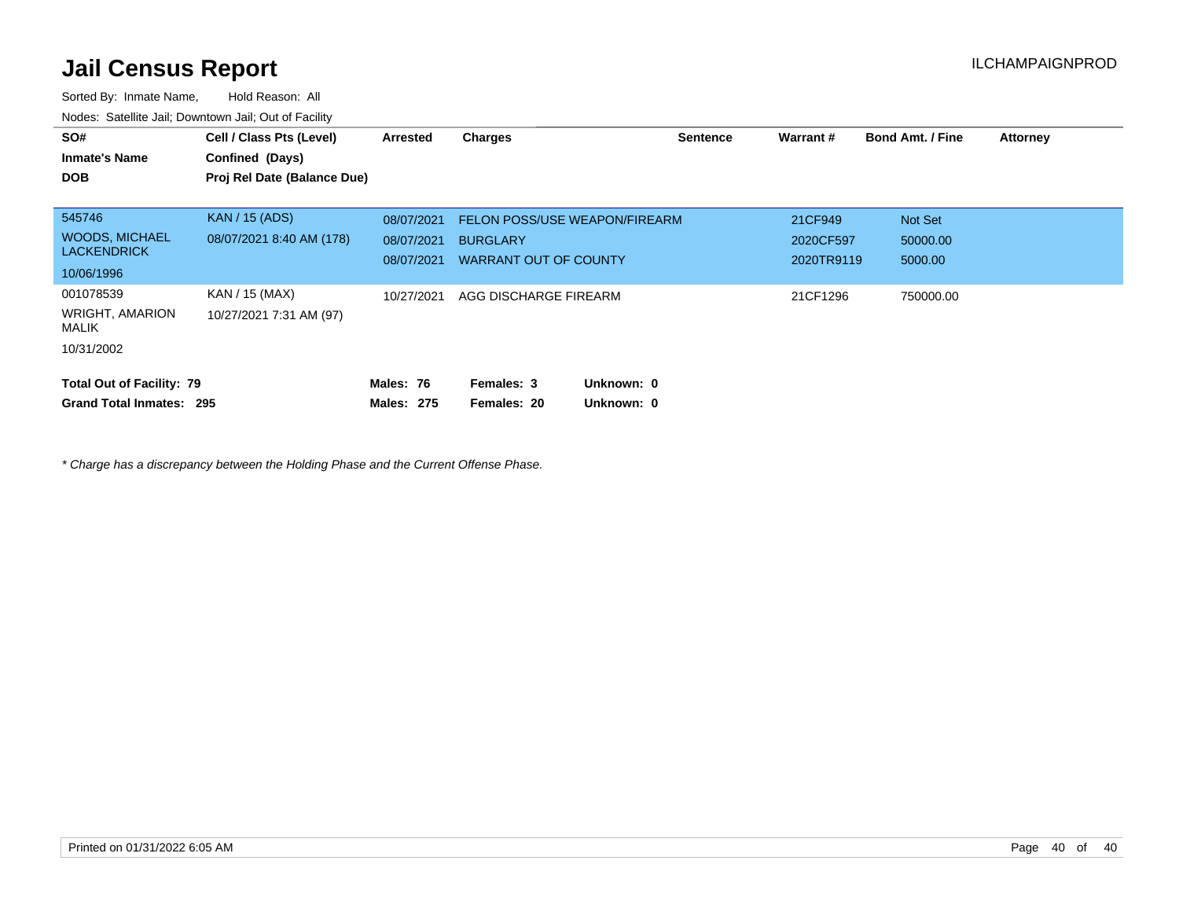# Jail Census Report

ILCHAMPAIGNPROD

Sorted By: Inmate Name, Hold Reason: All

Nodes: Satellite Jail; Downtown Jail; Out of Facility

| SO# / Inmate's Name / DOB | Cell / Class Pts (Level) / Confined (Days) / Proj Rel Date (Balance Due) | Arrested | Charges | Sentence | Warrant # | Bond Amt. / Fine | Attorney |
|---|---|---|---|---|---|---|---|
| 545746 | KAN / 15 (ADS) | 08/07/2021 | FELON POSS/USE WEAPON/FIREARM | | 21CF949 | Not Set | |
| WOODS, MICHAEL LACKENDRICK | 08/07/2021 8:40 AM (178) | 08/07/2021 | BURGLARY | | 2020CF597 | 50000.00 | |
| 10/06/1996 | | 08/07/2021 | WARRANT OUT OF COUNTY | | 2020TR9119 | 5000.00 | |
| 001078539 | KAN / 15 (MAX) | 10/27/2021 | AGG DISCHARGE FIREARM | | 21CF1296 | 750000.00 | |
| WRIGHT, AMARION MALIK | 10/27/2021 7:31 AM (97) | | | | | | |
| 10/31/2002 | | | | | | | |

| | | | |
|---|---|---|---|
| **Total Out of Facility: 79** | **Males: 76** | **Females: 3** | **Unknown: 0** |
| **Grand Total Inmates: 295** | **Males: 275** | **Females: 20** | **Unknown: 0** |

*\* Charge has a discrepancy between the Holding Phase and the Current Offense Phase.*

Printed on 01/31/2022 6:05 AM